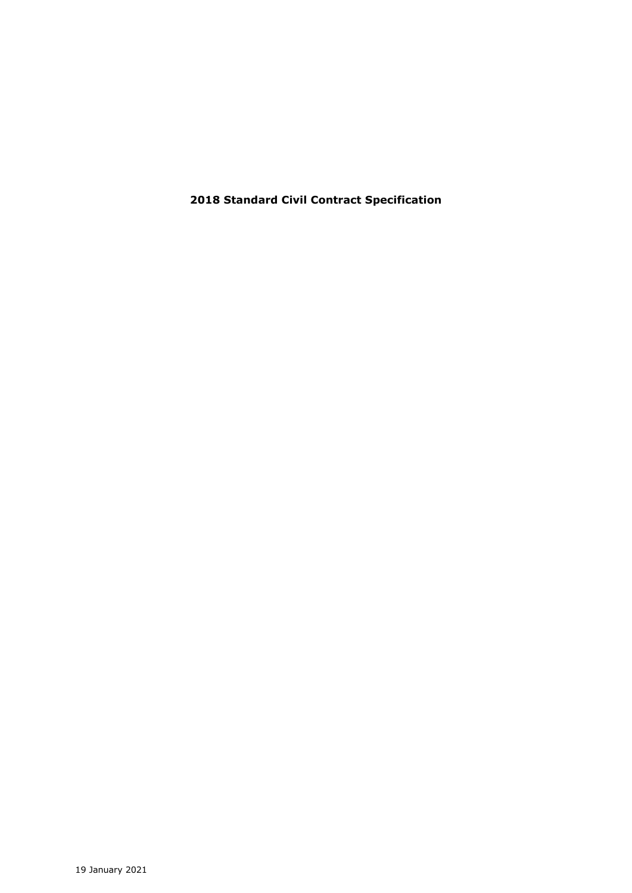# 2018 Standard Civil Contract Specification

19 January 2021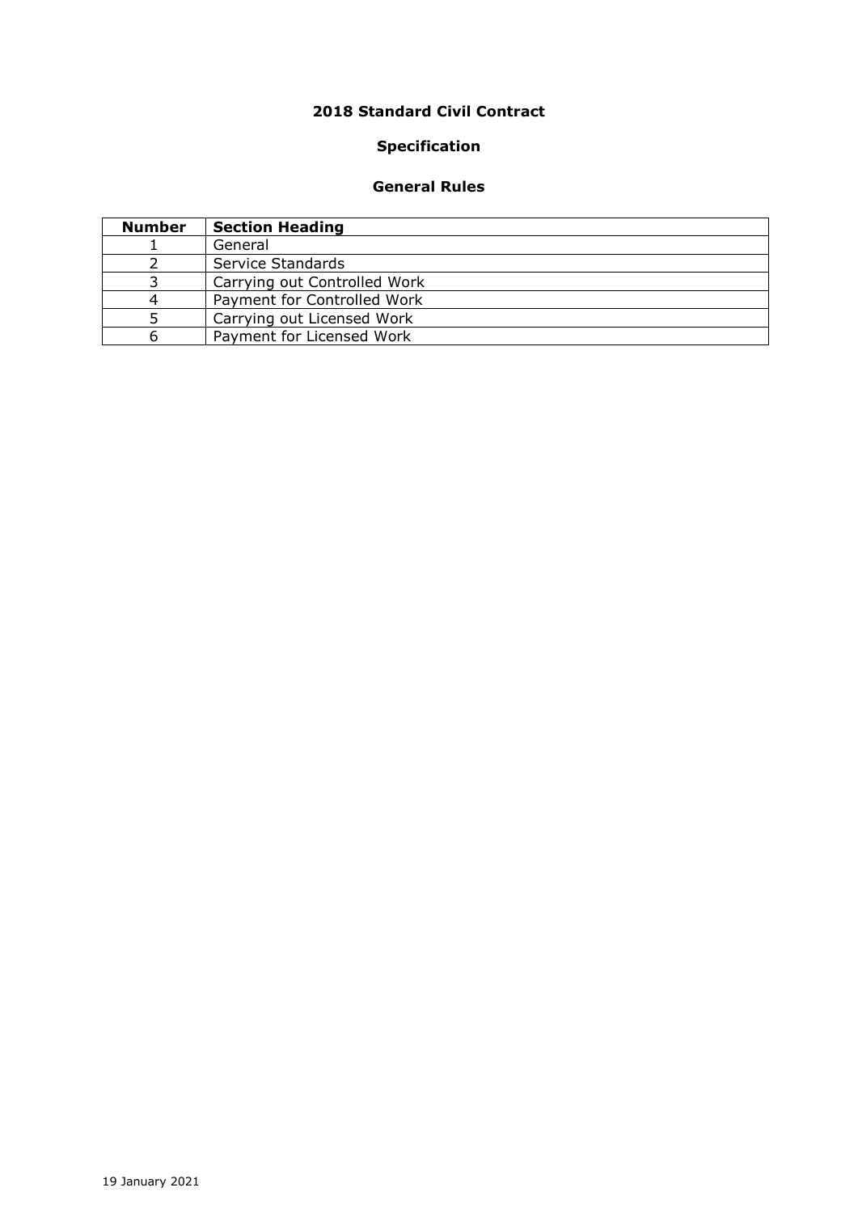# 2018 Standard Civil Contract

## Specification

### General Rules

| Number | Section Heading |
|---|---|
| 1 | General |
| 2 | Service Standards |
| 3 | Carrying out Controlled Work |
| 4 | Payment for Controlled Work |
| 5 | Carrying out Licensed Work |
| 6 | Payment for Licensed Work |

19 January 2021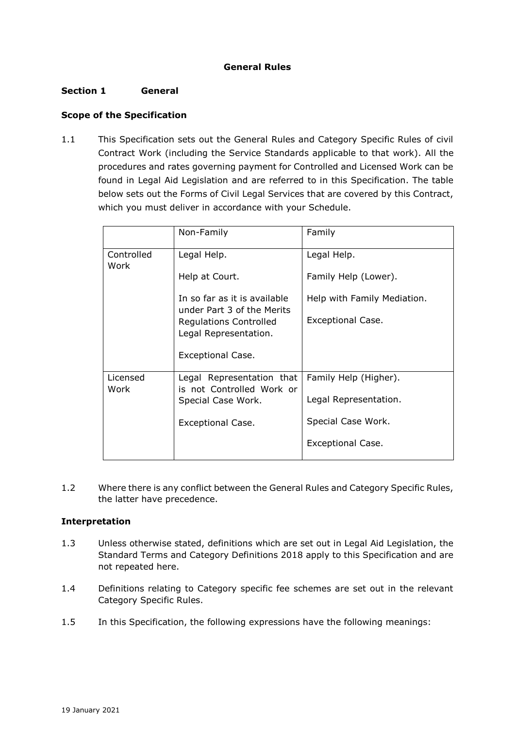# General Rules

## Section 1 General

### Scope of the Specification

1.1 This Specification sets out the General Rules and Category Specific Rules of civil Contract Work (including the Service Standards applicable to that work). All the procedures and rates governing payment for Controlled and Licensed Work can be found in Legal Aid Legislation and are referred to in this Specification. The table below sets out the Forms of Civil Legal Services that are covered by this Contract, which you must deliver in accordance with your Schedule.

| | Non-Family | Family |
|---|---|---|
| Controlled Work | Legal Help.<br><br>Help at Court.<br><br>In so far as it is available under Part 3 of the Merits Regulations Controlled Legal Representation.<br><br>Exceptional Case. | Legal Help.<br><br>Family Help (Lower).<br><br>Help with Family Mediation.<br><br>Exceptional Case. |
| Licensed Work | Legal Representation that is not Controlled Work or Special Case Work.<br><br>Exceptional Case. | Family Help (Higher).<br><br>Legal Representation.<br><br>Special Case Work.<br><br>Exceptional Case. |

1.2 Where there is any conflict between the General Rules and Category Specific Rules, the latter have precedence.

### Interpretation

1.3 Unless otherwise stated, definitions which are set out in Legal Aid Legislation, the Standard Terms and Category Definitions 2018 apply to this Specification and are not repeated here.

1.4 Definitions relating to Category specific fee schemes are set out in the relevant Category Specific Rules.

1.5 In this Specification, the following expressions have the following meanings: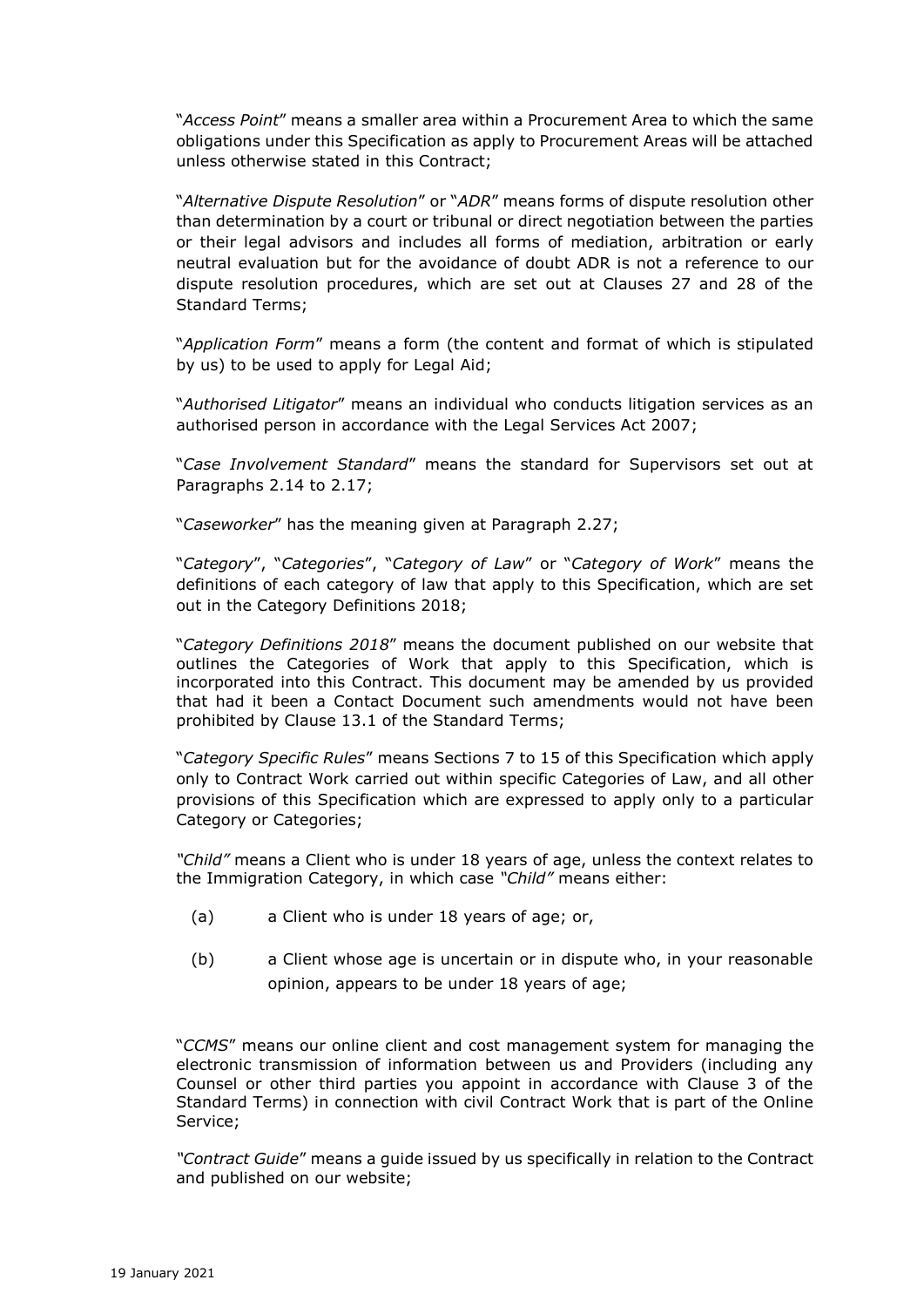"*Access Point*" means a smaller area within a Procurement Area to which the same obligations under this Specification as apply to Procurement Areas will be attached unless otherwise stated in this Contract;

"*Alternative Dispute Resolution*" or "*ADR*" means forms of dispute resolution other than determination by a court or tribunal or direct negotiation between the parties or their legal advisors and includes all forms of mediation, arbitration or early neutral evaluation but for the avoidance of doubt ADR is not a reference to our dispute resolution procedures, which are set out at Clauses 27 and 28 of the Standard Terms;

"*Application Form*" means a form (the content and format of which is stipulated by us) to be used to apply for Legal Aid;

"*Authorised Litigator*" means an individual who conducts litigation services as an authorised person in accordance with the Legal Services Act 2007;

"*Case Involvement Standard*" means the standard for Supervisors set out at Paragraphs 2.14 to 2.17;

"*Caseworker*" has the meaning given at Paragraph 2.27;

"*Category*", "*Categories*", "*Category of Law*" or "*Category of Work*" means the definitions of each category of law that apply to this Specification, which are set out in the Category Definitions 2018;

"*Category Definitions 2018*" means the document published on our website that outlines the Categories of Work that apply to this Specification, which is incorporated into this Contract. This document may be amended by us provided that had it been a Contact Document such amendments would not have been prohibited by Clause 13.1 of the Standard Terms;

"*Category Specific Rules*" means Sections 7 to 15 of this Specification which apply only to Contract Work carried out within specific Categories of Law, and all other provisions of this Specification which are expressed to apply only to a particular Category or Categories;

*"Child"* means a Client who is under 18 years of age, unless the context relates to the Immigration Category, in which case *"Child"* means either:

(a) a Client who is under 18 years of age; or,

(b) a Client whose age is uncertain or in dispute who, in your reasonable opinion, appears to be under 18 years of age;

"*CCMS*" means our online client and cost management system for managing the electronic transmission of information between us and Providers (including any Counsel or other third parties you appoint in accordance with Clause 3 of the Standard Terms) in connection with civil Contract Work that is part of the Online Service;

*"Contract Guide*" means a guide issued by us specifically in relation to the Contract and published on our website;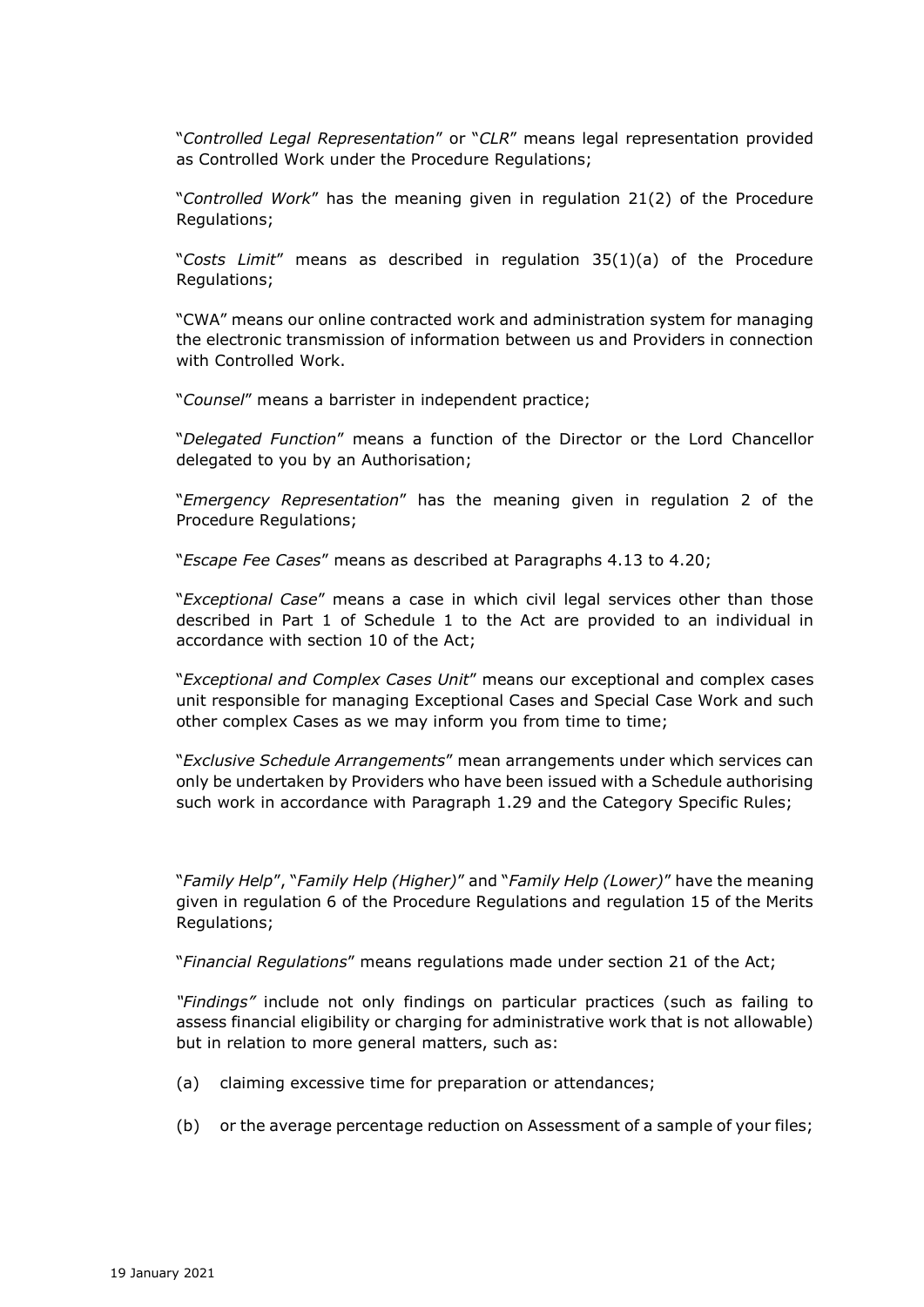"*Controlled Legal Representation*" or "*CLR*" means legal representation provided as Controlled Work under the Procedure Regulations;

"*Controlled Work*" has the meaning given in regulation 21(2) of the Procedure Regulations;

"*Costs Limit*" means as described in regulation 35(1)(a) of the Procedure Regulations;

"CWA" means our online contracted work and administration system for managing the electronic transmission of information between us and Providers in connection with Controlled Work.

"*Counsel*" means a barrister in independent practice;

"*Delegated Function*" means a function of the Director or the Lord Chancellor delegated to you by an Authorisation;

"*Emergency Representation*" has the meaning given in regulation 2 of the Procedure Regulations;

"*Escape Fee Cases*" means as described at Paragraphs 4.13 to 4.20;

"*Exceptional Case*" means a case in which civil legal services other than those described in Part 1 of Schedule 1 to the Act are provided to an individual in accordance with section 10 of the Act;

"*Exceptional and Complex Cases Unit*" means our exceptional and complex cases unit responsible for managing Exceptional Cases and Special Case Work and such other complex Cases as we may inform you from time to time;

"*Exclusive Schedule Arrangements*" mean arrangements under which services can only be undertaken by Providers who have been issued with a Schedule authorising such work in accordance with Paragraph 1.29 and the Category Specific Rules;

"*Family Help*", "*Family Help (Higher)*" and "*Family Help (Lower)*" have the meaning given in regulation 6 of the Procedure Regulations and regulation 15 of the Merits Regulations;

"*Financial Regulations*" means regulations made under section 21 of the Act;

*"Findings"* include not only findings on particular practices (such as failing to assess financial eligibility or charging for administrative work that is not allowable) but in relation to more general matters, such as:

(a) claiming excessive time for preparation or attendances;

(b) or the average percentage reduction on Assessment of a sample of your files;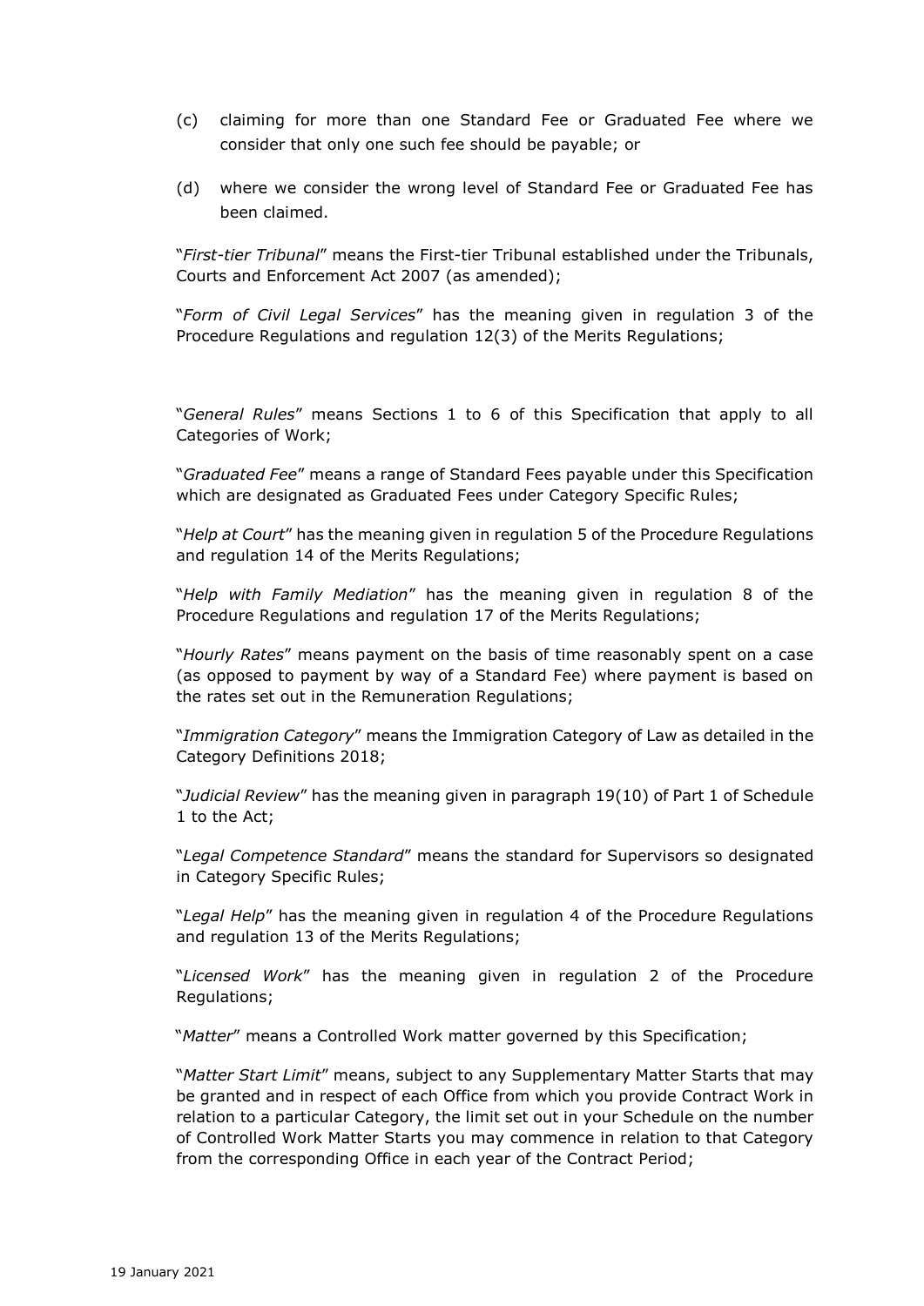(c) claiming for more than one Standard Fee or Graduated Fee where we consider that only one such fee should be payable; or

(d) where we consider the wrong level of Standard Fee or Graduated Fee has been claimed.

"*First-tier Tribunal*" means the First-tier Tribunal established under the Tribunals, Courts and Enforcement Act 2007 (as amended);

"*Form of Civil Legal Services*" has the meaning given in regulation 3 of the Procedure Regulations and regulation 12(3) of the Merits Regulations;

"*General Rules*" means Sections 1 to 6 of this Specification that apply to all Categories of Work;

"*Graduated Fee*" means a range of Standard Fees payable under this Specification which are designated as Graduated Fees under Category Specific Rules;

"*Help at Court*" has the meaning given in regulation 5 of the Procedure Regulations and regulation 14 of the Merits Regulations;

"*Help with Family Mediation*" has the meaning given in regulation 8 of the Procedure Regulations and regulation 17 of the Merits Regulations;

"*Hourly Rates*" means payment on the basis of time reasonably spent on a case (as opposed to payment by way of a Standard Fee) where payment is based on the rates set out in the Remuneration Regulations;

"*Immigration Category*" means the Immigration Category of Law as detailed in the Category Definitions 2018;

"*Judicial Review*" has the meaning given in paragraph 19(10) of Part 1 of Schedule 1 to the Act;

"*Legal Competence Standard*" means the standard for Supervisors so designated in Category Specific Rules;

"*Legal Help*" has the meaning given in regulation 4 of the Procedure Regulations and regulation 13 of the Merits Regulations;

"*Licensed Work*" has the meaning given in regulation 2 of the Procedure Regulations;

"*Matter*" means a Controlled Work matter governed by this Specification;

"*Matter Start Limit*" means, subject to any Supplementary Matter Starts that may be granted and in respect of each Office from which you provide Contract Work in relation to a particular Category, the limit set out in your Schedule on the number of Controlled Work Matter Starts you may commence in relation to that Category from the corresponding Office in each year of the Contract Period;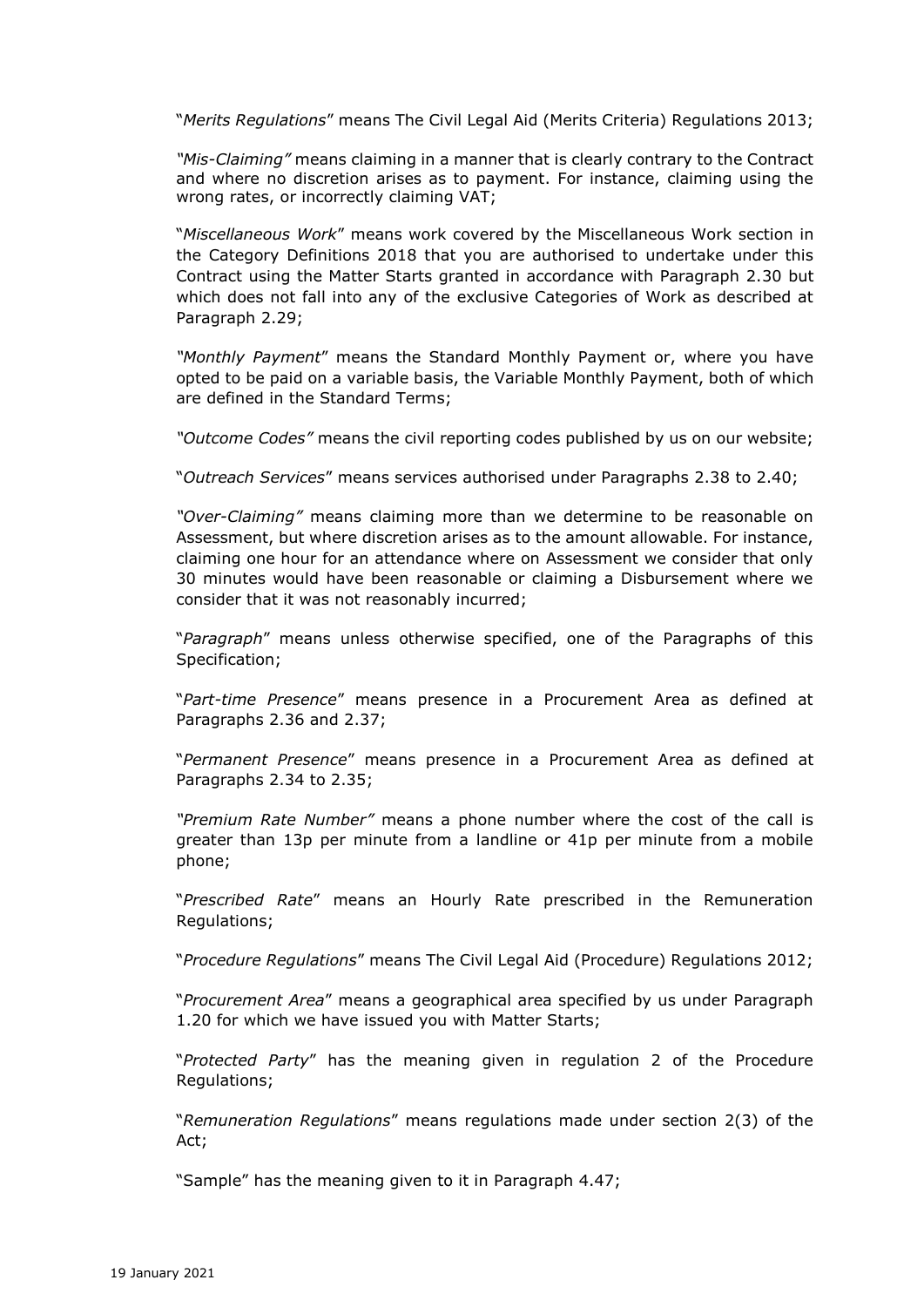"*Merits Regulations*" means The Civil Legal Aid (Merits Criteria) Regulations 2013;

*"Mis-Claiming"* means claiming in a manner that is clearly contrary to the Contract and where no discretion arises as to payment. For instance, claiming using the wrong rates, or incorrectly claiming VAT;

"*Miscellaneous Work*" means work covered by the Miscellaneous Work section in the Category Definitions 2018 that you are authorised to undertake under this Contract using the Matter Starts granted in accordance with Paragraph 2.30 but which does not fall into any of the exclusive Categories of Work as described at Paragraph 2.29;

*"Monthly Payment"* means the Standard Monthly Payment or, where you have opted to be paid on a variable basis, the Variable Monthly Payment, both of which are defined in the Standard Terms;

*"Outcome Codes"* means the civil reporting codes published by us on our website;

"*Outreach Services*" means services authorised under Paragraphs 2.38 to 2.40;

*"Over-Claiming"* means claiming more than we determine to be reasonable on Assessment, but where discretion arises as to the amount allowable. For instance, claiming one hour for an attendance where on Assessment we consider that only 30 minutes would have been reasonable or claiming a Disbursement where we consider that it was not reasonably incurred;

"*Paragraph*" means unless otherwise specified, one of the Paragraphs of this Specification;

"*Part-time Presence*" means presence in a Procurement Area as defined at Paragraphs 2.36 and 2.37;

"*Permanent Presence*" means presence in a Procurement Area as defined at Paragraphs 2.34 to 2.35;

*"Premium Rate Number"* means a phone number where the cost of the call is greater than 13p per minute from a landline or 41p per minute from a mobile phone;

"*Prescribed Rate*" means an Hourly Rate prescribed in the Remuneration Regulations;

"*Procedure Regulations*" means The Civil Legal Aid (Procedure) Regulations 2012;

"*Procurement Area*" means a geographical area specified by us under Paragraph 1.20 for which we have issued you with Matter Starts;

"*Protected Party*" has the meaning given in regulation 2 of the Procedure Regulations;

"*Remuneration Regulations*" means regulations made under section 2(3) of the Act;

"Sample" has the meaning given to it in Paragraph 4.47;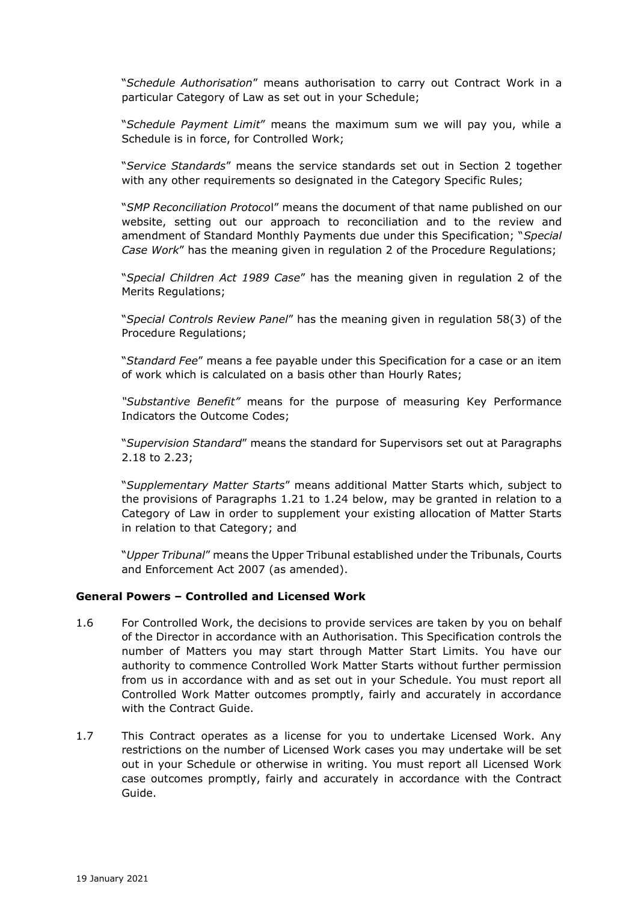"*Schedule Authorisation*" means authorisation to carry out Contract Work in a particular Category of Law as set out in your Schedule;

"*Schedule Payment Limit*" means the maximum sum we will pay you, while a Schedule is in force, for Controlled Work;

"*Service Standards*" means the service standards set out in Section 2 together with any other requirements so designated in the Category Specific Rules;

"*SMP Reconciliation Protocol*" means the document of that name published on our website, setting out our approach to reconciliation and to the review and amendment of Standard Monthly Payments due under this Specification; "*Special Case Work*" has the meaning given in regulation 2 of the Procedure Regulations;

"*Special Children Act 1989 Case*" has the meaning given in regulation 2 of the Merits Regulations;

"*Special Controls Review Panel*" has the meaning given in regulation 58(3) of the Procedure Regulations;

"*Standard Fee*" means a fee payable under this Specification for a case or an item of work which is calculated on a basis other than Hourly Rates;

*"Substantive Benefit"* means for the purpose of measuring Key Performance Indicators the Outcome Codes;

"*Supervision Standard*" means the standard for Supervisors set out at Paragraphs 2.18 to 2.23;

"*Supplementary Matter Starts*" means additional Matter Starts which, subject to the provisions of Paragraphs 1.21 to 1.24 below, may be granted in relation to a Category of Law in order to supplement your existing allocation of Matter Starts in relation to that Category; and

"*Upper Tribunal*" means the Upper Tribunal established under the Tribunals, Courts and Enforcement Act 2007 (as amended).

**General Powers – Controlled and Licensed Work**

1.6 For Controlled Work, the decisions to provide services are taken by you on behalf of the Director in accordance with an Authorisation. This Specification controls the number of Matters you may start through Matter Start Limits. You have our authority to commence Controlled Work Matter Starts without further permission from us in accordance with and as set out in your Schedule. You must report all Controlled Work Matter outcomes promptly, fairly and accurately in accordance with the Contract Guide.

1.7 This Contract operates as a license for you to undertake Licensed Work. Any restrictions on the number of Licensed Work cases you may undertake will be set out in your Schedule or otherwise in writing. You must report all Licensed Work case outcomes promptly, fairly and accurately in accordance with the Contract Guide.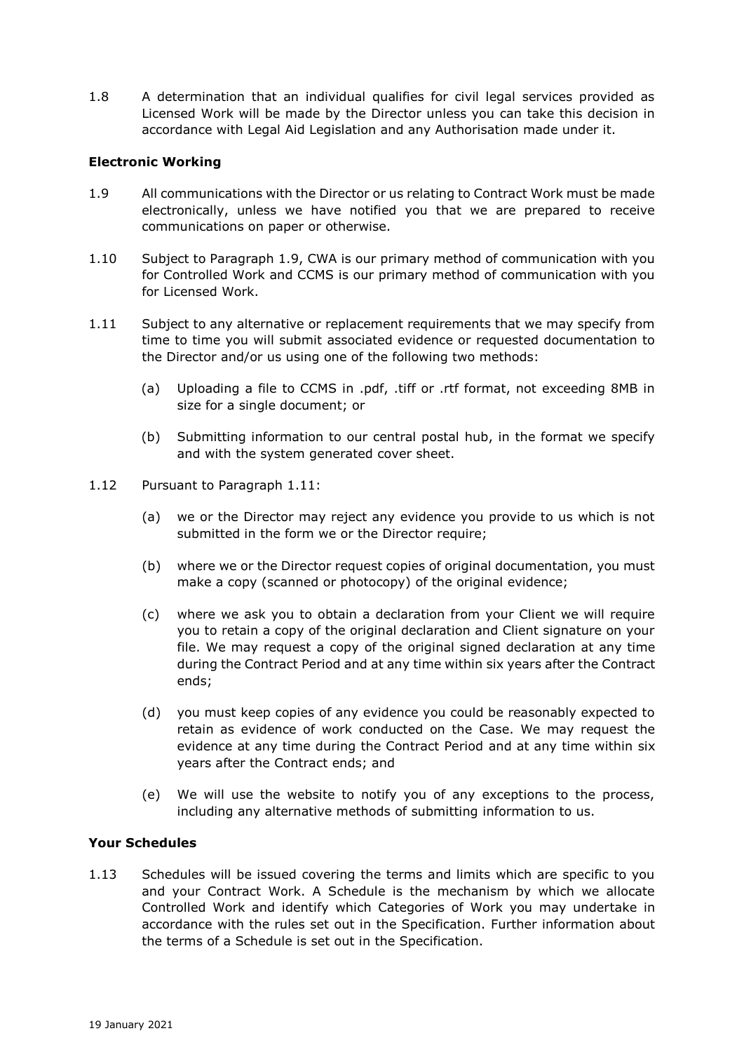1.8 A determination that an individual qualifies for civil legal services provided as Licensed Work will be made by the Director unless you can take this decision in accordance with Legal Aid Legislation and any Authorisation made under it.

**Electronic Working**

1.9 All communications with the Director or us relating to Contract Work must be made electronically, unless we have notified you that we are prepared to receive communications on paper or otherwise.

1.10 Subject to Paragraph 1.9, CWA is our primary method of communication with you for Controlled Work and CCMS is our primary method of communication with you for Licensed Work.

1.11 Subject to any alternative or replacement requirements that we may specify from time to time you will submit associated evidence or requested documentation to the Director and/or us using one of the following two methods:

(a) Uploading a file to CCMS in .pdf, .tiff or .rtf format, not exceeding 8MB in size for a single document; or

(b) Submitting information to our central postal hub, in the format we specify and with the system generated cover sheet.

1.12 Pursuant to Paragraph 1.11:

(a) we or the Director may reject any evidence you provide to us which is not submitted in the form we or the Director require;

(b) where we or the Director request copies of original documentation, you must make a copy (scanned or photocopy) of the original evidence;

(c) where we ask you to obtain a declaration from your Client we will require you to retain a copy of the original declaration and Client signature on your file. We may request a copy of the original signed declaration at any time during the Contract Period and at any time within six years after the Contract ends;

(d) you must keep copies of any evidence you could be reasonably expected to retain as evidence of work conducted on the Case. We may request the evidence at any time during the Contract Period and at any time within six years after the Contract ends; and

(e) We will use the website to notify you of any exceptions to the process, including any alternative methods of submitting information to us.

**Your Schedules**

1.13 Schedules will be issued covering the terms and limits which are specific to you and your Contract Work. A Schedule is the mechanism by which we allocate Controlled Work and identify which Categories of Work you may undertake in accordance with the rules set out in the Specification. Further information about the terms of a Schedule is set out in the Specification.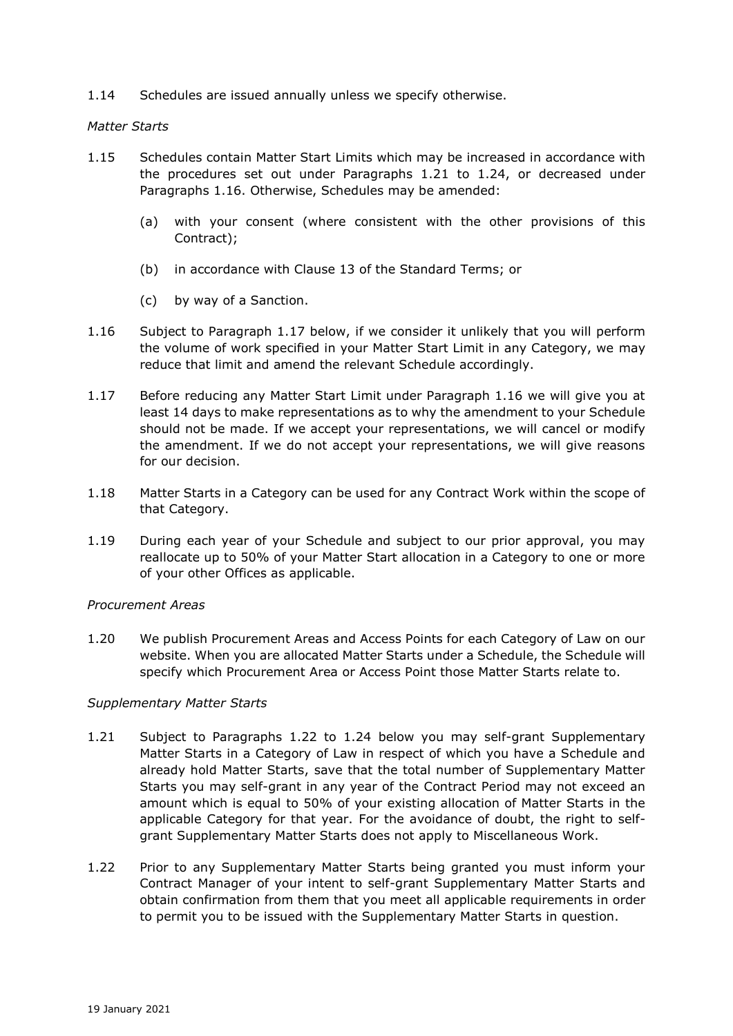1.14 Schedules are issued annually unless we specify otherwise.

*Matter Starts*

1.15 Schedules contain Matter Start Limits which may be increased in accordance with the procedures set out under Paragraphs 1.21 to 1.24, or decreased under Paragraphs 1.16. Otherwise, Schedules may be amended:

(a) with your consent (where consistent with the other provisions of this Contract);

(b) in accordance with Clause 13 of the Standard Terms; or

(c) by way of a Sanction.

1.16 Subject to Paragraph 1.17 below, if we consider it unlikely that you will perform the volume of work specified in your Matter Start Limit in any Category, we may reduce that limit and amend the relevant Schedule accordingly.

1.17 Before reducing any Matter Start Limit under Paragraph 1.16 we will give you at least 14 days to make representations as to why the amendment to your Schedule should not be made. If we accept your representations, we will cancel or modify the amendment. If we do not accept your representations, we will give reasons for our decision.

1.18 Matter Starts in a Category can be used for any Contract Work within the scope of that Category.

1.19 During each year of your Schedule and subject to our prior approval, you may reallocate up to 50% of your Matter Start allocation in a Category to one or more of your other Offices as applicable.

*Procurement Areas*

1.20 We publish Procurement Areas and Access Points for each Category of Law on our website. When you are allocated Matter Starts under a Schedule, the Schedule will specify which Procurement Area or Access Point those Matter Starts relate to.

*Supplementary Matter Starts*

1.21 Subject to Paragraphs 1.22 to 1.24 below you may self-grant Supplementary Matter Starts in a Category of Law in respect of which you have a Schedule and already hold Matter Starts, save that the total number of Supplementary Matter Starts you may self-grant in any year of the Contract Period may not exceed an amount which is equal to 50% of your existing allocation of Matter Starts in the applicable Category for that year. For the avoidance of doubt, the right to self-grant Supplementary Matter Starts does not apply to Miscellaneous Work.

1.22 Prior to any Supplementary Matter Starts being granted you must inform your Contract Manager of your intent to self-grant Supplementary Matter Starts and obtain confirmation from them that you meet all applicable requirements in order to permit you to be issued with the Supplementary Matter Starts in question.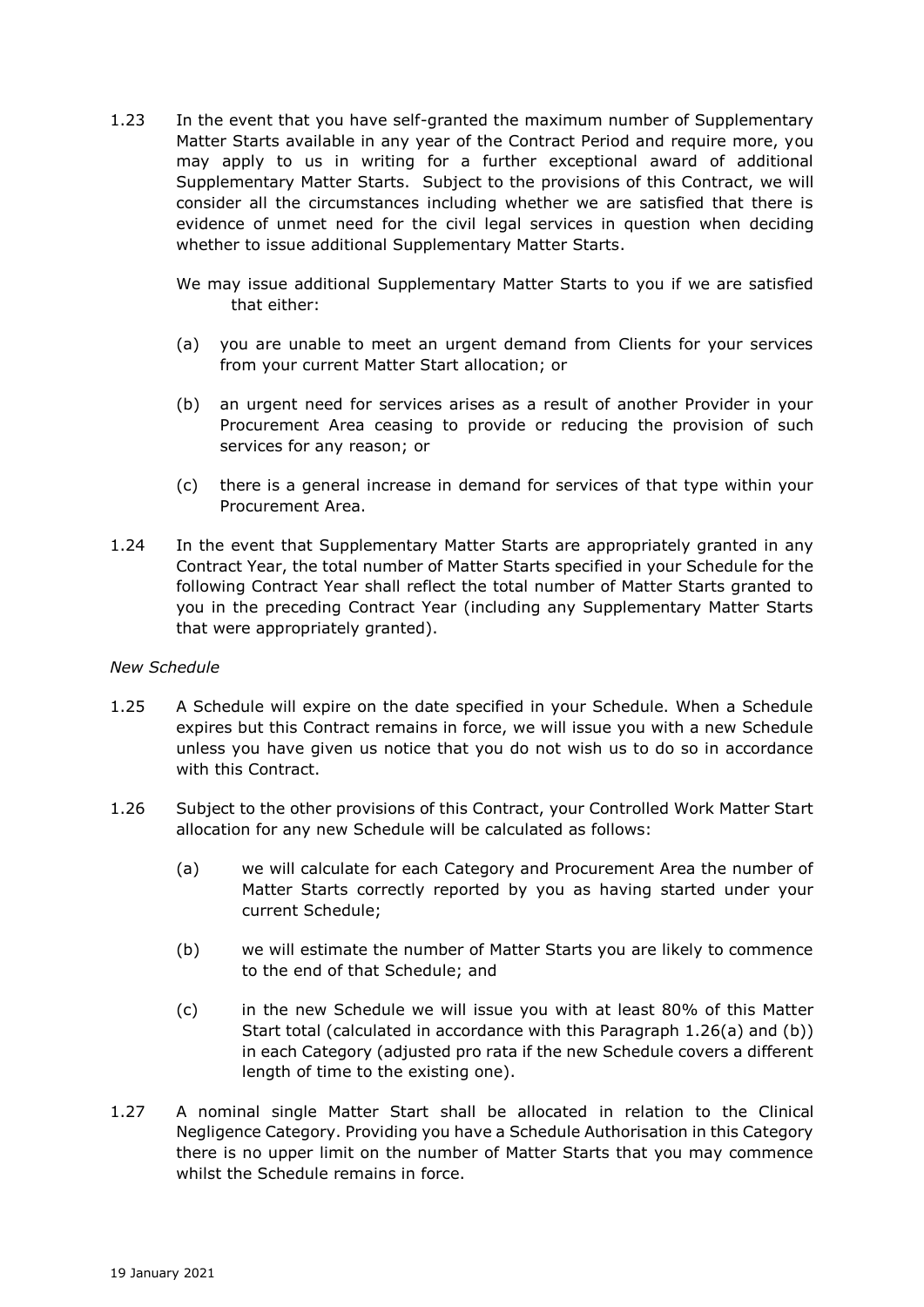1.23 In the event that you have self-granted the maximum number of Supplementary Matter Starts available in any year of the Contract Period and require more, you may apply to us in writing for a further exceptional award of additional Supplementary Matter Starts. Subject to the provisions of this Contract, we will consider all the circumstances including whether we are satisfied that there is evidence of unmet need for the civil legal services in question when deciding whether to issue additional Supplementary Matter Starts.

We may issue additional Supplementary Matter Starts to you if we are satisfied that either:

(a) you are unable to meet an urgent demand from Clients for your services from your current Matter Start allocation; or

(b) an urgent need for services arises as a result of another Provider in your Procurement Area ceasing to provide or reducing the provision of such services for any reason; or

(c) there is a general increase in demand for services of that type within your Procurement Area.

1.24 In the event that Supplementary Matter Starts are appropriately granted in any Contract Year, the total number of Matter Starts specified in your Schedule for the following Contract Year shall reflect the total number of Matter Starts granted to you in the preceding Contract Year (including any Supplementary Matter Starts that were appropriately granted).

*New Schedule*

1.25 A Schedule will expire on the date specified in your Schedule. When a Schedule expires but this Contract remains in force, we will issue you with a new Schedule unless you have given us notice that you do not wish us to do so in accordance with this Contract.

1.26 Subject to the other provisions of this Contract, your Controlled Work Matter Start allocation for any new Schedule will be calculated as follows:

(a) we will calculate for each Category and Procurement Area the number of Matter Starts correctly reported by you as having started under your current Schedule;

(b) we will estimate the number of Matter Starts you are likely to commence to the end of that Schedule; and

(c) in the new Schedule we will issue you with at least 80% of this Matter Start total (calculated in accordance with this Paragraph 1.26(a) and (b)) in each Category (adjusted pro rata if the new Schedule covers a different length of time to the existing one).

1.27 A nominal single Matter Start shall be allocated in relation to the Clinical Negligence Category. Providing you have a Schedule Authorisation in this Category there is no upper limit on the number of Matter Starts that you may commence whilst the Schedule remains in force.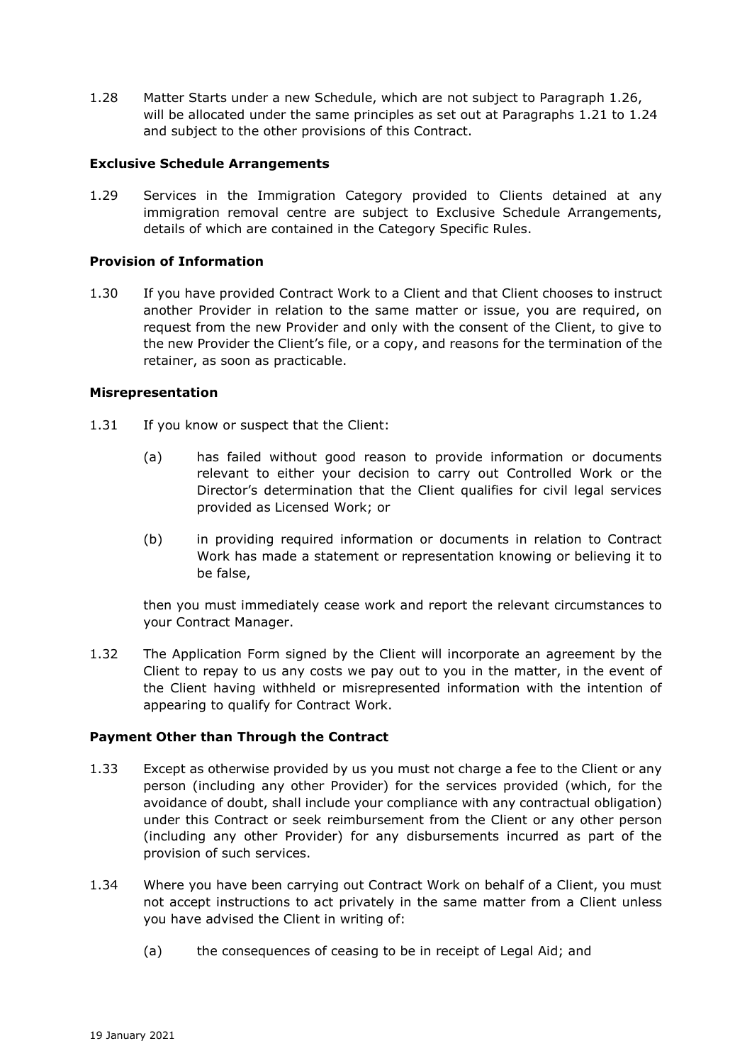1.28 Matter Starts under a new Schedule, which are not subject to Paragraph 1.26, will be allocated under the same principles as set out at Paragraphs 1.21 to 1.24 and subject to the other provisions of this Contract.

**Exclusive Schedule Arrangements**

1.29 Services in the Immigration Category provided to Clients detained at any immigration removal centre are subject to Exclusive Schedule Arrangements, details of which are contained in the Category Specific Rules.

**Provision of Information**

1.30 If you have provided Contract Work to a Client and that Client chooses to instruct another Provider in relation to the same matter or issue, you are required, on request from the new Provider and only with the consent of the Client, to give to the new Provider the Client's file, or a copy, and reasons for the termination of the retainer, as soon as practicable.

**Misrepresentation**

1.31 If you know or suspect that the Client:

(a) has failed without good reason to provide information or documents relevant to either your decision to carry out Controlled Work or the Director's determination that the Client qualifies for civil legal services provided as Licensed Work; or

(b) in providing required information or documents in relation to Contract Work has made a statement or representation knowing or believing it to be false,

then you must immediately cease work and report the relevant circumstances to your Contract Manager.

1.32 The Application Form signed by the Client will incorporate an agreement by the Client to repay to us any costs we pay out to you in the matter, in the event of the Client having withheld or misrepresented information with the intention of appearing to qualify for Contract Work.

**Payment Other than Through the Contract**

1.33 Except as otherwise provided by us you must not charge a fee to the Client or any person (including any other Provider) for the services provided (which, for the avoidance of doubt, shall include your compliance with any contractual obligation) under this Contract or seek reimbursement from the Client or any other person (including any other Provider) for any disbursements incurred as part of the provision of such services.

1.34 Where you have been carrying out Contract Work on behalf of a Client, you must not accept instructions to act privately in the same matter from a Client unless you have advised the Client in writing of:

(a) the consequences of ceasing to be in receipt of Legal Aid; and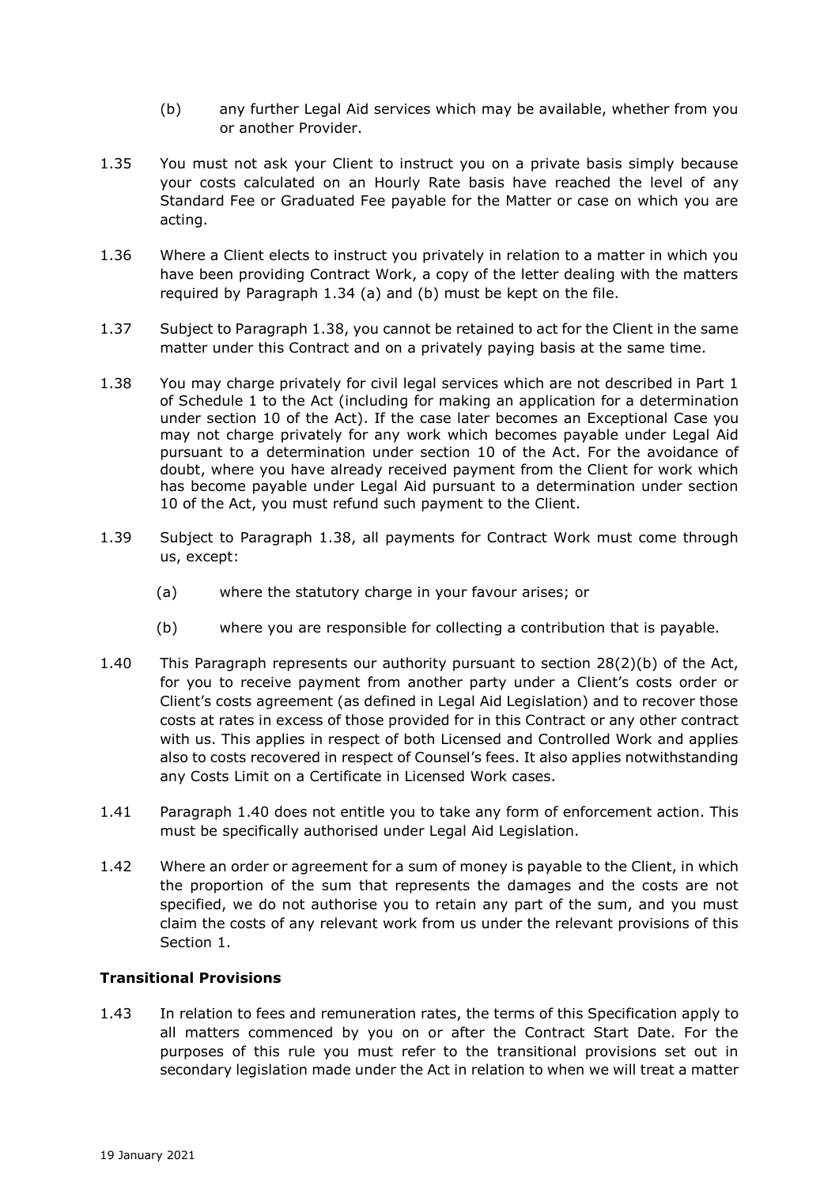(b) any further Legal Aid services which may be available, whether from you or another Provider.

1.35 You must not ask your Client to instruct you on a private basis simply because your costs calculated on an Hourly Rate basis have reached the level of any Standard Fee or Graduated Fee payable for the Matter or case on which you are acting.

1.36 Where a Client elects to instruct you privately in relation to a matter in which you have been providing Contract Work, a copy of the letter dealing with the matters required by Paragraph 1.34 (a) and (b) must be kept on the file.

1.37 Subject to Paragraph 1.38, you cannot be retained to act for the Client in the same matter under this Contract and on a privately paying basis at the same time.

1.38 You may charge privately for civil legal services which are not described in Part 1 of Schedule 1 to the Act (including for making an application for a determination under section 10 of the Act). If the case later becomes an Exceptional Case you may not charge privately for any work which becomes payable under Legal Aid pursuant to a determination under section 10 of the Act. For the avoidance of doubt, where you have already received payment from the Client for work which has become payable under Legal Aid pursuant to a determination under section 10 of the Act, you must refund such payment to the Client.

1.39 Subject to Paragraph 1.38, all payments for Contract Work must come through us, except:

(a) where the statutory charge in your favour arises; or

(b) where you are responsible for collecting a contribution that is payable.

1.40 This Paragraph represents our authority pursuant to section 28(2)(b) of the Act, for you to receive payment from another party under a Client's costs order or Client's costs agreement (as defined in Legal Aid Legislation) and to recover those costs at rates in excess of those provided for in this Contract or any other contract with us. This applies in respect of both Licensed and Controlled Work and applies also to costs recovered in respect of Counsel's fees. It also applies notwithstanding any Costs Limit on a Certificate in Licensed Work cases.

1.41 Paragraph 1.40 does not entitle you to take any form of enforcement action. This must be specifically authorised under Legal Aid Legislation.

1.42 Where an order or agreement for a sum of money is payable to the Client, in which the proportion of the sum that represents the damages and the costs are not specified, we do not authorise you to retain any part of the sum, and you must claim the costs of any relevant work from us under the relevant provisions of this Section 1.

**Transitional Provisions**

1.43 In relation to fees and remuneration rates, the terms of this Specification apply to all matters commenced by you on or after the Contract Start Date. For the purposes of this rule you must refer to the transitional provisions set out in secondary legislation made under the Act in relation to when we will treat a matter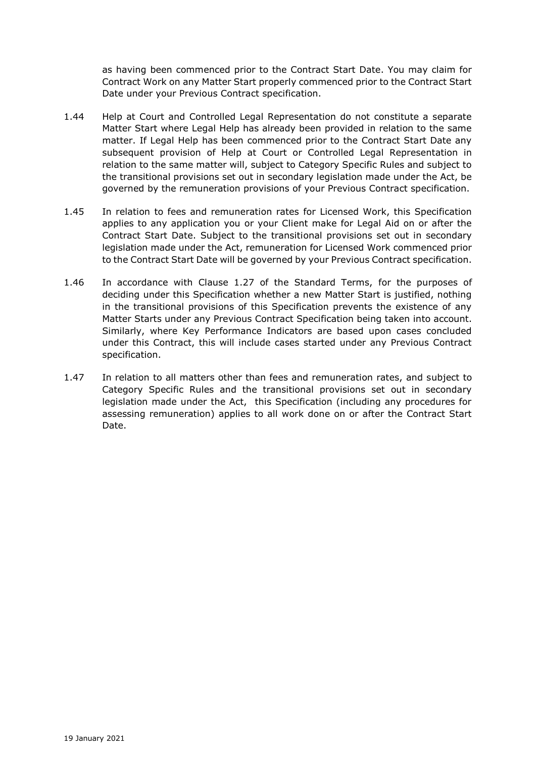as having been commenced prior to the Contract Start Date. You may claim for Contract Work on any Matter Start properly commenced prior to the Contract Start Date under your Previous Contract specification.

1.44 Help at Court and Controlled Legal Representation do not constitute a separate Matter Start where Legal Help has already been provided in relation to the same matter. If Legal Help has been commenced prior to the Contract Start Date any subsequent provision of Help at Court or Controlled Legal Representation in relation to the same matter will, subject to Category Specific Rules and subject to the transitional provisions set out in secondary legislation made under the Act, be governed by the remuneration provisions of your Previous Contract specification.

1.45 In relation to fees and remuneration rates for Licensed Work, this Specification applies to any application you or your Client make for Legal Aid on or after the Contract Start Date. Subject to the transitional provisions set out in secondary legislation made under the Act, remuneration for Licensed Work commenced prior to the Contract Start Date will be governed by your Previous Contract specification.

1.46 In accordance with Clause 1.27 of the Standard Terms, for the purposes of deciding under this Specification whether a new Matter Start is justified, nothing in the transitional provisions of this Specification prevents the existence of any Matter Starts under any Previous Contract Specification being taken into account. Similarly, where Key Performance Indicators are based upon cases concluded under this Contract, this will include cases started under any Previous Contract specification.

1.47 In relation to all matters other than fees and remuneration rates, and subject to Category Specific Rules and the transitional provisions set out in secondary legislation made under the Act, this Specification (including any procedures for assessing remuneration) applies to all work done on or after the Contract Start Date.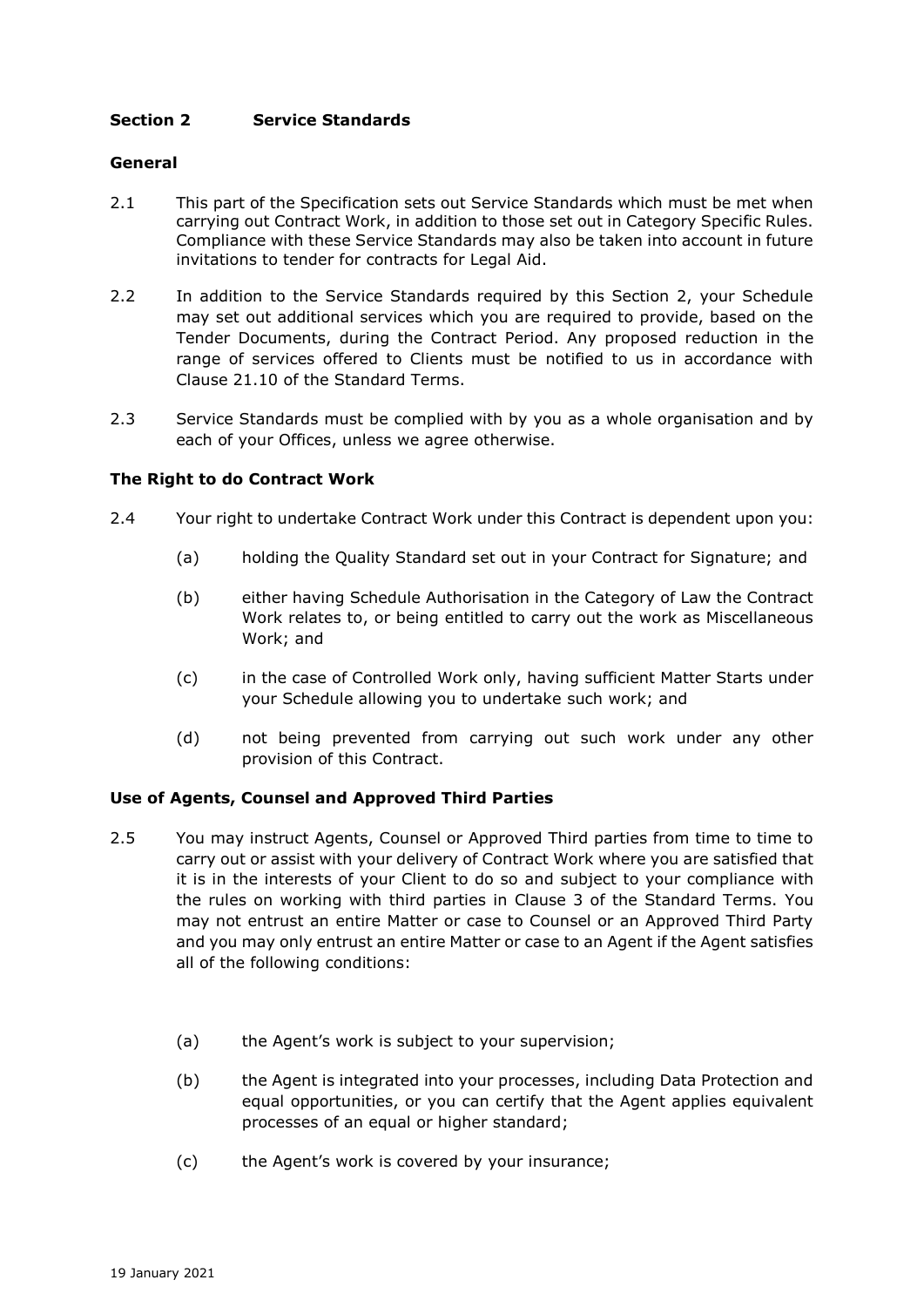## Section 2 Service Standards

### General

2.1 This part of the Specification sets out Service Standards which must be met when carrying out Contract Work, in addition to those set out in Category Specific Rules. Compliance with these Service Standards may also be taken into account in future invitations to tender for contracts for Legal Aid.

2.2 In addition to the Service Standards required by this Section 2, your Schedule may set out additional services which you are required to provide, based on the Tender Documents, during the Contract Period. Any proposed reduction in the range of services offered to Clients must be notified to us in accordance with Clause 21.10 of the Standard Terms.

2.3 Service Standards must be complied with by you as a whole organisation and by each of your Offices, unless we agree otherwise.

### The Right to do Contract Work

2.4 Your right to undertake Contract Work under this Contract is dependent upon you:

(a) holding the Quality Standard set out in your Contract for Signature; and

(b) either having Schedule Authorisation in the Category of Law the Contract Work relates to, or being entitled to carry out the work as Miscellaneous Work; and

(c) in the case of Controlled Work only, having sufficient Matter Starts under your Schedule allowing you to undertake such work; and

(d) not being prevented from carrying out such work under any other provision of this Contract.

### Use of Agents, Counsel and Approved Third Parties

2.5 You may instruct Agents, Counsel or Approved Third parties from time to time to carry out or assist with your delivery of Contract Work where you are satisfied that it is in the interests of your Client to do so and subject to your compliance with the rules on working with third parties in Clause 3 of the Standard Terms. You may not entrust an entire Matter or case to Counsel or an Approved Third Party and you may only entrust an entire Matter or case to an Agent if the Agent satisfies all of the following conditions:

(a) the Agent's work is subject to your supervision;

(b) the Agent is integrated into your processes, including Data Protection and equal opportunities, or you can certify that the Agent applies equivalent processes of an equal or higher standard;

(c) the Agent's work is covered by your insurance;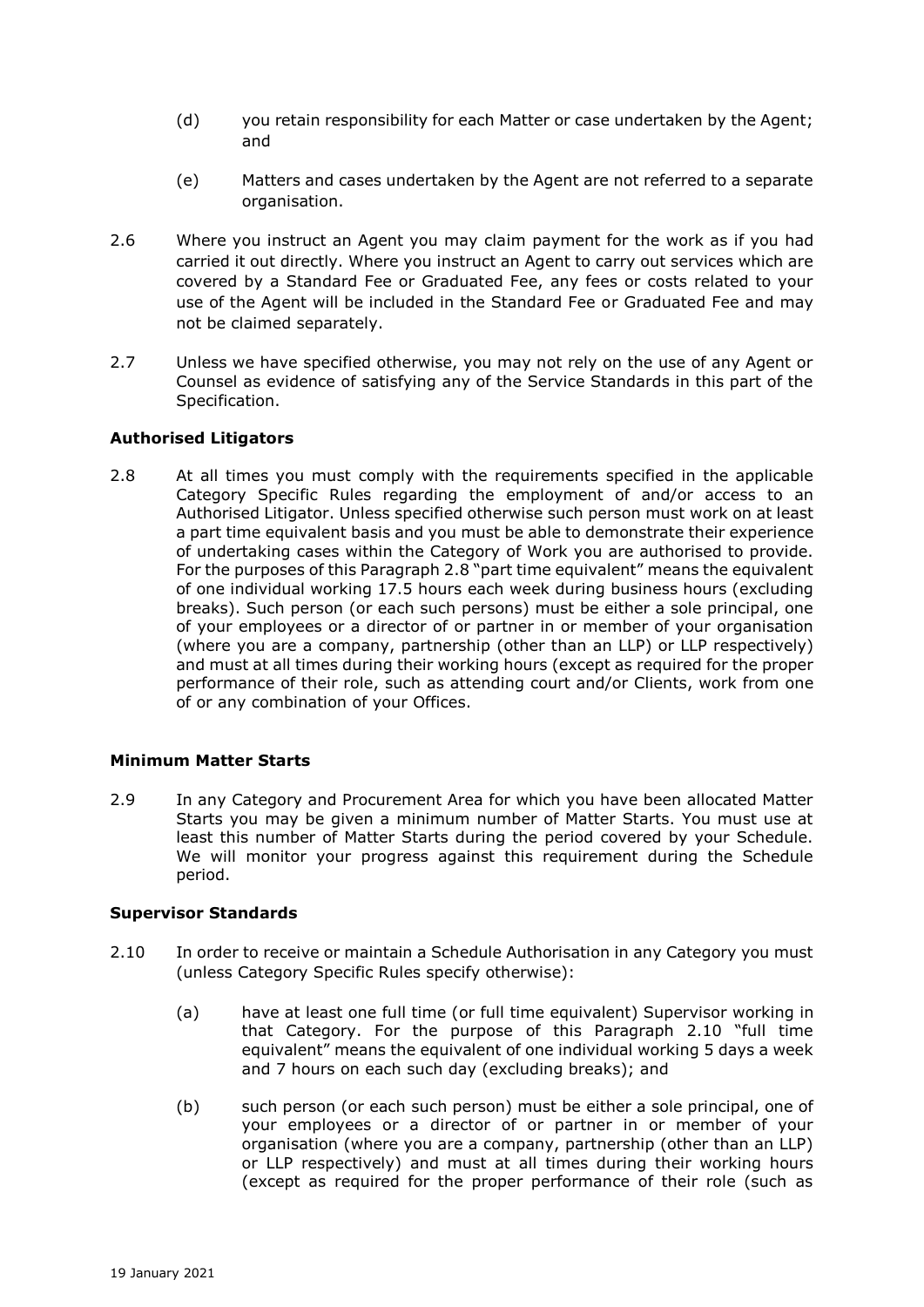(d) you retain responsibility for each Matter or case undertaken by the Agent; and

(e) Matters and cases undertaken by the Agent are not referred to a separate organisation.

2.6 Where you instruct an Agent you may claim payment for the work as if you had carried it out directly. Where you instruct an Agent to carry out services which are covered by a Standard Fee or Graduated Fee, any fees or costs related to your use of the Agent will be included in the Standard Fee or Graduated Fee and may not be claimed separately.

2.7 Unless we have specified otherwise, you may not rely on the use of any Agent or Counsel as evidence of satisfying any of the Service Standards in this part of the Specification.

**Authorised Litigators**

2.8 At all times you must comply with the requirements specified in the applicable Category Specific Rules regarding the employment of and/or access to an Authorised Litigator. Unless specified otherwise such person must work on at least a part time equivalent basis and you must be able to demonstrate their experience of undertaking cases within the Category of Work you are authorised to provide. For the purposes of this Paragraph 2.8 "part time equivalent" means the equivalent of one individual working 17.5 hours each week during business hours (excluding breaks). Such person (or each such persons) must be either a sole principal, one of your employees or a director of or partner in or member of your organisation (where you are a company, partnership (other than an LLP) or LLP respectively) and must at all times during their working hours (except as required for the proper performance of their role, such as attending court and/or Clients, work from one of or any combination of your Offices.

**Minimum Matter Starts**

2.9 In any Category and Procurement Area for which you have been allocated Matter Starts you may be given a minimum number of Matter Starts. You must use at least this number of Matter Starts during the period covered by your Schedule. We will monitor your progress against this requirement during the Schedule period.

**Supervisor Standards**

2.10 In order to receive or maintain a Schedule Authorisation in any Category you must (unless Category Specific Rules specify otherwise):

(a) have at least one full time (or full time equivalent) Supervisor working in that Category. For the purpose of this Paragraph 2.10 "full time equivalent" means the equivalent of one individual working 5 days a week and 7 hours on each such day (excluding breaks); and

(b) such person (or each such person) must be either a sole principal, one of your employees or a director of or partner in or member of your organisation (where you are a company, partnership (other than an LLP) or LLP respectively) and must at all times during their working hours (except as required for the proper performance of their role (such as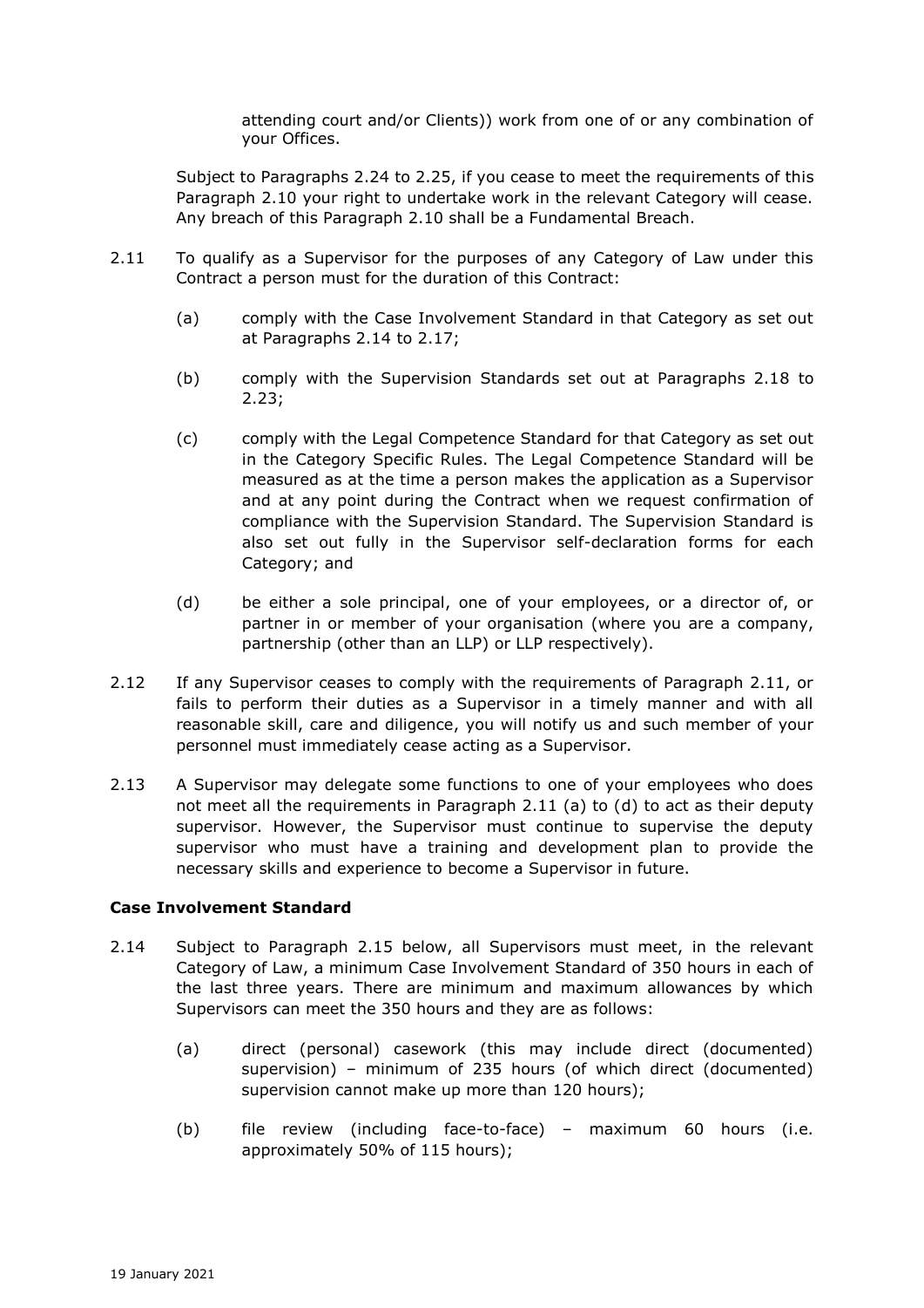attending court and/or Clients)) work from one of or any combination of your Offices.

Subject to Paragraphs 2.24 to 2.25, if you cease to meet the requirements of this Paragraph 2.10 your right to undertake work in the relevant Category will cease. Any breach of this Paragraph 2.10 shall be a Fundamental Breach.

2.11 To qualify as a Supervisor for the purposes of any Category of Law under this Contract a person must for the duration of this Contract:

(a) comply with the Case Involvement Standard in that Category as set out at Paragraphs 2.14 to 2.17;

(b) comply with the Supervision Standards set out at Paragraphs 2.18 to 2.23;

(c) comply with the Legal Competence Standard for that Category as set out in the Category Specific Rules. The Legal Competence Standard will be measured as at the time a person makes the application as a Supervisor and at any point during the Contract when we request confirmation of compliance with the Supervision Standard. The Supervision Standard is also set out fully in the Supervisor self-declaration forms for each Category; and

(d) be either a sole principal, one of your employees, or a director of, or partner in or member of your organisation (where you are a company, partnership (other than an LLP) or LLP respectively).

2.12 If any Supervisor ceases to comply with the requirements of Paragraph 2.11, or fails to perform their duties as a Supervisor in a timely manner and with all reasonable skill, care and diligence, you will notify us and such member of your personnel must immediately cease acting as a Supervisor.

2.13 A Supervisor may delegate some functions to one of your employees who does not meet all the requirements in Paragraph 2.11 (a) to (d) to act as their deputy supervisor. However, the Supervisor must continue to supervise the deputy supervisor who must have a training and development plan to provide the necessary skills and experience to become a Supervisor in future.

**Case Involvement Standard**

2.14 Subject to Paragraph 2.15 below, all Supervisors must meet, in the relevant Category of Law, a minimum Case Involvement Standard of 350 hours in each of the last three years. There are minimum and maximum allowances by which Supervisors can meet the 350 hours and they are as follows:

(a) direct (personal) casework (this may include direct (documented) supervision) – minimum of 235 hours (of which direct (documented) supervision cannot make up more than 120 hours);

(b) file review (including face-to-face) – maximum 60 hours (i.e. approximately 50% of 115 hours);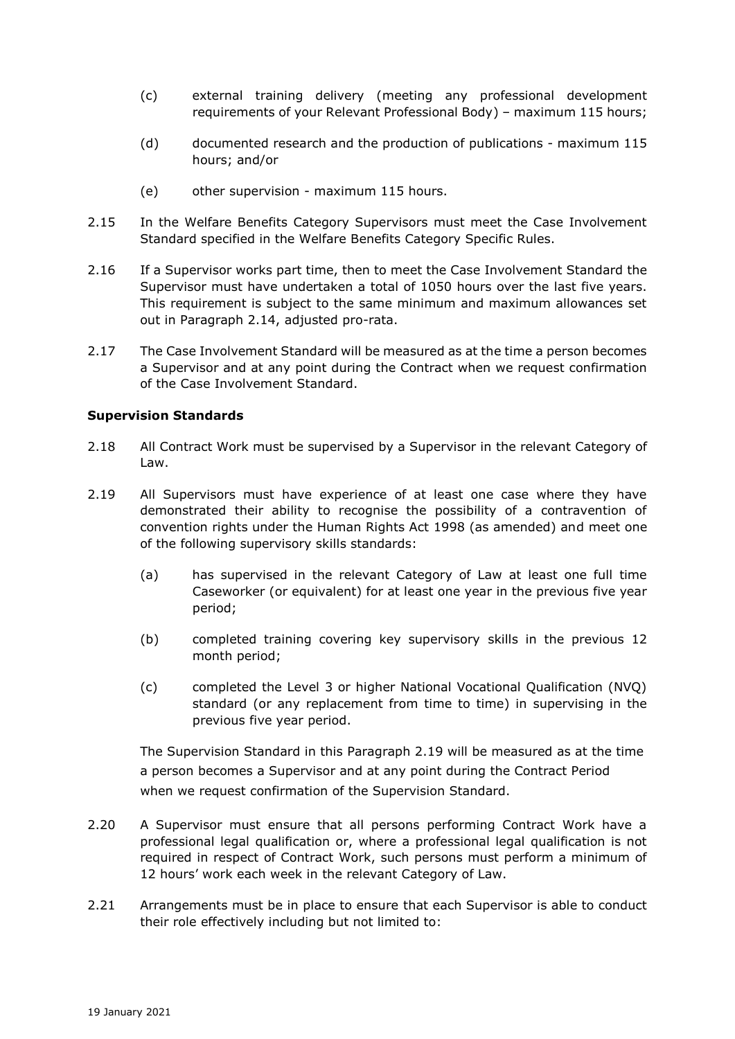(c) external training delivery (meeting any professional development requirements of your Relevant Professional Body) – maximum 115 hours;

(d) documented research and the production of publications - maximum 115 hours; and/or

(e) other supervision - maximum 115 hours.

2.15 In the Welfare Benefits Category Supervisors must meet the Case Involvement Standard specified in the Welfare Benefits Category Specific Rules.

2.16 If a Supervisor works part time, then to meet the Case Involvement Standard the Supervisor must have undertaken a total of 1050 hours over the last five years. This requirement is subject to the same minimum and maximum allowances set out in Paragraph 2.14, adjusted pro-rata.

2.17 The Case Involvement Standard will be measured as at the time a person becomes a Supervisor and at any point during the Contract when we request confirmation of the Case Involvement Standard.

**Supervision Standards**

2.18 All Contract Work must be supervised by a Supervisor in the relevant Category of Law.

2.19 All Supervisors must have experience of at least one case where they have demonstrated their ability to recognise the possibility of a contravention of convention rights under the Human Rights Act 1998 (as amended) and meet one of the following supervisory skills standards:

(a) has supervised in the relevant Category of Law at least one full time Caseworker (or equivalent) for at least one year in the previous five year period;

(b) completed training covering key supervisory skills in the previous 12 month period;

(c) completed the Level 3 or higher National Vocational Qualification (NVQ) standard (or any replacement from time to time) in supervising in the previous five year period.

The Supervision Standard in this Paragraph 2.19 will be measured as at the time a person becomes a Supervisor and at any point during the Contract Period when we request confirmation of the Supervision Standard.

2.20 A Supervisor must ensure that all persons performing Contract Work have a professional legal qualification or, where a professional legal qualification is not required in respect of Contract Work, such persons must perform a minimum of 12 hours' work each week in the relevant Category of Law.

2.21 Arrangements must be in place to ensure that each Supervisor is able to conduct their role effectively including but not limited to: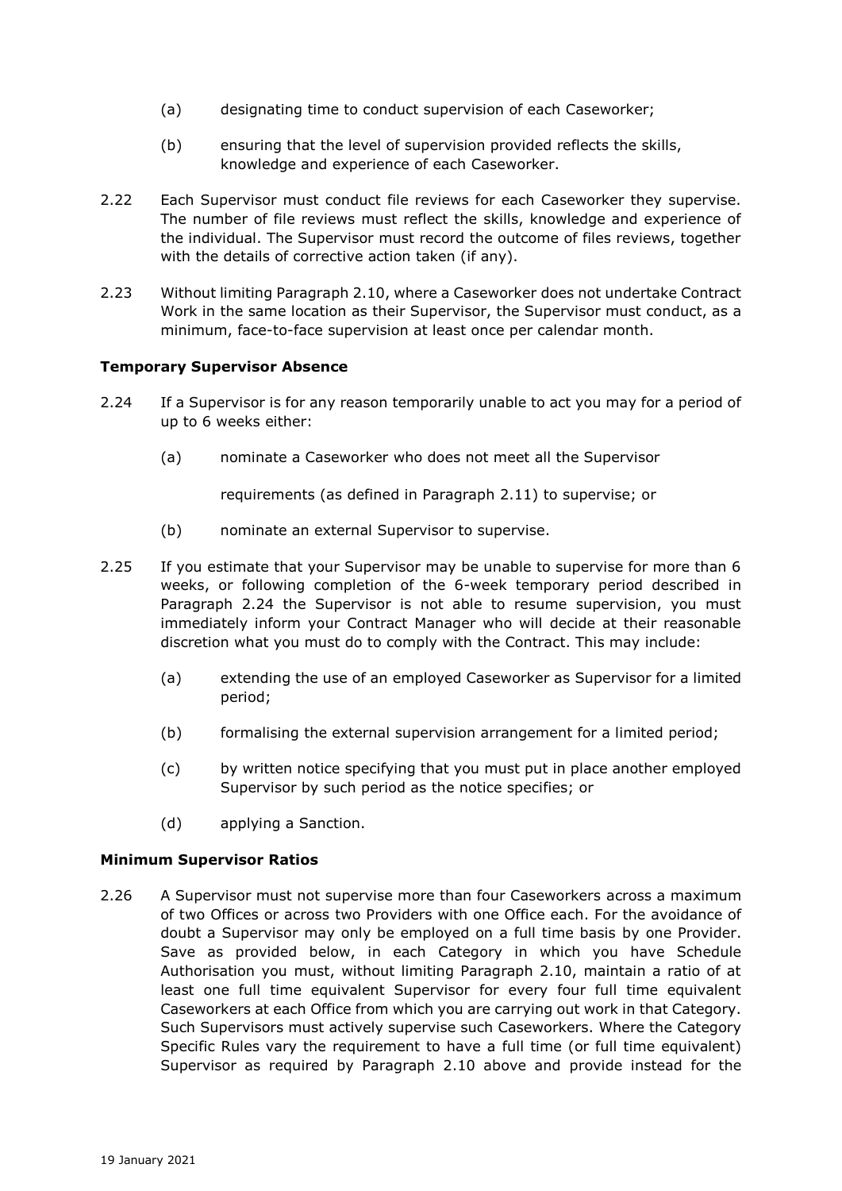(a) designating time to conduct supervision of each Caseworker;

(b) ensuring that the level of supervision provided reflects the skills, knowledge and experience of each Caseworker.

2.22 Each Supervisor must conduct file reviews for each Caseworker they supervise. The number of file reviews must reflect the skills, knowledge and experience of the individual. The Supervisor must record the outcome of files reviews, together with the details of corrective action taken (if any).

2.23 Without limiting Paragraph 2.10, where a Caseworker does not undertake Contract Work in the same location as their Supervisor, the Supervisor must conduct, as a minimum, face-to-face supervision at least once per calendar month.

**Temporary Supervisor Absence**

2.24 If a Supervisor is for any reason temporarily unable to act you may for a period of up to 6 weeks either:

(a) nominate a Caseworker who does not meet all the Supervisor requirements (as defined in Paragraph 2.11) to supervise; or

(b) nominate an external Supervisor to supervise.

2.25 If you estimate that your Supervisor may be unable to supervise for more than 6 weeks, or following completion of the 6-week temporary period described in Paragraph 2.24 the Supervisor is not able to resume supervision, you must immediately inform your Contract Manager who will decide at their reasonable discretion what you must do to comply with the Contract. This may include:

(a) extending the use of an employed Caseworker as Supervisor for a limited period;

(b) formalising the external supervision arrangement for a limited period;

(c) by written notice specifying that you must put in place another employed Supervisor by such period as the notice specifies; or

(d) applying a Sanction.

**Minimum Supervisor Ratios**

2.26 A Supervisor must not supervise more than four Caseworkers across a maximum of two Offices or across two Providers with one Office each. For the avoidance of doubt a Supervisor may only be employed on a full time basis by one Provider. Save as provided below, in each Category in which you have Schedule Authorisation you must, without limiting Paragraph 2.10, maintain a ratio of at least one full time equivalent Supervisor for every four full time equivalent Caseworkers at each Office from which you are carrying out work in that Category. Such Supervisors must actively supervise such Caseworkers. Where the Category Specific Rules vary the requirement to have a full time (or full time equivalent) Supervisor as required by Paragraph 2.10 above and provide instead for the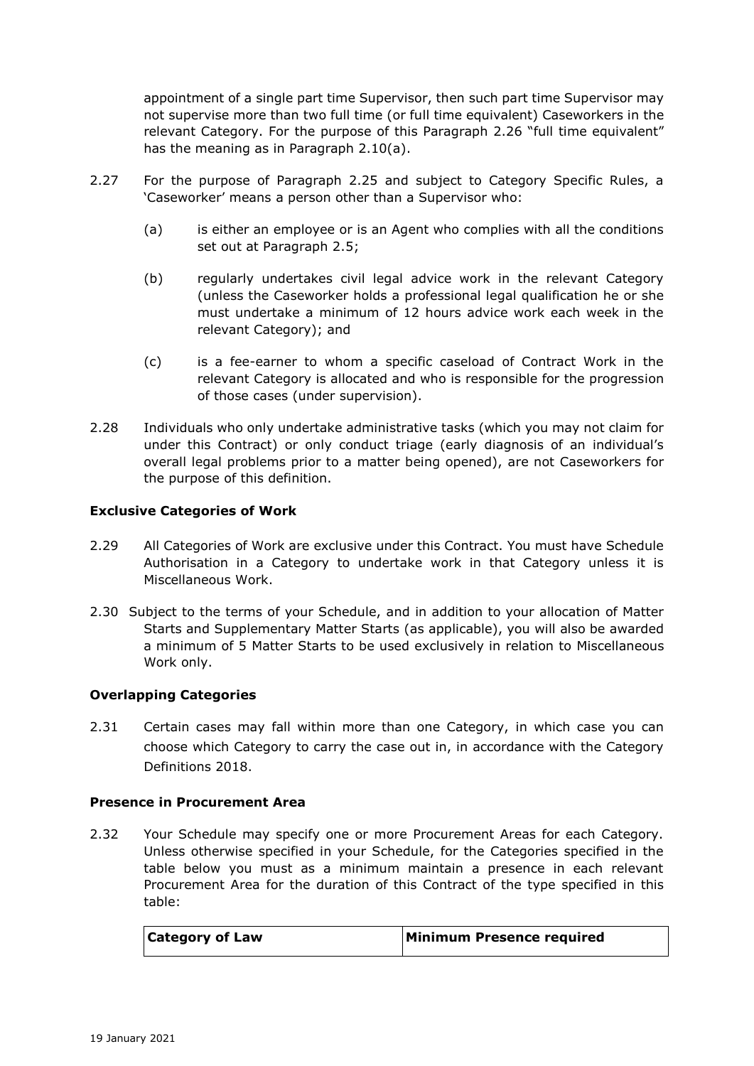appointment of a single part time Supervisor, then such part time Supervisor may not supervise more than two full time (or full time equivalent) Caseworkers in the relevant Category. For the purpose of this Paragraph 2.26 "full time equivalent" has the meaning as in Paragraph 2.10(a).

2.27 For the purpose of Paragraph 2.25 and subject to Category Specific Rules, a 'Caseworker' means a person other than a Supervisor who:

(a) is either an employee or is an Agent who complies with all the conditions set out at Paragraph 2.5;

(b) regularly undertakes civil legal advice work in the relevant Category (unless the Caseworker holds a professional legal qualification he or she must undertake a minimum of 12 hours advice work each week in the relevant Category); and

(c) is a fee-earner to whom a specific caseload of Contract Work in the relevant Category is allocated and who is responsible for the progression of those cases (under supervision).

2.28 Individuals who only undertake administrative tasks (which you may not claim for under this Contract) or only conduct triage (early diagnosis of an individual's overall legal problems prior to a matter being opened), are not Caseworkers for the purpose of this definition.

**Exclusive Categories of Work**

2.29 All Categories of Work are exclusive under this Contract. You must have Schedule Authorisation in a Category to undertake work in that Category unless it is Miscellaneous Work.

2.30 Subject to the terms of your Schedule, and in addition to your allocation of Matter Starts and Supplementary Matter Starts (as applicable), you will also be awarded a minimum of 5 Matter Starts to be used exclusively in relation to Miscellaneous Work only.

**Overlapping Categories**

2.31 Certain cases may fall within more than one Category, in which case you can choose which Category to carry the case out in, in accordance with the Category Definitions 2018.

**Presence in Procurement Area**

2.32 Your Schedule may specify one or more Procurement Areas for each Category. Unless otherwise specified in your Schedule, for the Categories specified in the table below you must as a minimum maintain a presence in each relevant Procurement Area for the duration of this Contract of the type specified in this table:

| Category of Law | Minimum Presence required |
|---|---|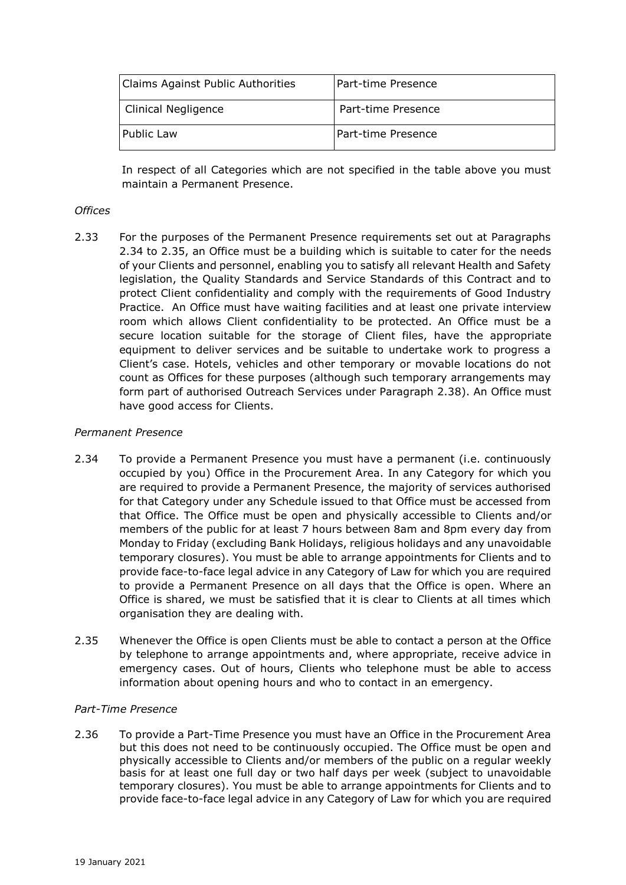| Claims Against Public Authorities | Part-time Presence |
|---|---|
| Clinical Negligence | Part-time Presence |
| Public Law | Part-time Presence |

In respect of all Categories which are not specified in the table above you must maintain a Permanent Presence.

*Offices*

2.33 For the purposes of the Permanent Presence requirements set out at Paragraphs 2.34 to 2.35, an Office must be a building which is suitable to cater for the needs of your Clients and personnel, enabling you to satisfy all relevant Health and Safety legislation, the Quality Standards and Service Standards of this Contract and to protect Client confidentiality and comply with the requirements of Good Industry Practice. An Office must have waiting facilities and at least one private interview room which allows Client confidentiality to be protected. An Office must be a secure location suitable for the storage of Client files, have the appropriate equipment to deliver services and be suitable to undertake work to progress a Client's case. Hotels, vehicles and other temporary or movable locations do not count as Offices for these purposes (although such temporary arrangements may form part of authorised Outreach Services under Paragraph 2.38). An Office must have good access for Clients.

*Permanent Presence*

2.34 To provide a Permanent Presence you must have a permanent (i.e. continuously occupied by you) Office in the Procurement Area. In any Category for which you are required to provide a Permanent Presence, the majority of services authorised for that Category under any Schedule issued to that Office must be accessed from that Office. The Office must be open and physically accessible to Clients and/or members of the public for at least 7 hours between 8am and 8pm every day from Monday to Friday (excluding Bank Holidays, religious holidays and any unavoidable temporary closures). You must be able to arrange appointments for Clients and to provide face-to-face legal advice in any Category of Law for which you are required to provide a Permanent Presence on all days that the Office is open. Where an Office is shared, we must be satisfied that it is clear to Clients at all times which organisation they are dealing with.

2.35 Whenever the Office is open Clients must be able to contact a person at the Office by telephone to arrange appointments and, where appropriate, receive advice in emergency cases. Out of hours, Clients who telephone must be able to access information about opening hours and who to contact in an emergency.

*Part-Time Presence*

2.36 To provide a Part-Time Presence you must have an Office in the Procurement Area but this does not need to be continuously occupied. The Office must be open and physically accessible to Clients and/or members of the public on a regular weekly basis for at least one full day or two half days per week (subject to unavoidable temporary closures). You must be able to arrange appointments for Clients and to provide face-to-face legal advice in any Category of Law for which you are required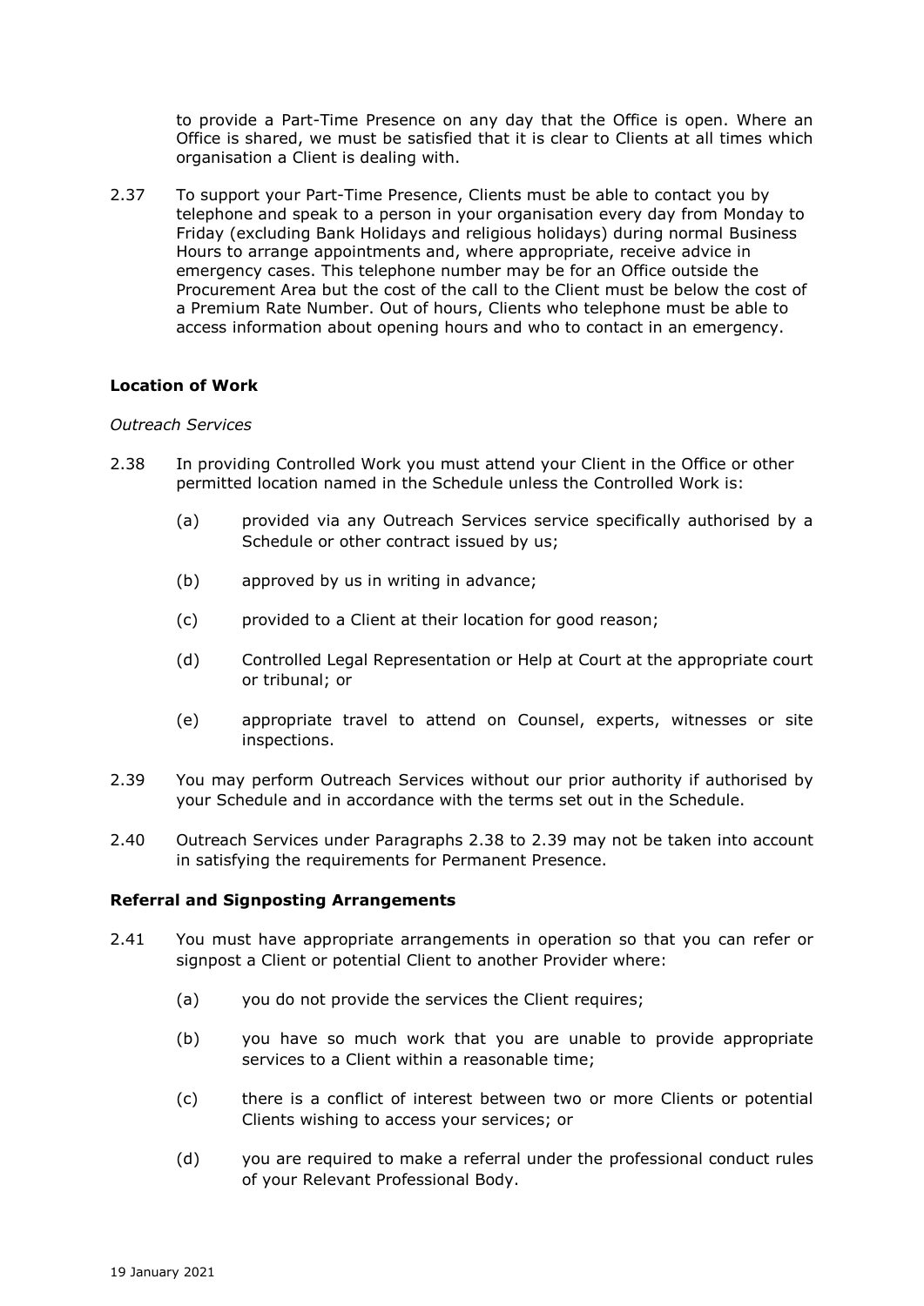to provide a Part-Time Presence on any day that the Office is open. Where an Office is shared, we must be satisfied that it is clear to Clients at all times which organisation a Client is dealing with.

2.37 To support your Part-Time Presence, Clients must be able to contact you by telephone and speak to a person in your organisation every day from Monday to Friday (excluding Bank Holidays and religious holidays) during normal Business Hours to arrange appointments and, where appropriate, receive advice in emergency cases. This telephone number may be for an Office outside the Procurement Area but the cost of the call to the Client must be below the cost of a Premium Rate Number. Out of hours, Clients who telephone must be able to access information about opening hours and who to contact in an emergency.

**Location of Work**

*Outreach Services*

2.38 In providing Controlled Work you must attend your Client in the Office or other permitted location named in the Schedule unless the Controlled Work is:

(a) provided via any Outreach Services service specifically authorised by a Schedule or other contract issued by us;

(b) approved by us in writing in advance;

(c) provided to a Client at their location for good reason;

(d) Controlled Legal Representation or Help at Court at the appropriate court or tribunal; or

(e) appropriate travel to attend on Counsel, experts, witnesses or site inspections.

2.39 You may perform Outreach Services without our prior authority if authorised by your Schedule and in accordance with the terms set out in the Schedule.

2.40 Outreach Services under Paragraphs 2.38 to 2.39 may not be taken into account in satisfying the requirements for Permanent Presence.

**Referral and Signposting Arrangements**

2.41 You must have appropriate arrangements in operation so that you can refer or signpost a Client or potential Client to another Provider where:

(a) you do not provide the services the Client requires;

(b) you have so much work that you are unable to provide appropriate services to a Client within a reasonable time;

(c) there is a conflict of interest between two or more Clients or potential Clients wishing to access your services; or

(d) you are required to make a referral under the professional conduct rules of your Relevant Professional Body.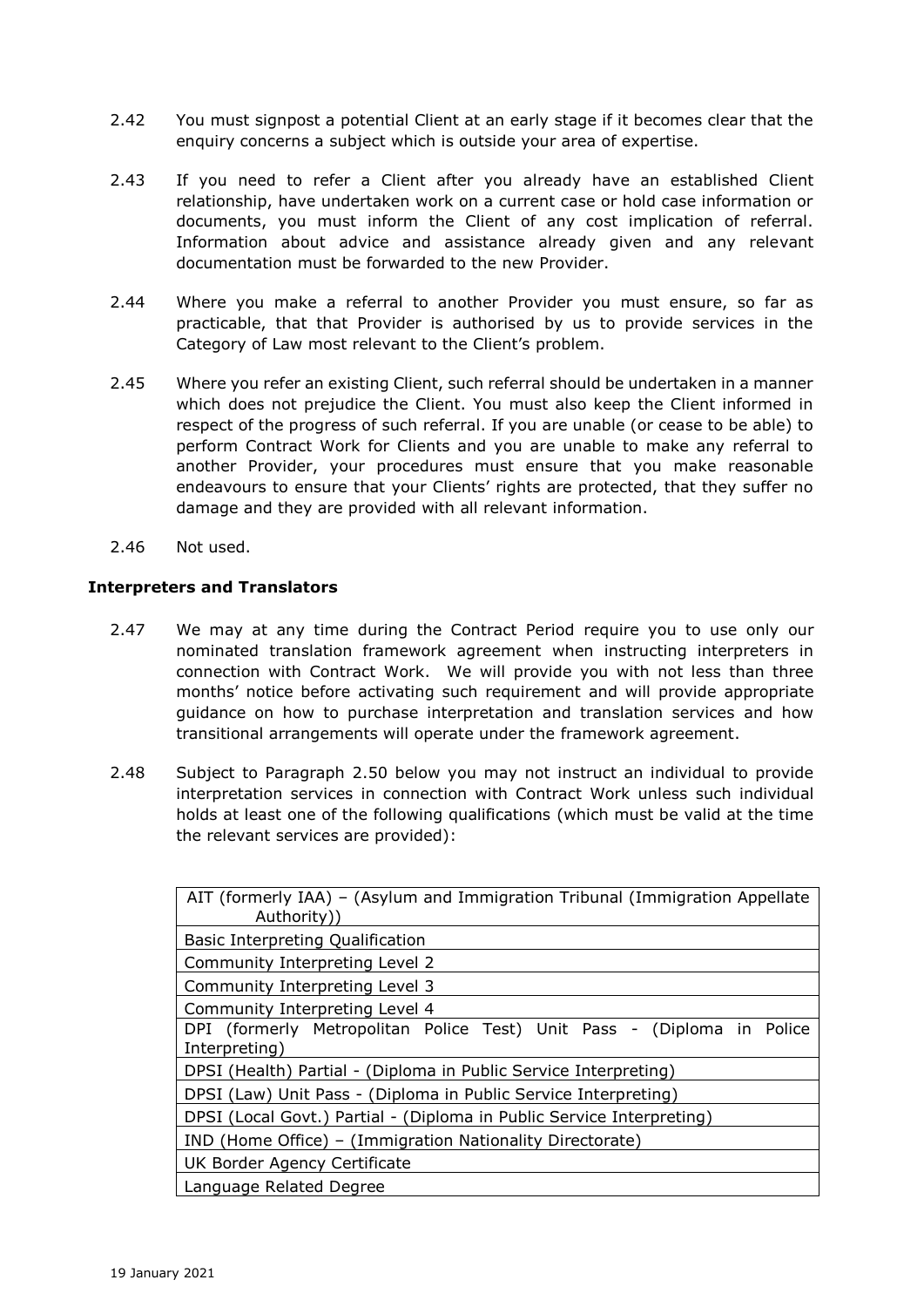2.42 You must signpost a potential Client at an early stage if it becomes clear that the enquiry concerns a subject which is outside your area of expertise.

2.43 If you need to refer a Client after you already have an established Client relationship, have undertaken work on a current case or hold case information or documents, you must inform the Client of any cost implication of referral. Information about advice and assistance already given and any relevant documentation must be forwarded to the new Provider.

2.44 Where you make a referral to another Provider you must ensure, so far as practicable, that that Provider is authorised by us to provide services in the Category of Law most relevant to the Client's problem.

2.45 Where you refer an existing Client, such referral should be undertaken in a manner which does not prejudice the Client. You must also keep the Client informed in respect of the progress of such referral. If you are unable (or cease to be able) to perform Contract Work for Clients and you are unable to make any referral to another Provider, your procedures must ensure that you make reasonable endeavours to ensure that your Clients' rights are protected, that they suffer no damage and they are provided with all relevant information.

2.46 Not used.

**Interpreters and Translators**

2.47 We may at any time during the Contract Period require you to use only our nominated translation framework agreement when instructing interpreters in connection with Contract Work. We will provide you with not less than three months' notice before activating such requirement and will provide appropriate guidance on how to purchase interpretation and translation services and how transitional arrangements will operate under the framework agreement.

2.48 Subject to Paragraph 2.50 below you may not instruct an individual to provide interpretation services in connection with Contract Work unless such individual holds at least one of the following qualifications (which must be valid at the time the relevant services are provided):

| Qualification |
|---|
| AIT (formerly IAA) – (Asylum and Immigration Tribunal (Immigration Appellate Authority)) |
| Basic Interpreting Qualification |
| Community Interpreting Level 2 |
| Community Interpreting Level 3 |
| Community Interpreting Level 4 |
| DPI (formerly Metropolitan Police Test) Unit Pass - (Diploma in Police Interpreting) |
| DPSI (Health) Partial - (Diploma in Public Service Interpreting) |
| DPSI (Law) Unit Pass - (Diploma in Public Service Interpreting) |
| DPSI (Local Govt.) Partial - (Diploma in Public Service Interpreting) |
| IND (Home Office) – (Immigration Nationality Directorate) |
| UK Border Agency Certificate |
| Language Related Degree |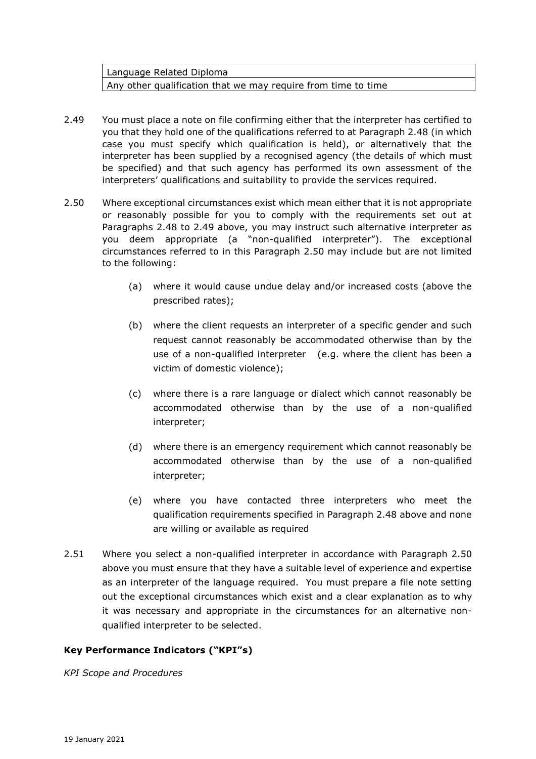| Language Related Diploma |
|---|
| Any other qualification that we may require from time to time |

2.49 You must place a note on file confirming either that the interpreter has certified to you that they hold one of the qualifications referred to at Paragraph 2.48 (in which case you must specify which qualification is held), or alternatively that the interpreter has been supplied by a recognised agency (the details of which must be specified) and that such agency has performed its own assessment of the interpreters' qualifications and suitability to provide the services required.

2.50 Where exceptional circumstances exist which mean either that it is not appropriate or reasonably possible for you to comply with the requirements set out at Paragraphs 2.48 to 2.49 above, you may instruct such alternative interpreter as you deem appropriate (a "non-qualified interpreter"). The exceptional circumstances referred to in this Paragraph 2.50 may include but are not limited to the following:

(a) where it would cause undue delay and/or increased costs (above the prescribed rates);

(b) where the client requests an interpreter of a specific gender and such request cannot reasonably be accommodated otherwise than by the use of a non-qualified interpreter (e.g. where the client has been a victim of domestic violence);

(c) where there is a rare language or dialect which cannot reasonably be accommodated otherwise than by the use of a non-qualified interpreter;

(d) where there is an emergency requirement which cannot reasonably be accommodated otherwise than by the use of a non-qualified interpreter;

(e) where you have contacted three interpreters who meet the qualification requirements specified in Paragraph 2.48 above and none are willing or available as required

2.51 Where you select a non-qualified interpreter in accordance with Paragraph 2.50 above you must ensure that they have a suitable level of experience and expertise as an interpreter of the language required. You must prepare a file note setting out the exceptional circumstances which exist and a clear explanation as to why it was necessary and appropriate in the circumstances for an alternative non-qualified interpreter to be selected.

**Key Performance Indicators ("KPI"s)**

*KPI Scope and Procedures*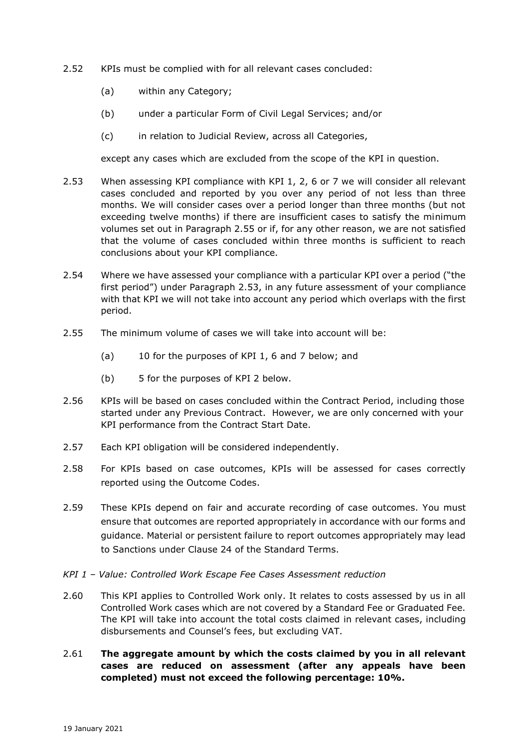2.52 KPIs must be complied with for all relevant cases concluded:

(a) within any Category;

(b) under a particular Form of Civil Legal Services; and/or

(c) in relation to Judicial Review, across all Categories,

except any cases which are excluded from the scope of the KPI in question.

2.53 When assessing KPI compliance with KPI 1, 2, 6 or 7 we will consider all relevant cases concluded and reported by you over any period of not less than three months. We will consider cases over a period longer than three months (but not exceeding twelve months) if there are insufficient cases to satisfy the minimum volumes set out in Paragraph 2.55 or if, for any other reason, we are not satisfied that the volume of cases concluded within three months is sufficient to reach conclusions about your KPI compliance.

2.54 Where we have assessed your compliance with a particular KPI over a period ("the first period") under Paragraph 2.53, in any future assessment of your compliance with that KPI we will not take into account any period which overlaps with the first period.

2.55 The minimum volume of cases we will take into account will be:

(a) 10 for the purposes of KPI 1, 6 and 7 below; and

(b) 5 for the purposes of KPI 2 below.

2.56 KPIs will be based on cases concluded within the Contract Period, including those started under any Previous Contract. However, we are only concerned with your KPI performance from the Contract Start Date.

2.57 Each KPI obligation will be considered independently.

2.58 For KPIs based on case outcomes, KPIs will be assessed for cases correctly reported using the Outcome Codes.

2.59 These KPIs depend on fair and accurate recording of case outcomes. You must ensure that outcomes are reported appropriately in accordance with our forms and guidance. Material or persistent failure to report outcomes appropriately may lead to Sanctions under Clause 24 of the Standard Terms.

*KPI 1 – Value: Controlled Work Escape Fee Cases Assessment reduction*

2.60 This KPI applies to Controlled Work only. It relates to costs assessed by us in all Controlled Work cases which are not covered by a Standard Fee or Graduated Fee. The KPI will take into account the total costs claimed in relevant cases, including disbursements and Counsel's fees, but excluding VAT.

2.61 **The aggregate amount by which the costs claimed by you in all relevant cases are reduced on assessment (after any appeals have been completed) must not exceed the following percentage: 10%.**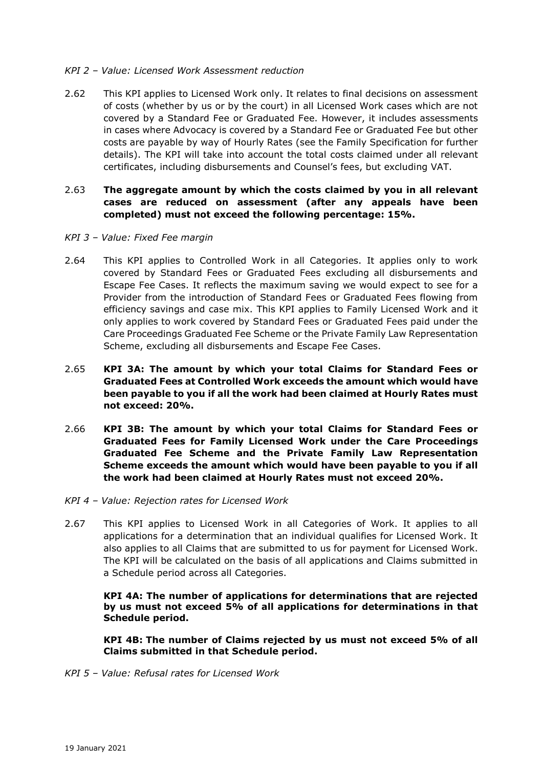*KPI 2 – Value: Licensed Work Assessment reduction*

2.62 This KPI applies to Licensed Work only. It relates to final decisions on assessment of costs (whether by us or by the court) in all Licensed Work cases which are not covered by a Standard Fee or Graduated Fee. However, it includes assessments in cases where Advocacy is covered by a Standard Fee or Graduated Fee but other costs are payable by way of Hourly Rates (see the Family Specification for further details). The KPI will take into account the total costs claimed under all relevant certificates, including disbursements and Counsel's fees, but excluding VAT.

2.63 **The aggregate amount by which the costs claimed by you in all relevant cases are reduced on assessment (after any appeals have been completed) must not exceed the following percentage: 15%.**

*KPI 3 – Value: Fixed Fee margin*

2.64 This KPI applies to Controlled Work in all Categories. It applies only to work covered by Standard Fees or Graduated Fees excluding all disbursements and Escape Fee Cases. It reflects the maximum saving we would expect to see for a Provider from the introduction of Standard Fees or Graduated Fees flowing from efficiency savings and case mix. This KPI applies to Family Licensed Work and it only applies to work covered by Standard Fees or Graduated Fees paid under the Care Proceedings Graduated Fee Scheme or the Private Family Law Representation Scheme, excluding all disbursements and Escape Fee Cases.

2.65 **KPI 3A: The amount by which your total Claims for Standard Fees or Graduated Fees at Controlled Work exceeds the amount which would have been payable to you if all the work had been claimed at Hourly Rates must not exceed: 20%.**

2.66 **KPI 3B: The amount by which your total Claims for Standard Fees or Graduated Fees for Family Licensed Work under the Care Proceedings Graduated Fee Scheme and the Private Family Law Representation Scheme exceeds the amount which would have been payable to you if all the work had been claimed at Hourly Rates must not exceed 20%.**

*KPI 4 – Value: Rejection rates for Licensed Work*

2.67 This KPI applies to Licensed Work in all Categories of Work. It applies to all applications for a determination that an individual qualifies for Licensed Work. It also applies to all Claims that are submitted to us for payment for Licensed Work. The KPI will be calculated on the basis of all applications and Claims submitted in a Schedule period across all Categories.

**KPI 4A: The number of applications for determinations that are rejected by us must not exceed 5% of all applications for determinations in that Schedule period.**

**KPI 4B: The number of Claims rejected by us must not exceed 5% of all Claims submitted in that Schedule period.**

*KPI 5 – Value: Refusal rates for Licensed Work*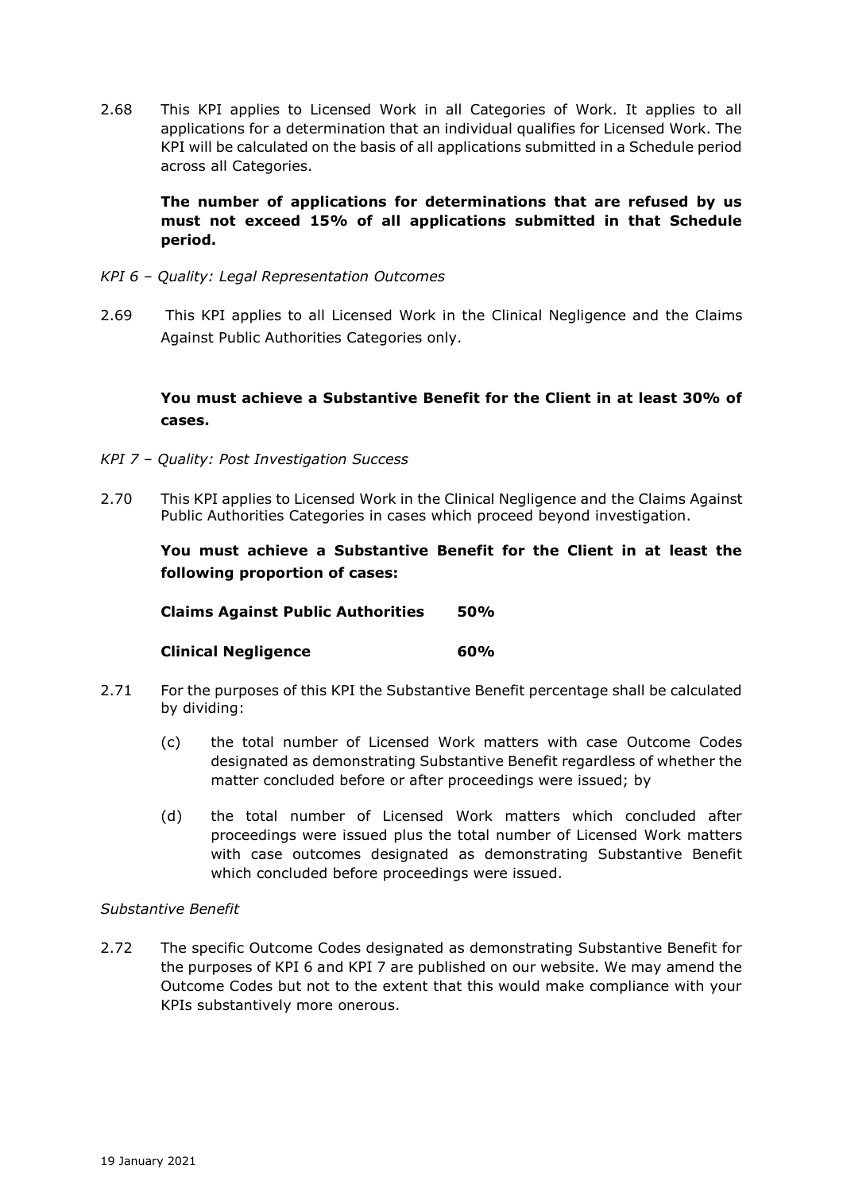2.68 This KPI applies to Licensed Work in all Categories of Work. It applies to all applications for a determination that an individual qualifies for Licensed Work. The KPI will be calculated on the basis of all applications submitted in a Schedule period across all Categories.

**The number of applications for determinations that are refused by us must not exceed 15% of all applications submitted in that Schedule period.**

*KPI 6 – Quality: Legal Representation Outcomes*

2.69 This KPI applies to all Licensed Work in the Clinical Negligence and the Claims Against Public Authorities Categories only.

**You must achieve a Substantive Benefit for the Client in at least 30% of cases.**

*KPI 7 – Quality: Post Investigation Success*

2.70 This KPI applies to Licensed Work in the Clinical Negligence and the Claims Against Public Authorities Categories in cases which proceed beyond investigation.

**You must achieve a Substantive Benefit for the Client in at least the following proportion of cases:**

| | |
|---|---|
| **Claims Against Public Authorities** | **50%** |
| **Clinical Negligence** | **60%** |

2.71 For the purposes of this KPI the Substantive Benefit percentage shall be calculated by dividing:

(c) the total number of Licensed Work matters with case Outcome Codes designated as demonstrating Substantive Benefit regardless of whether the matter concluded before or after proceedings were issued; by

(d) the total number of Licensed Work matters which concluded after proceedings were issued plus the total number of Licensed Work matters with case outcomes designated as demonstrating Substantive Benefit which concluded before proceedings were issued.

*Substantive Benefit*

2.72 The specific Outcome Codes designated as demonstrating Substantive Benefit for the purposes of KPI 6 and KPI 7 are published on our website. We may amend the Outcome Codes but not to the extent that this would make compliance with your KPIs substantively more onerous.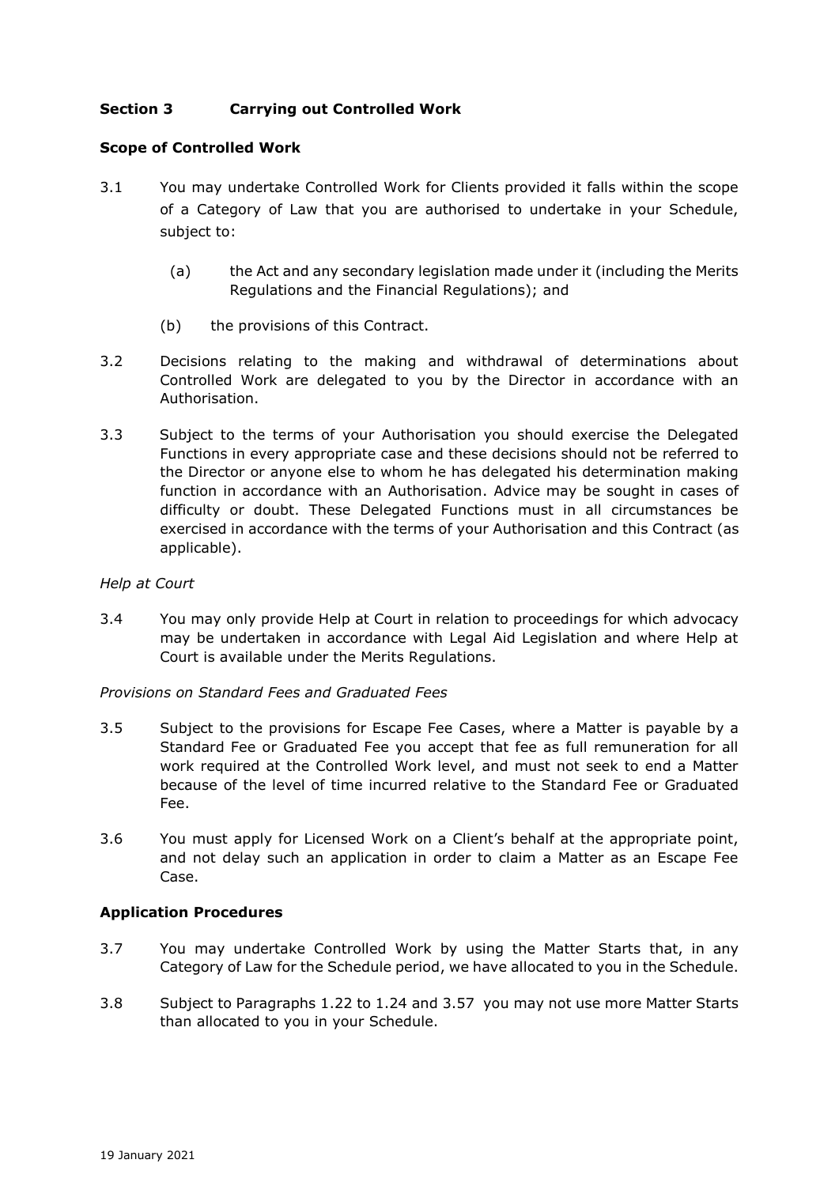## Section 3 Carrying out Controlled Work

### Scope of Controlled Work

3.1 You may undertake Controlled Work for Clients provided it falls within the scope of a Category of Law that you are authorised to undertake in your Schedule, subject to:

(a) the Act and any secondary legislation made under it (including the Merits Regulations and the Financial Regulations); and

(b) the provisions of this Contract.

3.2 Decisions relating to the making and withdrawal of determinations about Controlled Work are delegated to you by the Director in accordance with an Authorisation.

3.3 Subject to the terms of your Authorisation you should exercise the Delegated Functions in every appropriate case and these decisions should not be referred to the Director or anyone else to whom he has delegated his determination making function in accordance with an Authorisation. Advice may be sought in cases of difficulty or doubt. These Delegated Functions must in all circumstances be exercised in accordance with the terms of your Authorisation and this Contract (as applicable).

*Help at Court*

3.4 You may only provide Help at Court in relation to proceedings for which advocacy may be undertaken in accordance with Legal Aid Legislation and where Help at Court is available under the Merits Regulations.

*Provisions on Standard Fees and Graduated Fees*

3.5 Subject to the provisions for Escape Fee Cases, where a Matter is payable by a Standard Fee or Graduated Fee you accept that fee as full remuneration for all work required at the Controlled Work level, and must not seek to end a Matter because of the level of time incurred relative to the Standard Fee or Graduated Fee.

3.6 You must apply for Licensed Work on a Client's behalf at the appropriate point, and not delay such an application in order to claim a Matter as an Escape Fee Case.

### Application Procedures

3.7 You may undertake Controlled Work by using the Matter Starts that, in any Category of Law for the Schedule period, we have allocated to you in the Schedule.

3.8 Subject to Paragraphs 1.22 to 1.24 and 3.57 you may not use more Matter Starts than allocated to you in your Schedule.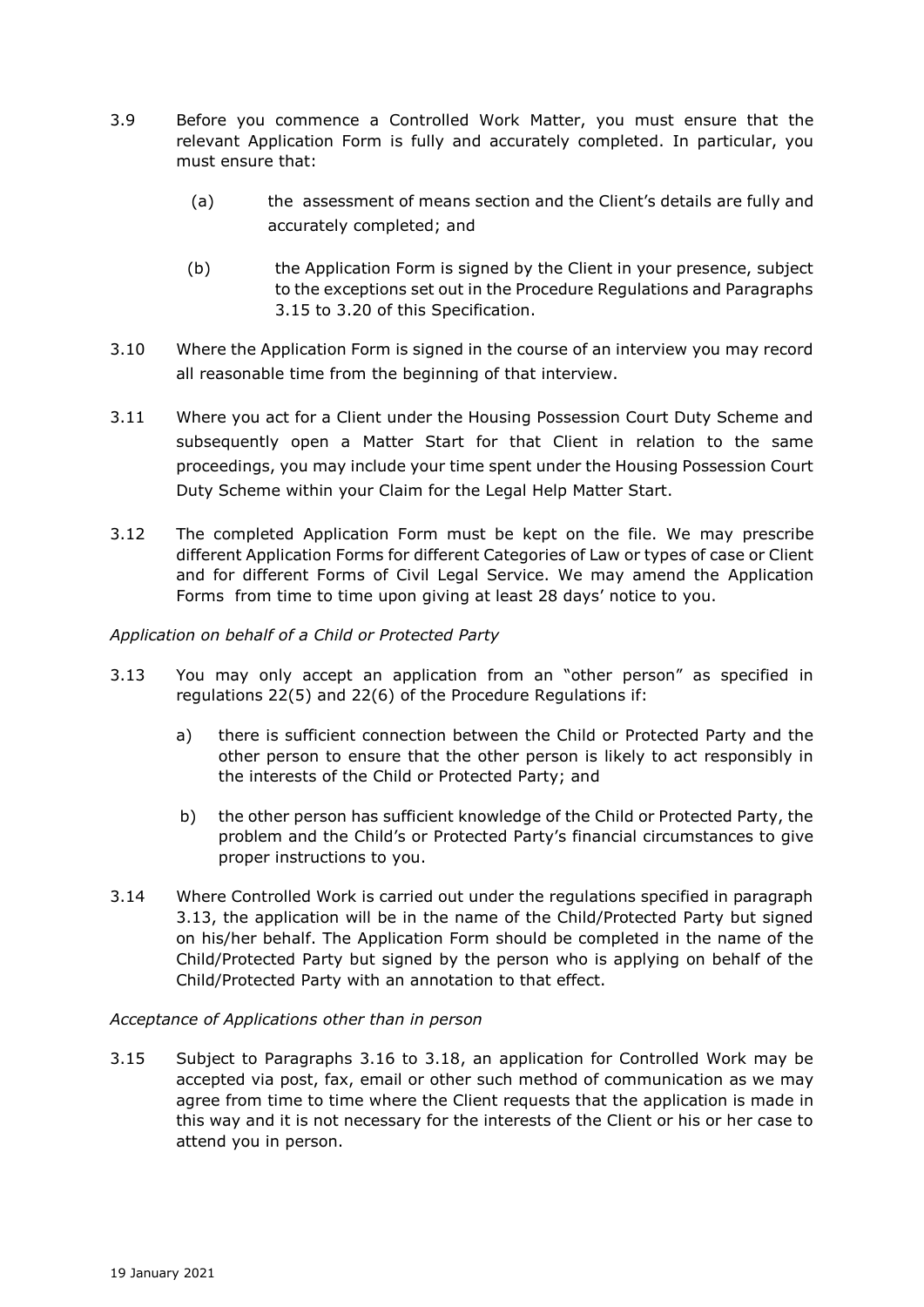3.9 Before you commence a Controlled Work Matter, you must ensure that the relevant Application Form is fully and accurately completed. In particular, you must ensure that:

(a) the assessment of means section and the Client's details are fully and accurately completed; and

(b) the Application Form is signed by the Client in your presence, subject to the exceptions set out in the Procedure Regulations and Paragraphs 3.15 to 3.20 of this Specification.

3.10 Where the Application Form is signed in the course of an interview you may record all reasonable time from the beginning of that interview.

3.11 Where you act for a Client under the Housing Possession Court Duty Scheme and subsequently open a Matter Start for that Client in relation to the same proceedings, you may include your time spent under the Housing Possession Court Duty Scheme within your Claim for the Legal Help Matter Start.

3.12 The completed Application Form must be kept on the file. We may prescribe different Application Forms for different Categories of Law or types of case or Client and for different Forms of Civil Legal Service. We may amend the Application Forms from time to time upon giving at least 28 days' notice to you.

*Application on behalf of a Child or Protected Party*

3.13 You may only accept an application from an "other person" as specified in regulations 22(5) and 22(6) of the Procedure Regulations if:

a) there is sufficient connection between the Child or Protected Party and the other person to ensure that the other person is likely to act responsibly in the interests of the Child or Protected Party; and

b) the other person has sufficient knowledge of the Child or Protected Party, the problem and the Child's or Protected Party's financial circumstances to give proper instructions to you.

3.14 Where Controlled Work is carried out under the regulations specified in paragraph 3.13, the application will be in the name of the Child/Protected Party but signed on his/her behalf. The Application Form should be completed in the name of the Child/Protected Party but signed by the person who is applying on behalf of the Child/Protected Party with an annotation to that effect.

*Acceptance of Applications other than in person*

3.15 Subject to Paragraphs 3.16 to 3.18, an application for Controlled Work may be accepted via post, fax, email or other such method of communication as we may agree from time to time where the Client requests that the application is made in this way and it is not necessary for the interests of the Client or his or her case to attend you in person.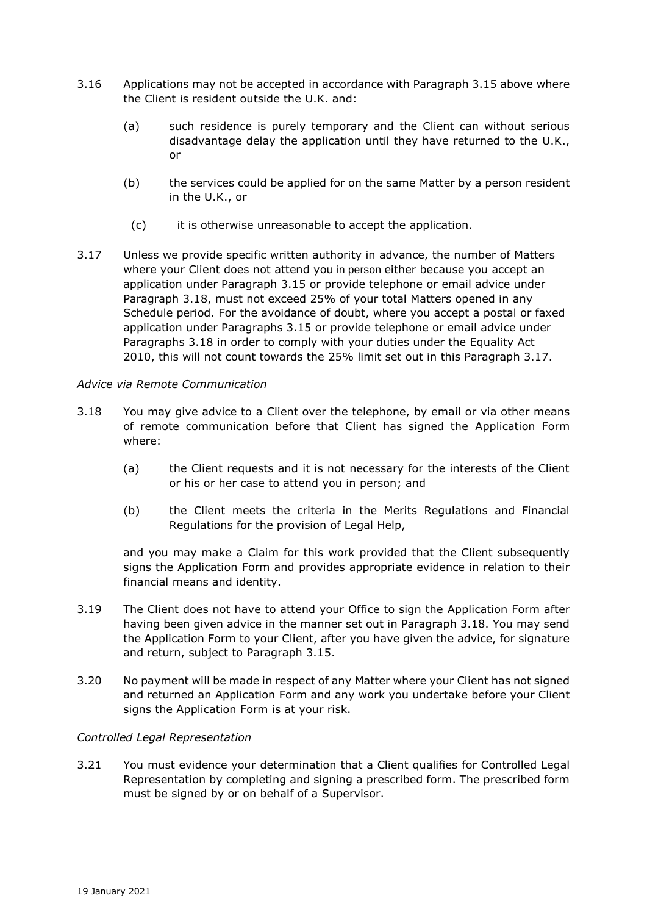3.16 Applications may not be accepted in accordance with Paragraph 3.15 above where the Client is resident outside the U.K. and:

(a) such residence is purely temporary and the Client can without serious disadvantage delay the application until they have returned to the U.K., or

(b) the services could be applied for on the same Matter by a person resident in the U.K., or

(c) it is otherwise unreasonable to accept the application.

3.17 Unless we provide specific written authority in advance, the number of Matters where your Client does not attend you in person either because you accept an application under Paragraph 3.15 or provide telephone or email advice under Paragraph 3.18, must not exceed 25% of your total Matters opened in any Schedule period. For the avoidance of doubt, where you accept a postal or faxed application under Paragraphs 3.15 or provide telephone or email advice under Paragraphs 3.18 in order to comply with your duties under the Equality Act 2010, this will not count towards the 25% limit set out in this Paragraph 3.17.

*Advice via Remote Communication*

3.18 You may give advice to a Client over the telephone, by email or via other means of remote communication before that Client has signed the Application Form where:

(a) the Client requests and it is not necessary for the interests of the Client or his or her case to attend you in person; and

(b) the Client meets the criteria in the Merits Regulations and Financial Regulations for the provision of Legal Help,

and you may make a Claim for this work provided that the Client subsequently signs the Application Form and provides appropriate evidence in relation to their financial means and identity.

3.19 The Client does not have to attend your Office to sign the Application Form after having been given advice in the manner set out in Paragraph 3.18. You may send the Application Form to your Client, after you have given the advice, for signature and return, subject to Paragraph 3.15.

3.20 No payment will be made in respect of any Matter where your Client has not signed and returned an Application Form and any work you undertake before your Client signs the Application Form is at your risk.

*Controlled Legal Representation*

3.21 You must evidence your determination that a Client qualifies for Controlled Legal Representation by completing and signing a prescribed form. The prescribed form must be signed by or on behalf of a Supervisor.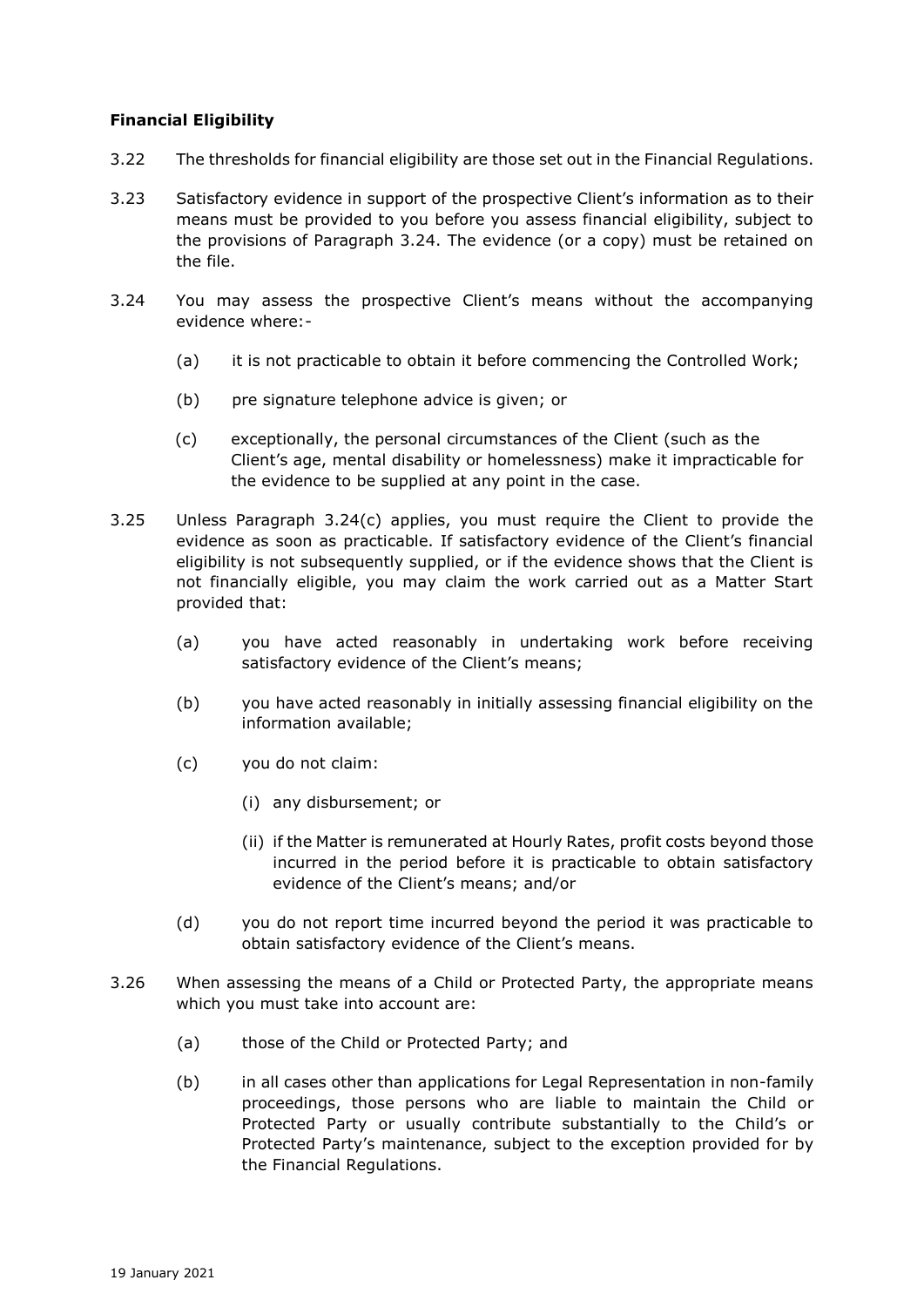**Financial Eligibility**

3.22 The thresholds for financial eligibility are those set out in the Financial Regulations.

3.23 Satisfactory evidence in support of the prospective Client's information as to their means must be provided to you before you assess financial eligibility, subject to the provisions of Paragraph 3.24. The evidence (or a copy) must be retained on the file.

3.24 You may assess the prospective Client's means without the accompanying evidence where:-

- (a) it is not practicable to obtain it before commencing the Controlled Work;
- (b) pre signature telephone advice is given; or
- (c) exceptionally, the personal circumstances of the Client (such as the Client's age, mental disability or homelessness) make it impracticable for the evidence to be supplied at any point in the case.

3.25 Unless Paragraph 3.24(c) applies, you must require the Client to provide the evidence as soon as practicable. If satisfactory evidence of the Client's financial eligibility is not subsequently supplied, or if the evidence shows that the Client is not financially eligible, you may claim the work carried out as a Matter Start provided that:

- (a) you have acted reasonably in undertaking work before receiving satisfactory evidence of the Client's means;
- (b) you have acted reasonably in initially assessing financial eligibility on the information available;
- (c) you do not claim:
  - (i) any disbursement; or
  - (ii) if the Matter is remunerated at Hourly Rates, profit costs beyond those incurred in the period before it is practicable to obtain satisfactory evidence of the Client's means; and/or
- (d) you do not report time incurred beyond the period it was practicable to obtain satisfactory evidence of the Client's means.

3.26 When assessing the means of a Child or Protected Party, the appropriate means which you must take into account are:

- (a) those of the Child or Protected Party; and
- (b) in all cases other than applications for Legal Representation in non-family proceedings, those persons who are liable to maintain the Child or Protected Party or usually contribute substantially to the Child's or Protected Party's maintenance, subject to the exception provided for by the Financial Regulations.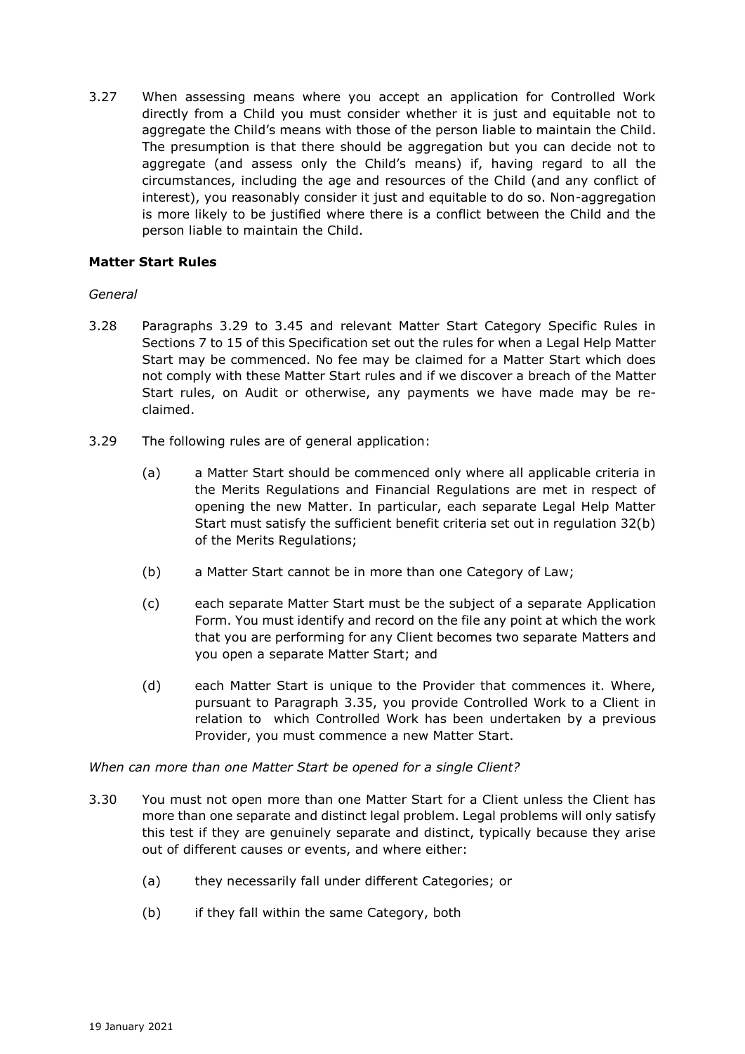3.27 When assessing means where you accept an application for Controlled Work directly from a Child you must consider whether it is just and equitable not to aggregate the Child's means with those of the person liable to maintain the Child. The presumption is that there should be aggregation but you can decide not to aggregate (and assess only the Child's means) if, having regard to all the circumstances, including the age and resources of the Child (and any conflict of interest), you reasonably consider it just and equitable to do so. Non-aggregation is more likely to be justified where there is a conflict between the Child and the person liable to maintain the Child.

### Matter Start Rules

*General*

3.28 Paragraphs 3.29 to 3.45 and relevant Matter Start Category Specific Rules in Sections 7 to 15 of this Specification set out the rules for when a Legal Help Matter Start may be commenced. No fee may be claimed for a Matter Start which does not comply with these Matter Start rules and if we discover a breach of the Matter Start rules, on Audit or otherwise, any payments we have made may be re-claimed.

3.29 The following rules are of general application:

(a) a Matter Start should be commenced only where all applicable criteria in the Merits Regulations and Financial Regulations are met in respect of opening the new Matter. In particular, each separate Legal Help Matter Start must satisfy the sufficient benefit criteria set out in regulation 32(b) of the Merits Regulations;

(b) a Matter Start cannot be in more than one Category of Law;

(c) each separate Matter Start must be the subject of a separate Application Form. You must identify and record on the file any point at which the work that you are performing for any Client becomes two separate Matters and you open a separate Matter Start; and

(d) each Matter Start is unique to the Provider that commences it. Where, pursuant to Paragraph 3.35, you provide Controlled Work to a Client in relation to which Controlled Work has been undertaken by a previous Provider, you must commence a new Matter Start.

*When can more than one Matter Start be opened for a single Client?*

3.30 You must not open more than one Matter Start for a Client unless the Client has more than one separate and distinct legal problem. Legal problems will only satisfy this test if they are genuinely separate and distinct, typically because they arise out of different causes or events, and where either:

(a) they necessarily fall under different Categories; or

(b) if they fall within the same Category, both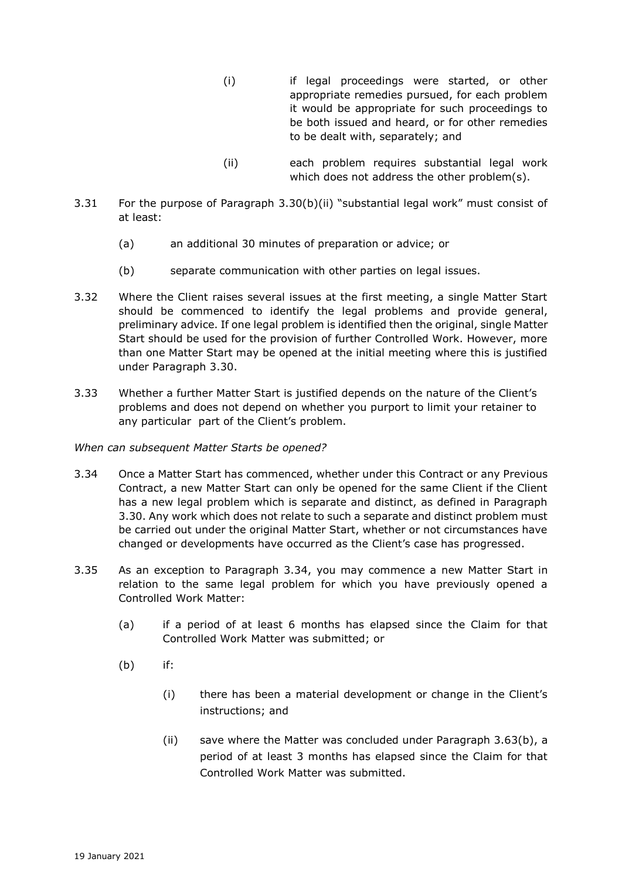(i) if legal proceedings were started, or other appropriate remedies pursued, for each problem it would be appropriate for such proceedings to be both issued and heard, or for other remedies to be dealt with, separately; and

(ii) each problem requires substantial legal work which does not address the other problem(s).

3.31 For the purpose of Paragraph 3.30(b)(ii) "substantial legal work" must consist of at least:

(a) an additional 30 minutes of preparation or advice; or

(b) separate communication with other parties on legal issues.

3.32 Where the Client raises several issues at the first meeting, a single Matter Start should be commenced to identify the legal problems and provide general, preliminary advice. If one legal problem is identified then the original, single Matter Start should be used for the provision of further Controlled Work. However, more than one Matter Start may be opened at the initial meeting where this is justified under Paragraph 3.30.

3.33 Whether a further Matter Start is justified depends on the nature of the Client's problems and does not depend on whether you purport to limit your retainer to any particular part of the Client's problem.

*When can subsequent Matter Starts be opened?*

3.34 Once a Matter Start has commenced, whether under this Contract or any Previous Contract, a new Matter Start can only be opened for the same Client if the Client has a new legal problem which is separate and distinct, as defined in Paragraph 3.30. Any work which does not relate to such a separate and distinct problem must be carried out under the original Matter Start, whether or not circumstances have changed or developments have occurred as the Client's case has progressed.

3.35 As an exception to Paragraph 3.34, you may commence a new Matter Start in relation to the same legal problem for which you have previously opened a Controlled Work Matter:

(a) if a period of at least 6 months has elapsed since the Claim for that Controlled Work Matter was submitted; or

(b) if:

(i) there has been a material development or change in the Client's instructions; and

(ii) save where the Matter was concluded under Paragraph 3.63(b), a period of at least 3 months has elapsed since the Claim for that Controlled Work Matter was submitted.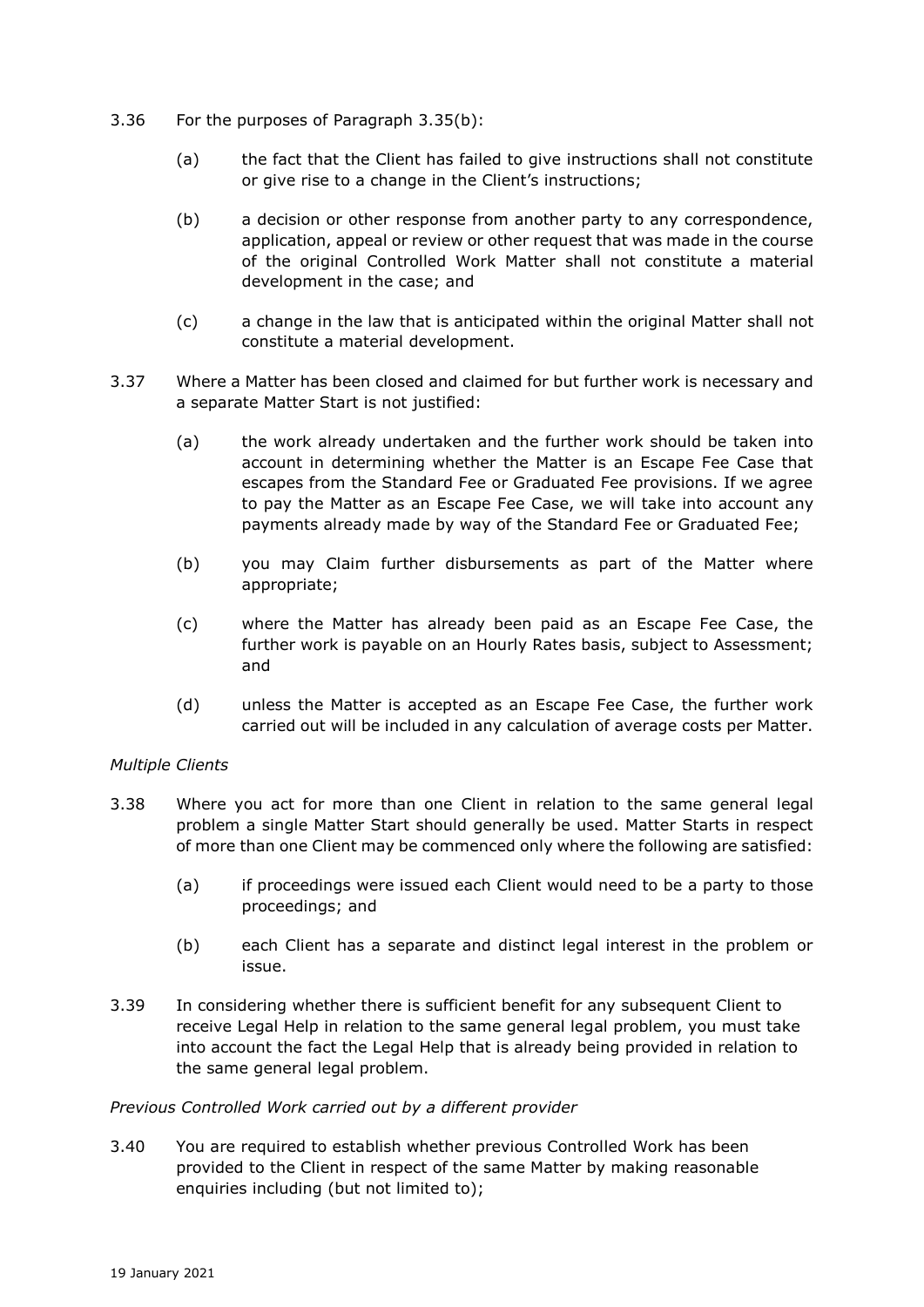3.36 For the purposes of Paragraph 3.35(b):

(a) the fact that the Client has failed to give instructions shall not constitute or give rise to a change in the Client's instructions;

(b) a decision or other response from another party to any correspondence, application, appeal or review or other request that was made in the course of the original Controlled Work Matter shall not constitute a material development in the case; and

(c) a change in the law that is anticipated within the original Matter shall not constitute a material development.

3.37 Where a Matter has been closed and claimed for but further work is necessary and a separate Matter Start is not justified:

(a) the work already undertaken and the further work should be taken into account in determining whether the Matter is an Escape Fee Case that escapes from the Standard Fee or Graduated Fee provisions. If we agree to pay the Matter as an Escape Fee Case, we will take into account any payments already made by way of the Standard Fee or Graduated Fee;

(b) you may Claim further disbursements as part of the Matter where appropriate;

(c) where the Matter has already been paid as an Escape Fee Case, the further work is payable on an Hourly Rates basis, subject to Assessment; and

(d) unless the Matter is accepted as an Escape Fee Case, the further work carried out will be included in any calculation of average costs per Matter.

*Multiple Clients*

3.38 Where you act for more than one Client in relation to the same general legal problem a single Matter Start should generally be used. Matter Starts in respect of more than one Client may be commenced only where the following are satisfied:

(a) if proceedings were issued each Client would need to be a party to those proceedings; and

(b) each Client has a separate and distinct legal interest in the problem or issue.

3.39 In considering whether there is sufficient benefit for any subsequent Client to receive Legal Help in relation to the same general legal problem, you must take into account the fact the Legal Help that is already being provided in relation to the same general legal problem.

*Previous Controlled Work carried out by a different provider*

3.40 You are required to establish whether previous Controlled Work has been provided to the Client in respect of the same Matter by making reasonable enquiries including (but not limited to);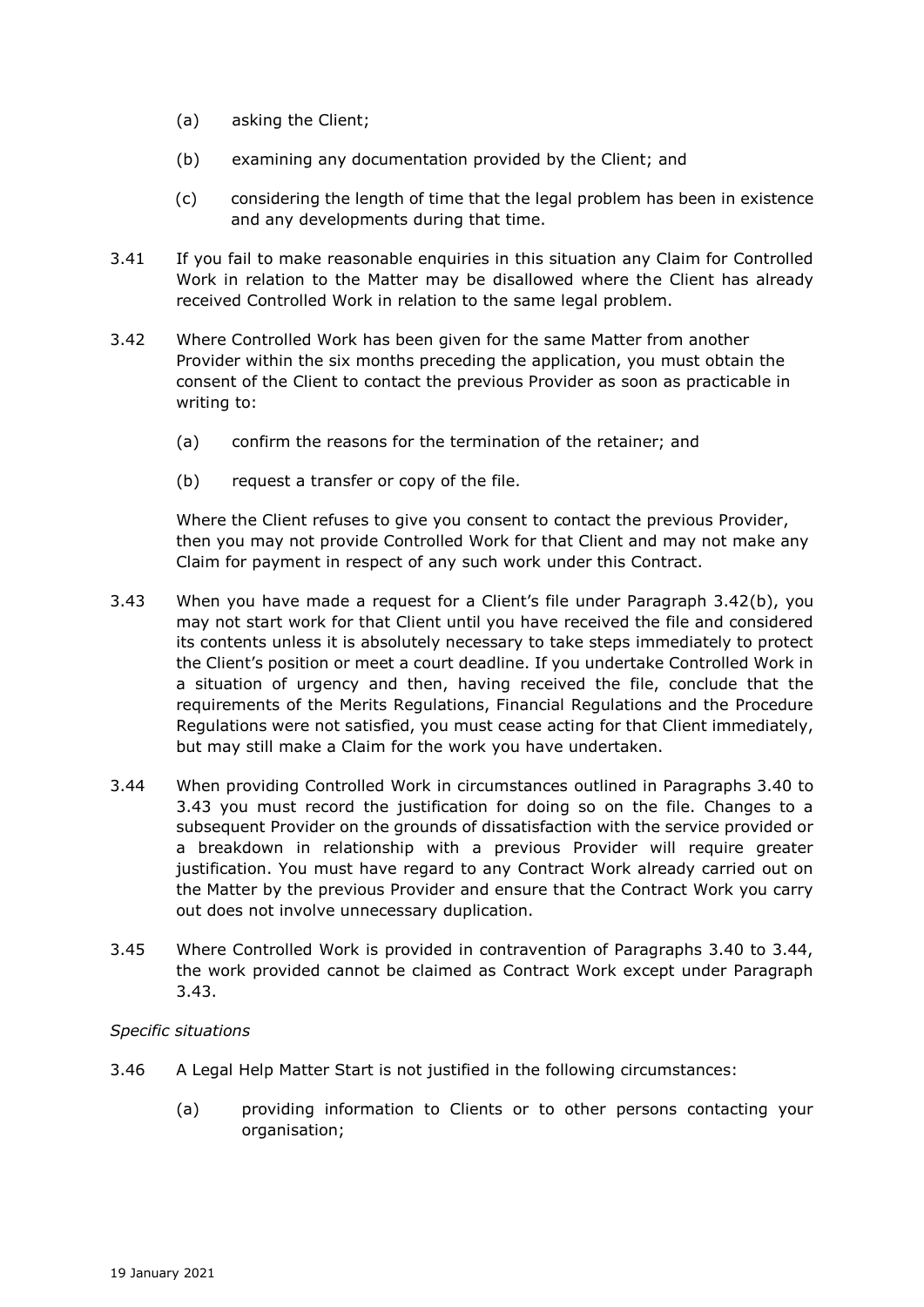(a) asking the Client;

(b) examining any documentation provided by the Client; and

(c) considering the length of time that the legal problem has been in existence and any developments during that time.

3.41 If you fail to make reasonable enquiries in this situation any Claim for Controlled Work in relation to the Matter may be disallowed where the Client has already received Controlled Work in relation to the same legal problem.

3.42 Where Controlled Work has been given for the same Matter from another Provider within the six months preceding the application, you must obtain the consent of the Client to contact the previous Provider as soon as practicable in writing to:

(a) confirm the reasons for the termination of the retainer; and

(b) request a transfer or copy of the file.

Where the Client refuses to give you consent to contact the previous Provider, then you may not provide Controlled Work for that Client and may not make any Claim for payment in respect of any such work under this Contract.

3.43 When you have made a request for a Client's file under Paragraph 3.42(b), you may not start work for that Client until you have received the file and considered its contents unless it is absolutely necessary to take steps immediately to protect the Client's position or meet a court deadline. If you undertake Controlled Work in a situation of urgency and then, having received the file, conclude that the requirements of the Merits Regulations, Financial Regulations and the Procedure Regulations were not satisfied, you must cease acting for that Client immediately, but may still make a Claim for the work you have undertaken.

3.44 When providing Controlled Work in circumstances outlined in Paragraphs 3.40 to 3.43 you must record the justification for doing so on the file. Changes to a subsequent Provider on the grounds of dissatisfaction with the service provided or a breakdown in relationship with a previous Provider will require greater justification. You must have regard to any Contract Work already carried out on the Matter by the previous Provider and ensure that the Contract Work you carry out does not involve unnecessary duplication.

3.45 Where Controlled Work is provided in contravention of Paragraphs 3.40 to 3.44, the work provided cannot be claimed as Contract Work except under Paragraph 3.43.

*Specific situations*

3.46 A Legal Help Matter Start is not justified in the following circumstances:

(a) providing information to Clients or to other persons contacting your organisation;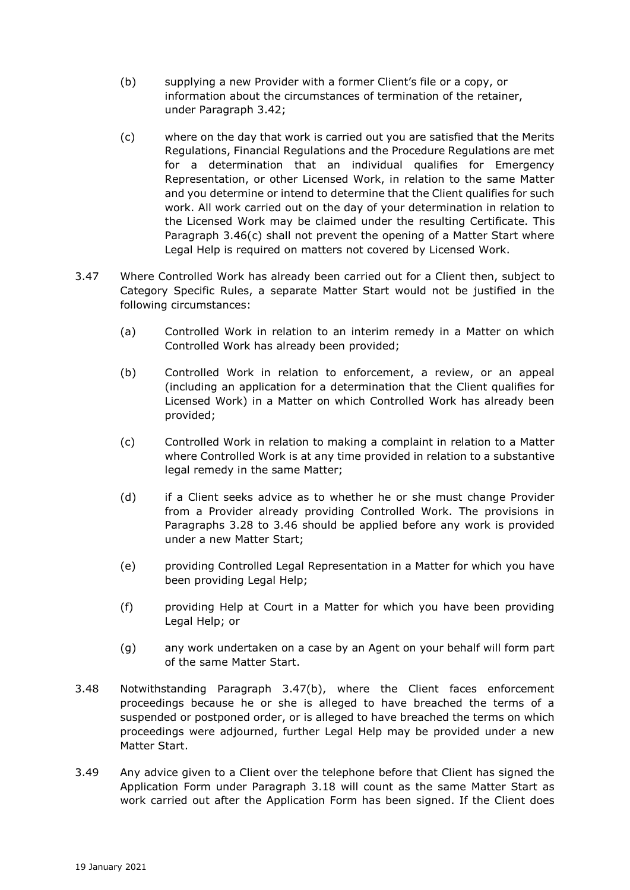(b) supplying a new Provider with a former Client's file or a copy, or information about the circumstances of termination of the retainer, under Paragraph 3.42;

(c) where on the day that work is carried out you are satisfied that the Merits Regulations, Financial Regulations and the Procedure Regulations are met for a determination that an individual qualifies for Emergency Representation, or other Licensed Work, in relation to the same Matter and you determine or intend to determine that the Client qualifies for such work. All work carried out on the day of your determination in relation to the Licensed Work may be claimed under the resulting Certificate. This Paragraph 3.46(c) shall not prevent the opening of a Matter Start where Legal Help is required on matters not covered by Licensed Work.

3.47 Where Controlled Work has already been carried out for a Client then, subject to Category Specific Rules, a separate Matter Start would not be justified in the following circumstances:

(a) Controlled Work in relation to an interim remedy in a Matter on which Controlled Work has already been provided;

(b) Controlled Work in relation to enforcement, a review, or an appeal (including an application for a determination that the Client qualifies for Licensed Work) in a Matter on which Controlled Work has already been provided;

(c) Controlled Work in relation to making a complaint in relation to a Matter where Controlled Work is at any time provided in relation to a substantive legal remedy in the same Matter;

(d) if a Client seeks advice as to whether he or she must change Provider from a Provider already providing Controlled Work. The provisions in Paragraphs 3.28 to 3.46 should be applied before any work is provided under a new Matter Start;

(e) providing Controlled Legal Representation in a Matter for which you have been providing Legal Help;

(f) providing Help at Court in a Matter for which you have been providing Legal Help; or

(g) any work undertaken on a case by an Agent on your behalf will form part of the same Matter Start.

3.48 Notwithstanding Paragraph 3.47(b), where the Client faces enforcement proceedings because he or she is alleged to have breached the terms of a suspended or postponed order, or is alleged to have breached the terms on which proceedings were adjourned, further Legal Help may be provided under a new Matter Start.

3.49 Any advice given to a Client over the telephone before that Client has signed the Application Form under Paragraph 3.18 will count as the same Matter Start as work carried out after the Application Form has been signed. If the Client does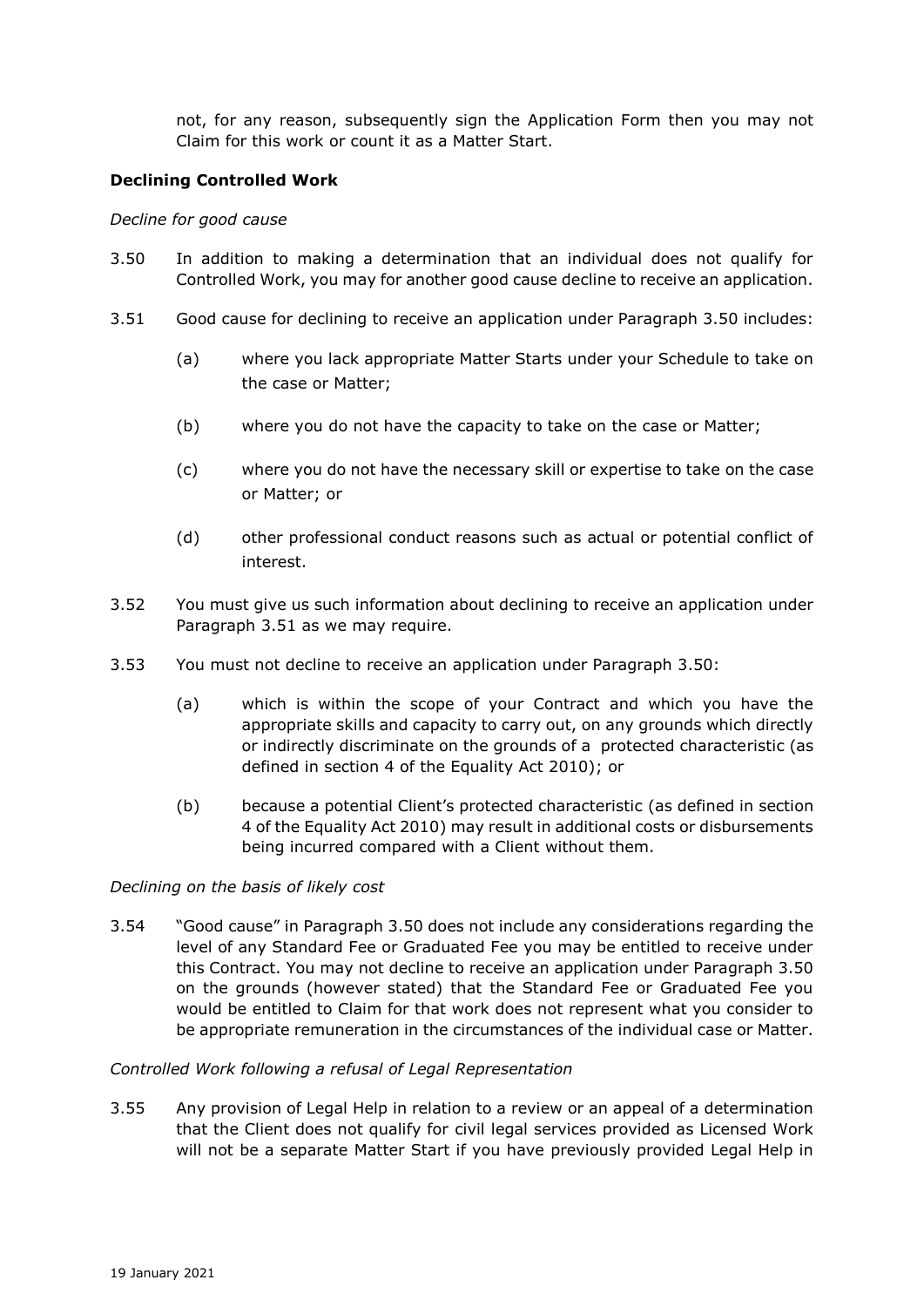not, for any reason, subsequently sign the Application Form then you may not Claim for this work or count it as a Matter Start.

**Declining Controlled Work**

*Decline for good cause*

3.50 In addition to making a determination that an individual does not qualify for Controlled Work, you may for another good cause decline to receive an application.

3.51 Good cause for declining to receive an application under Paragraph 3.50 includes:

(a) where you lack appropriate Matter Starts under your Schedule to take on the case or Matter;

(b) where you do not have the capacity to take on the case or Matter;

(c) where you do not have the necessary skill or expertise to take on the case or Matter; or

(d) other professional conduct reasons such as actual or potential conflict of interest.

3.52 You must give us such information about declining to receive an application under Paragraph 3.51 as we may require.

3.53 You must not decline to receive an application under Paragraph 3.50:

(a) which is within the scope of your Contract and which you have the appropriate skills and capacity to carry out, on any grounds which directly or indirectly discriminate on the grounds of a protected characteristic (as defined in section 4 of the Equality Act 2010); or

(b) because a potential Client's protected characteristic (as defined in section 4 of the Equality Act 2010) may result in additional costs or disbursements being incurred compared with a Client without them.

*Declining on the basis of likely cost*

3.54 "Good cause" in Paragraph 3.50 does not include any considerations regarding the level of any Standard Fee or Graduated Fee you may be entitled to receive under this Contract. You may not decline to receive an application under Paragraph 3.50 on the grounds (however stated) that the Standard Fee or Graduated Fee you would be entitled to Claim for that work does not represent what you consider to be appropriate remuneration in the circumstances of the individual case or Matter.

*Controlled Work following a refusal of Legal Representation*

3.55 Any provision of Legal Help in relation to a review or an appeal of a determination that the Client does not qualify for civil legal services provided as Licensed Work will not be a separate Matter Start if you have previously provided Legal Help in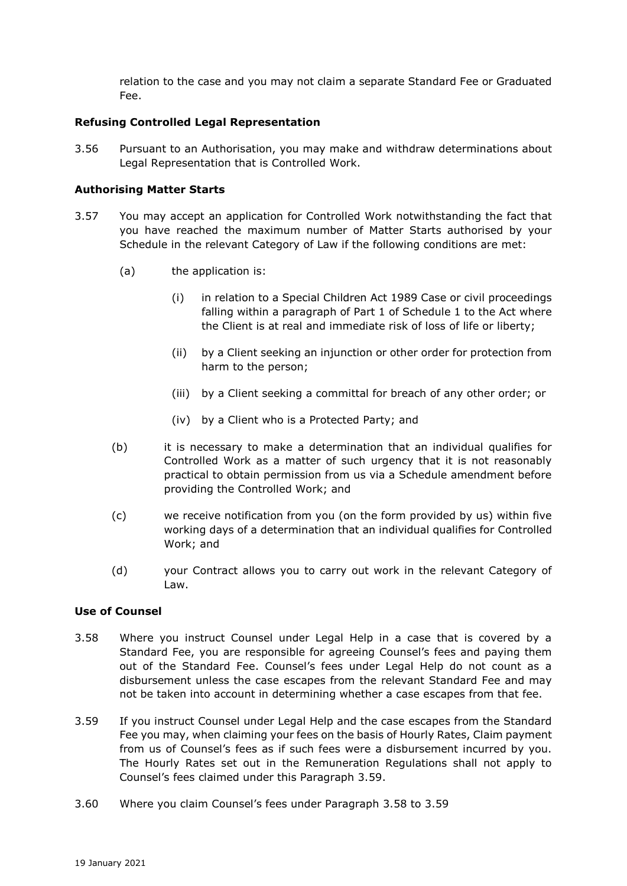relation to the case and you may not claim a separate Standard Fee or Graduated Fee.

**Refusing Controlled Legal Representation**

3.56 Pursuant to an Authorisation, you may make and withdraw determinations about Legal Representation that is Controlled Work.

**Authorising Matter Starts**

3.57 You may accept an application for Controlled Work notwithstanding the fact that you have reached the maximum number of Matter Starts authorised by your Schedule in the relevant Category of Law if the following conditions are met:

(a) the application is:

(i) in relation to a Special Children Act 1989 Case or civil proceedings falling within a paragraph of Part 1 of Schedule 1 to the Act where the Client is at real and immediate risk of loss of life or liberty;

(ii) by a Client seeking an injunction or other order for protection from harm to the person;

(iii) by a Client seeking a committal for breach of any other order; or

(iv) by a Client who is a Protected Party; and

(b) it is necessary to make a determination that an individual qualifies for Controlled Work as a matter of such urgency that it is not reasonably practical to obtain permission from us via a Schedule amendment before providing the Controlled Work; and

(c) we receive notification from you (on the form provided by us) within five working days of a determination that an individual qualifies for Controlled Work; and

(d) your Contract allows you to carry out work in the relevant Category of Law.

**Use of Counsel**

3.58 Where you instruct Counsel under Legal Help in a case that is covered by a Standard Fee, you are responsible for agreeing Counsel's fees and paying them out of the Standard Fee. Counsel's fees under Legal Help do not count as a disbursement unless the case escapes from the relevant Standard Fee and may not be taken into account in determining whether a case escapes from that fee.

3.59 If you instruct Counsel under Legal Help and the case escapes from the Standard Fee you may, when claiming your fees on the basis of Hourly Rates, Claim payment from us of Counsel's fees as if such fees were a disbursement incurred by you. The Hourly Rates set out in the Remuneration Regulations shall not apply to Counsel's fees claimed under this Paragraph 3.59.

3.60 Where you claim Counsel's fees under Paragraph 3.58 to 3.59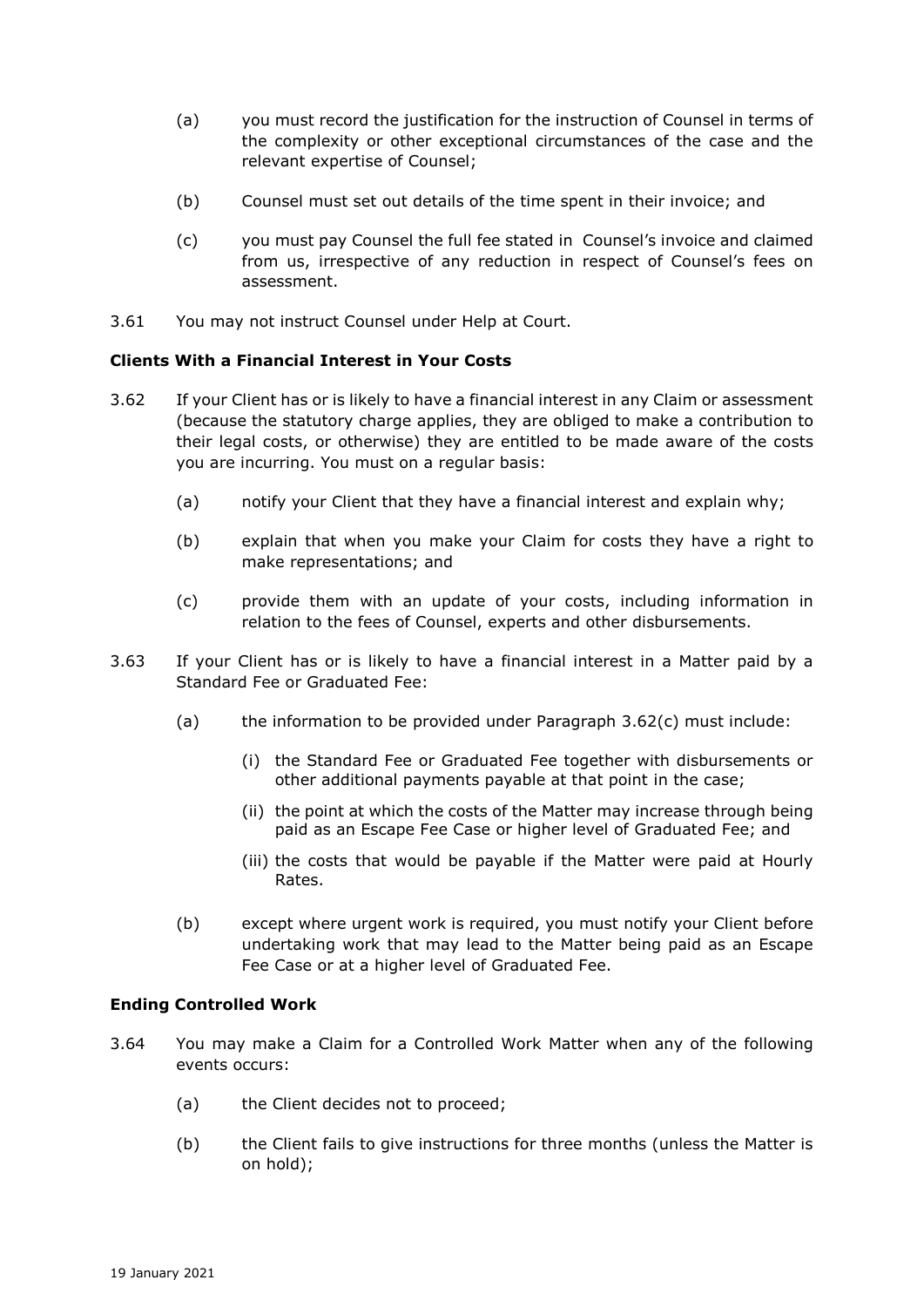(a) you must record the justification for the instruction of Counsel in terms of the complexity or other exceptional circumstances of the case and the relevant expertise of Counsel;

(b) Counsel must set out details of the time spent in their invoice; and

(c) you must pay Counsel the full fee stated in Counsel's invoice and claimed from us, irrespective of any reduction in respect of Counsel's fees on assessment.

3.61 You may not instruct Counsel under Help at Court.

**Clients With a Financial Interest in Your Costs**

3.62 If your Client has or is likely to have a financial interest in any Claim or assessment (because the statutory charge applies, they are obliged to make a contribution to their legal costs, or otherwise) they are entitled to be made aware of the costs you are incurring. You must on a regular basis:

(a) notify your Client that they have a financial interest and explain why;

(b) explain that when you make your Claim for costs they have a right to make representations; and

(c) provide them with an update of your costs, including information in relation to the fees of Counsel, experts and other disbursements.

3.63 If your Client has or is likely to have a financial interest in a Matter paid by a Standard Fee or Graduated Fee:

(a) the information to be provided under Paragraph 3.62(c) must include:

(i) the Standard Fee or Graduated Fee together with disbursements or other additional payments payable at that point in the case;

(ii) the point at which the costs of the Matter may increase through being paid as an Escape Fee Case or higher level of Graduated Fee; and

(iii) the costs that would be payable if the Matter were paid at Hourly Rates.

(b) except where urgent work is required, you must notify your Client before undertaking work that may lead to the Matter being paid as an Escape Fee Case or at a higher level of Graduated Fee.

**Ending Controlled Work**

3.64 You may make a Claim for a Controlled Work Matter when any of the following events occurs:

(a) the Client decides not to proceed;

(b) the Client fails to give instructions for three months (unless the Matter is on hold);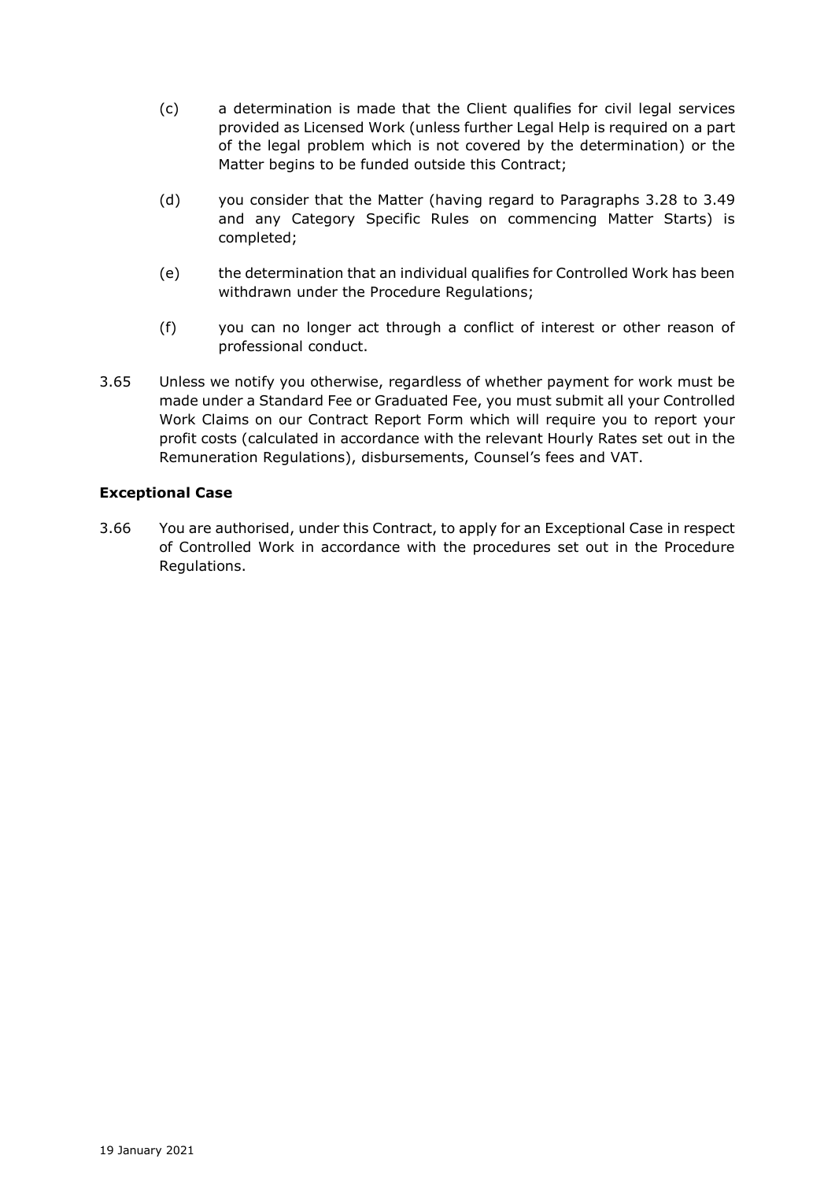(c) a determination is made that the Client qualifies for civil legal services provided as Licensed Work (unless further Legal Help is required on a part of the legal problem which is not covered by the determination) or the Matter begins to be funded outside this Contract;

(d) you consider that the Matter (having regard to Paragraphs 3.28 to 3.49 and any Category Specific Rules on commencing Matter Starts) is completed;

(e) the determination that an individual qualifies for Controlled Work has been withdrawn under the Procedure Regulations;

(f) you can no longer act through a conflict of interest or other reason of professional conduct.

3.65 Unless we notify you otherwise, regardless of whether payment for work must be made under a Standard Fee or Graduated Fee, you must submit all your Controlled Work Claims on our Contract Report Form which will require you to report your profit costs (calculated in accordance with the relevant Hourly Rates set out in the Remuneration Regulations), disbursements, Counsel's fees and VAT.

**Exceptional Case**

3.66 You are authorised, under this Contract, to apply for an Exceptional Case in respect of Controlled Work in accordance with the procedures set out in the Procedure Regulations.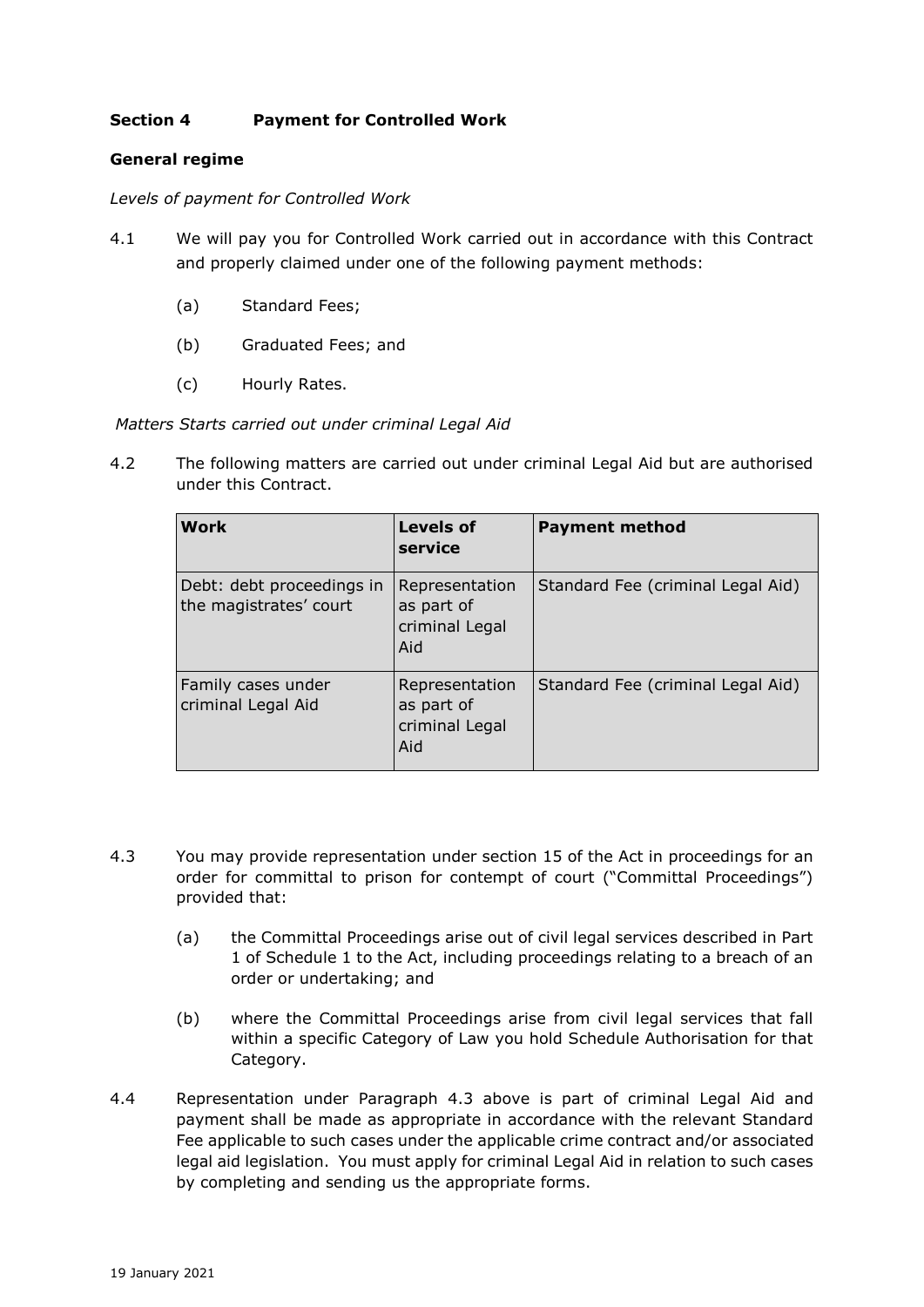## Section 4 Payment for Controlled Work

### General regime

*Levels of payment for Controlled Work*

4.1 We will pay you for Controlled Work carried out in accordance with this Contract and properly claimed under one of the following payment methods:

(a) Standard Fees;

(b) Graduated Fees; and

(c) Hourly Rates.

*Matters Starts carried out under criminal Legal Aid*

4.2 The following matters are carried out under criminal Legal Aid but are authorised under this Contract.

| Work | Levels of service | Payment method |
|---|---|---|
| Debt: debt proceedings in the magistrates' court | Representation as part of criminal Legal Aid | Standard Fee (criminal Legal Aid) |
| Family cases under criminal Legal Aid | Representation as part of criminal Legal Aid | Standard Fee (criminal Legal Aid) |

4.3 You may provide representation under section 15 of the Act in proceedings for an order for committal to prison for contempt of court ("Committal Proceedings") provided that:

(a) the Committal Proceedings arise out of civil legal services described in Part 1 of Schedule 1 to the Act, including proceedings relating to a breach of an order or undertaking; and

(b) where the Committal Proceedings arise from civil legal services that fall within a specific Category of Law you hold Schedule Authorisation for that Category.

4.4 Representation under Paragraph 4.3 above is part of criminal Legal Aid and payment shall be made as appropriate in accordance with the relevant Standard Fee applicable to such cases under the applicable crime contract and/or associated legal aid legislation. You must apply for criminal Legal Aid in relation to such cases by completing and sending us the appropriate forms.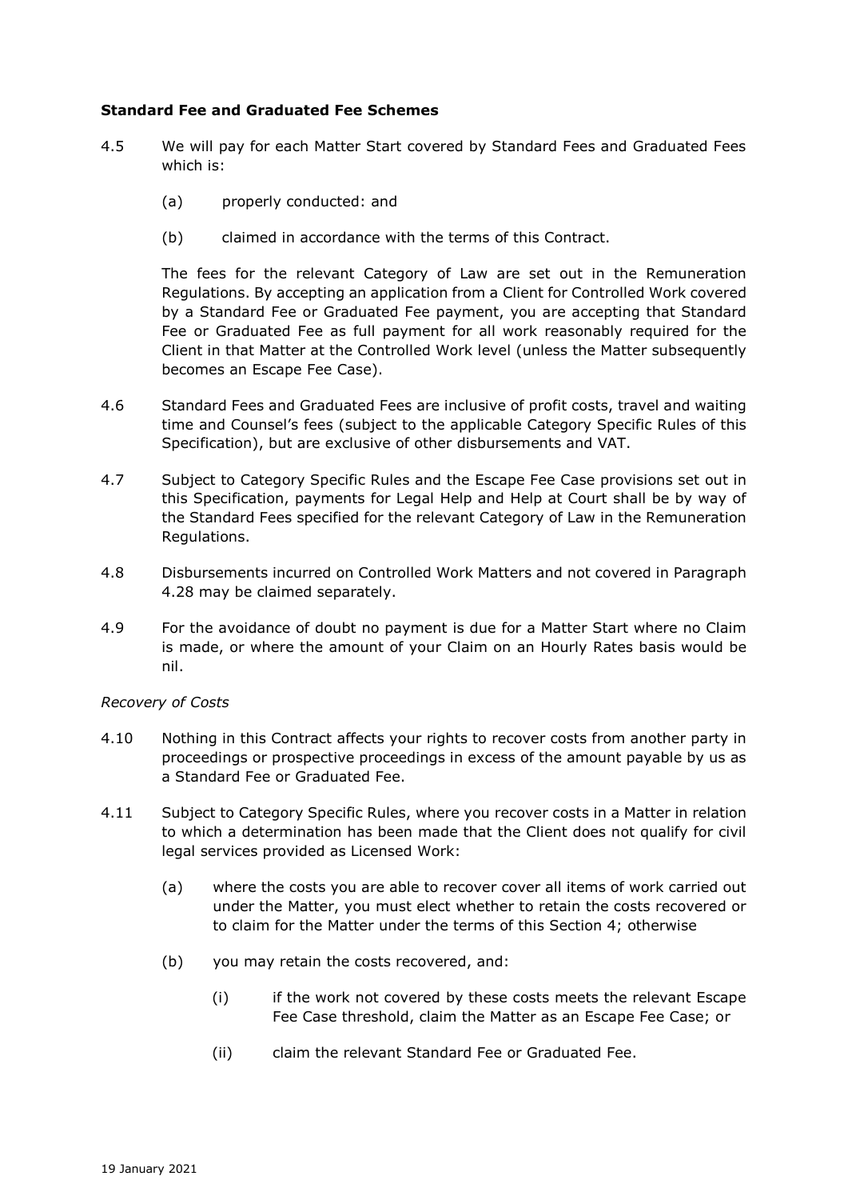**Standard Fee and Graduated Fee Schemes**

4.5 We will pay for each Matter Start covered by Standard Fees and Graduated Fees which is:

(a) properly conducted: and

(b) claimed in accordance with the terms of this Contract.

The fees for the relevant Category of Law are set out in the Remuneration Regulations. By accepting an application from a Client for Controlled Work covered by a Standard Fee or Graduated Fee payment, you are accepting that Standard Fee or Graduated Fee as full payment for all work reasonably required for the Client in that Matter at the Controlled Work level (unless the Matter subsequently becomes an Escape Fee Case).

4.6 Standard Fees and Graduated Fees are inclusive of profit costs, travel and waiting time and Counsel's fees (subject to the applicable Category Specific Rules of this Specification), but are exclusive of other disbursements and VAT.

4.7 Subject to Category Specific Rules and the Escape Fee Case provisions set out in this Specification, payments for Legal Help and Help at Court shall be by way of the Standard Fees specified for the relevant Category of Law in the Remuneration Regulations.

4.8 Disbursements incurred on Controlled Work Matters and not covered in Paragraph 4.28 may be claimed separately.

4.9 For the avoidance of doubt no payment is due for a Matter Start where no Claim is made, or where the amount of your Claim on an Hourly Rates basis would be nil.

*Recovery of Costs*

4.10 Nothing in this Contract affects your rights to recover costs from another party in proceedings or prospective proceedings in excess of the amount payable by us as a Standard Fee or Graduated Fee.

4.11 Subject to Category Specific Rules, where you recover costs in a Matter in relation to which a determination has been made that the Client does not qualify for civil legal services provided as Licensed Work:

(a) where the costs you are able to recover cover all items of work carried out under the Matter, you must elect whether to retain the costs recovered or to claim for the Matter under the terms of this Section 4; otherwise

(b) you may retain the costs recovered, and:

(i) if the work not covered by these costs meets the relevant Escape Fee Case threshold, claim the Matter as an Escape Fee Case; or

(ii) claim the relevant Standard Fee or Graduated Fee.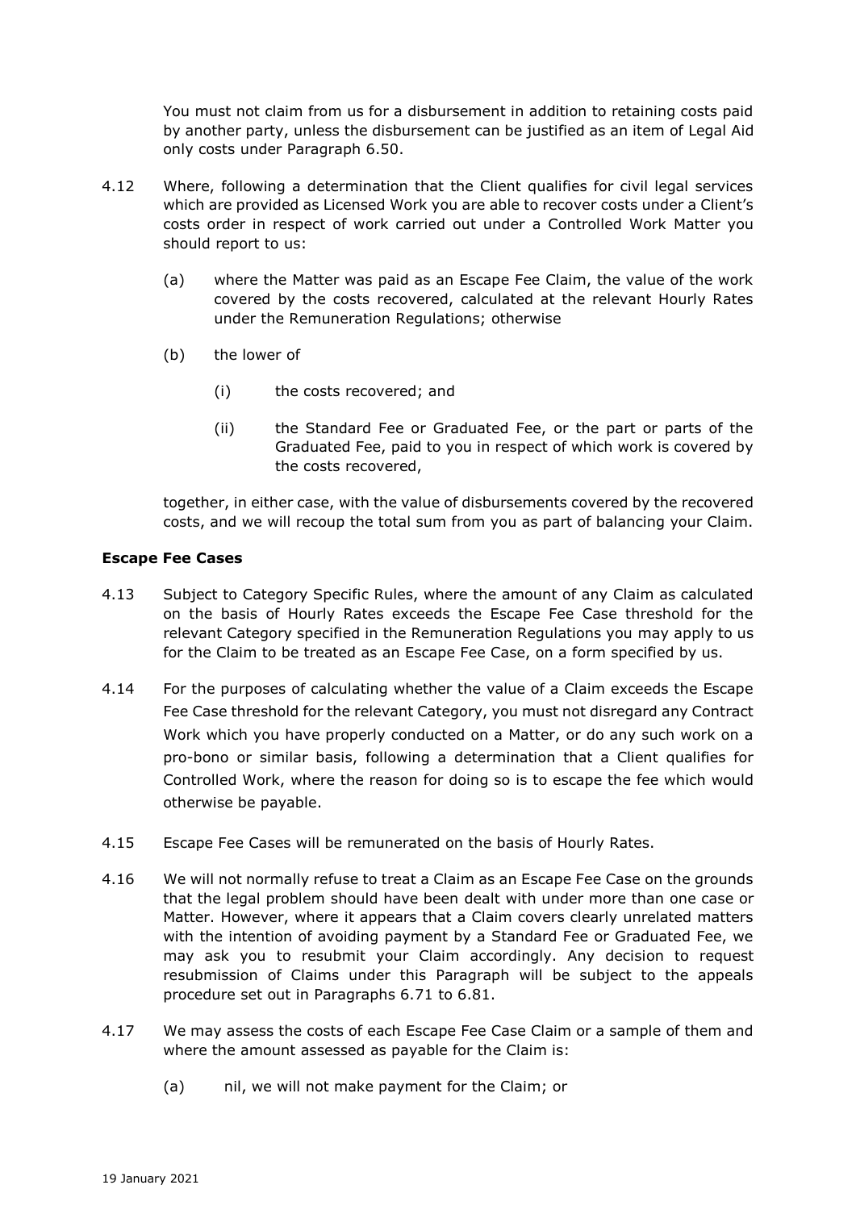You must not claim from us for a disbursement in addition to retaining costs paid by another party, unless the disbursement can be justified as an item of Legal Aid only costs under Paragraph 6.50.

4.12 Where, following a determination that the Client qualifies for civil legal services which are provided as Licensed Work you are able to recover costs under a Client's costs order in respect of work carried out under a Controlled Work Matter you should report to us:

(a) where the Matter was paid as an Escape Fee Claim, the value of the work covered by the costs recovered, calculated at the relevant Hourly Rates under the Remuneration Regulations; otherwise

(b) the lower of

(i) the costs recovered; and

(ii) the Standard Fee or Graduated Fee, or the part or parts of the Graduated Fee, paid to you in respect of which work is covered by the costs recovered,

together, in either case, with the value of disbursements covered by the recovered costs, and we will recoup the total sum from you as part of balancing your Claim.

**Escape Fee Cases**

4.13 Subject to Category Specific Rules, where the amount of any Claim as calculated on the basis of Hourly Rates exceeds the Escape Fee Case threshold for the relevant Category specified in the Remuneration Regulations you may apply to us for the Claim to be treated as an Escape Fee Case, on a form specified by us.

4.14 For the purposes of calculating whether the value of a Claim exceeds the Escape Fee Case threshold for the relevant Category, you must not disregard any Contract Work which you have properly conducted on a Matter, or do any such work on a pro-bono or similar basis, following a determination that a Client qualifies for Controlled Work, where the reason for doing so is to escape the fee which would otherwise be payable.

4.15 Escape Fee Cases will be remunerated on the basis of Hourly Rates.

4.16 We will not normally refuse to treat a Claim as an Escape Fee Case on the grounds that the legal problem should have been dealt with under more than one case or Matter. However, where it appears that a Claim covers clearly unrelated matters with the intention of avoiding payment by a Standard Fee or Graduated Fee, we may ask you to resubmit your Claim accordingly. Any decision to request resubmission of Claims under this Paragraph will be subject to the appeals procedure set out in Paragraphs 6.71 to 6.81.

4.17 We may assess the costs of each Escape Fee Case Claim or a sample of them and where the amount assessed as payable for the Claim is:

(a) nil, we will not make payment for the Claim; or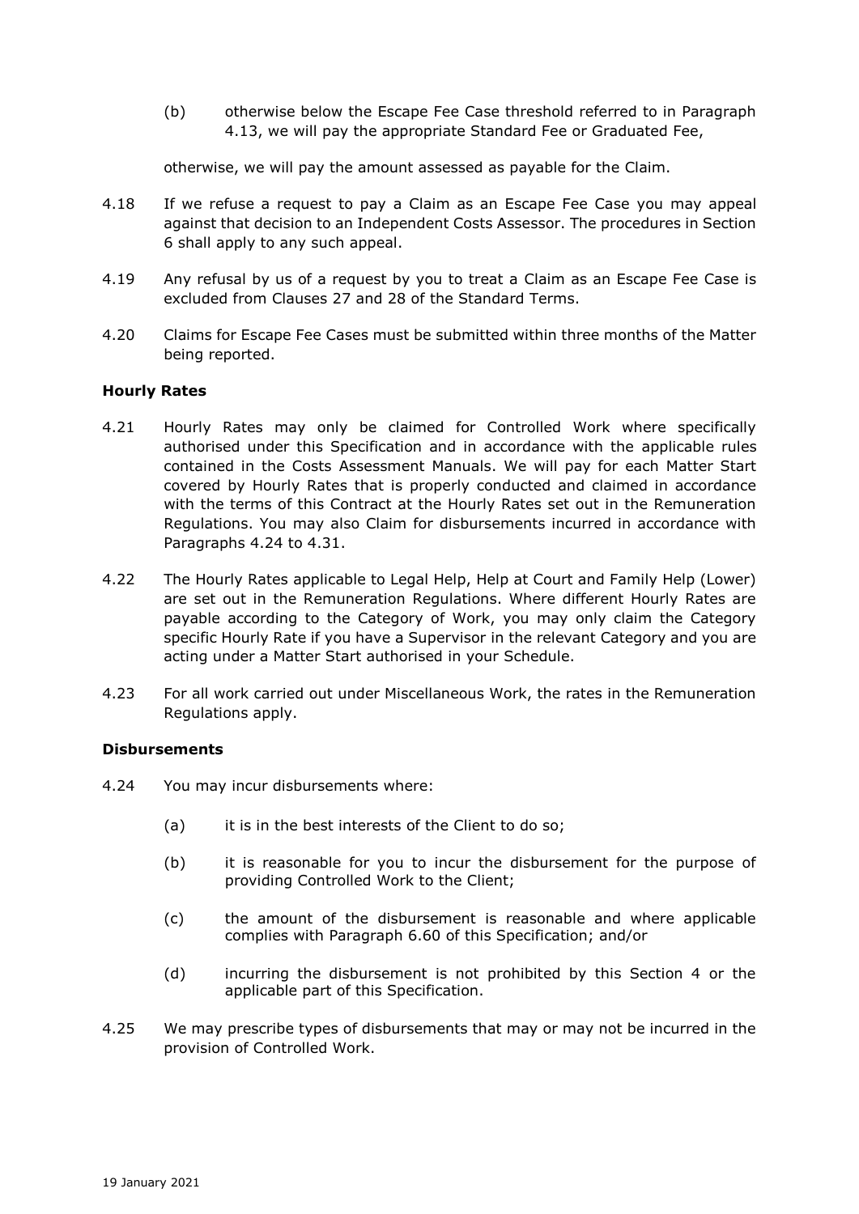(b) otherwise below the Escape Fee Case threshold referred to in Paragraph 4.13, we will pay the appropriate Standard Fee or Graduated Fee,

otherwise, we will pay the amount assessed as payable for the Claim.

4.18 If we refuse a request to pay a Claim as an Escape Fee Case you may appeal against that decision to an Independent Costs Assessor. The procedures in Section 6 shall apply to any such appeal.

4.19 Any refusal by us of a request by you to treat a Claim as an Escape Fee Case is excluded from Clauses 27 and 28 of the Standard Terms.

4.20 Claims for Escape Fee Cases must be submitted within three months of the Matter being reported.

### Hourly Rates

4.21 Hourly Rates may only be claimed for Controlled Work where specifically authorised under this Specification and in accordance with the applicable rules contained in the Costs Assessment Manuals. We will pay for each Matter Start covered by Hourly Rates that is properly conducted and claimed in accordance with the terms of this Contract at the Hourly Rates set out in the Remuneration Regulations. You may also Claim for disbursements incurred in accordance with Paragraphs 4.24 to 4.31.

4.22 The Hourly Rates applicable to Legal Help, Help at Court and Family Help (Lower) are set out in the Remuneration Regulations. Where different Hourly Rates are payable according to the Category of Work, you may only claim the Category specific Hourly Rate if you have a Supervisor in the relevant Category and you are acting under a Matter Start authorised in your Schedule.

4.23 For all work carried out under Miscellaneous Work, the rates in the Remuneration Regulations apply.

### Disbursements

4.24 You may incur disbursements where:

(a) it is in the best interests of the Client to do so;

(b) it is reasonable for you to incur the disbursement for the purpose of providing Controlled Work to the Client;

(c) the amount of the disbursement is reasonable and where applicable complies with Paragraph 6.60 of this Specification; and/or

(d) incurring the disbursement is not prohibited by this Section 4 or the applicable part of this Specification.

4.25 We may prescribe types of disbursements that may or may not be incurred in the provision of Controlled Work.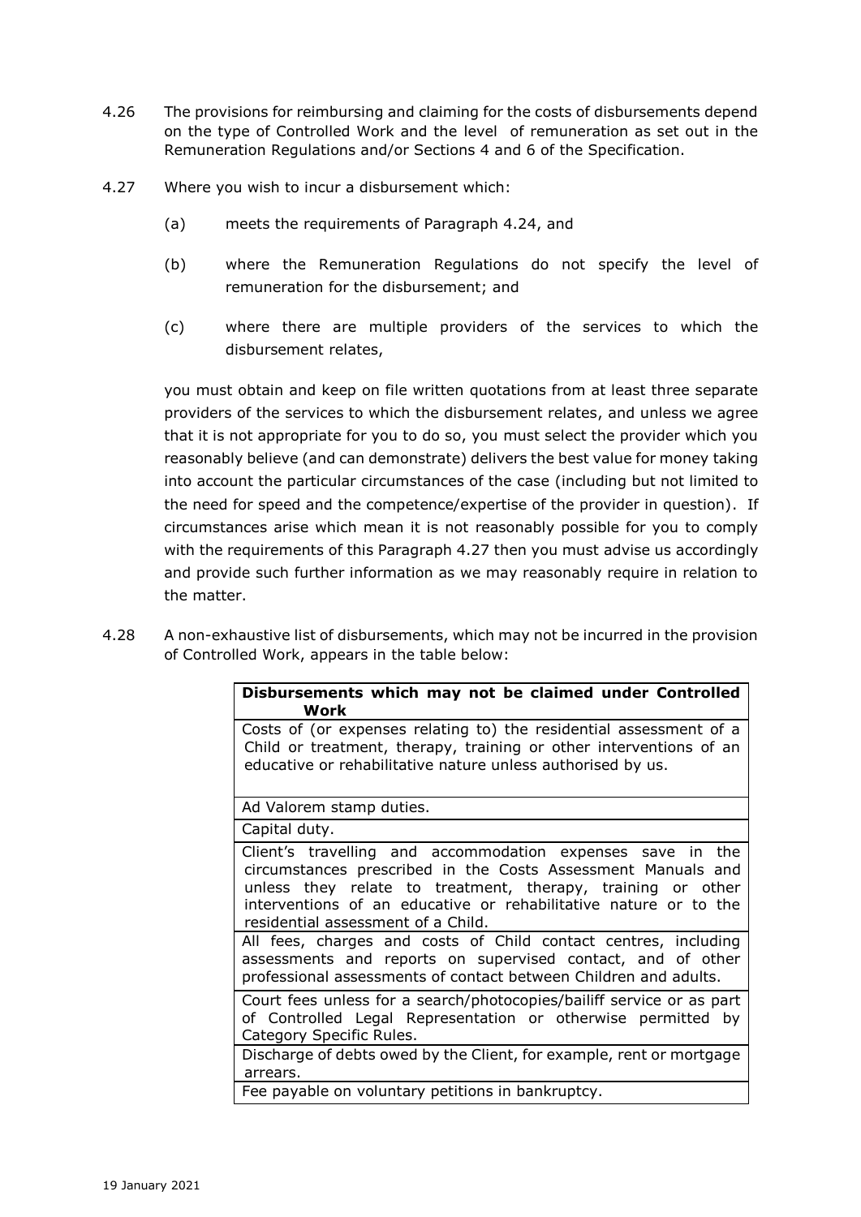4.26 The provisions for reimbursing and claiming for the costs of disbursements depend on the type of Controlled Work and the level of remuneration as set out in the Remuneration Regulations and/or Sections 4 and 6 of the Specification.

4.27 Where you wish to incur a disbursement which:

(a) meets the requirements of Paragraph 4.24, and

(b) where the Remuneration Regulations do not specify the level of remuneration for the disbursement; and

(c) where there are multiple providers of the services to which the disbursement relates,

you must obtain and keep on file written quotations from at least three separate providers of the services to which the disbursement relates, and unless we agree that it is not appropriate for you to do so, you must select the provider which you reasonably believe (and can demonstrate) delivers the best value for money taking into account the particular circumstances of the case (including but not limited to the need for speed and the competence/expertise of the provider in question). If circumstances arise which mean it is not reasonably possible for you to comply with the requirements of this Paragraph 4.27 then you must advise us accordingly and provide such further information as we may reasonably require in relation to the matter.

4.28 A non-exhaustive list of disbursements, which may not be incurred in the provision of Controlled Work, appears in the table below:

| **Disbursements which may not be claimed under Controlled Work** |
|---|
| Costs of (or expenses relating to) the residential assessment of a Child or treatment, therapy, training or other interventions of an educative or rehabilitative nature unless authorised by us. |
| Ad Valorem stamp duties. |
| Capital duty. |
| Client's travelling and accommodation expenses save in the circumstances prescribed in the Costs Assessment Manuals and unless they relate to treatment, therapy, training or other interventions of an educative or rehabilitative nature or to the residential assessment of a Child. |
| All fees, charges and costs of Child contact centres, including assessments and reports on supervised contact, and of other professional assessments of contact between Children and adults. |
| Court fees unless for a search/photocopies/bailiff service or as part of Controlled Legal Representation or otherwise permitted by Category Specific Rules. |
| Discharge of debts owed by the Client, for example, rent or mortgage arrears. |
| Fee payable on voluntary petitions in bankruptcy. |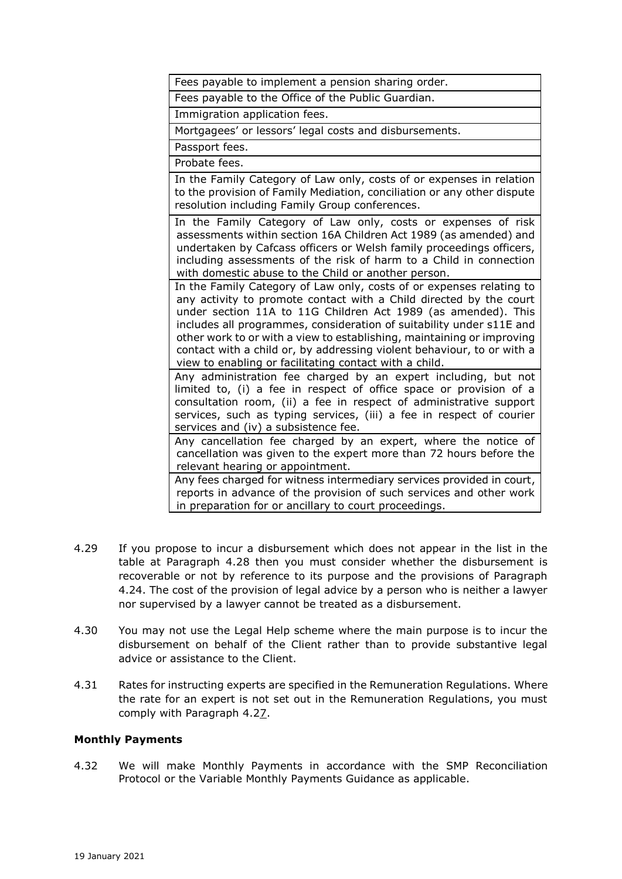| Fees payable to implement a pension sharing order. |
|---|
| Fees payable to the Office of the Public Guardian. |
| Immigration application fees. |
| Mortgagees' or lessors' legal costs and disbursements. |
| Passport fees. |
| Probate fees. |
| In the Family Category of Law only, costs of or expenses in relation to the provision of Family Mediation, conciliation or any other dispute resolution including Family Group conferences. |
| In the Family Category of Law only, costs or expenses of risk assessments within section 16A Children Act 1989 (as amended) and undertaken by Cafcass officers or Welsh family proceedings officers, including assessments of the risk of harm to a Child in connection with domestic abuse to the Child or another person. |
| In the Family Category of Law only, costs of or expenses relating to any activity to promote contact with a Child directed by the court under section 11A to 11G Children Act 1989 (as amended). This includes all programmes, consideration of suitability under s11E and other work to or with a view to establishing, maintaining or improving contact with a child or, by addressing violent behaviour, to or with a view to enabling or facilitating contact with a child. |
| Any administration fee charged by an expert including, but not limited to, (i) a fee in respect of office space or provision of a consultation room, (ii) a fee in respect of administrative support services, such as typing services, (iii) a fee in respect of courier services and (iv) a subsistence fee. |
| Any cancellation fee charged by an expert, where the notice of cancellation was given to the expert more than 72 hours before the relevant hearing or appointment. |
| Any fees charged for witness intermediary services provided in court, reports in advance of the provision of such services and other work in preparation for or ancillary to court proceedings. |

4.29 If you propose to incur a disbursement which does not appear in the list in the table at Paragraph 4.28 then you must consider whether the disbursement is recoverable or not by reference to its purpose and the provisions of Paragraph 4.24. The cost of the provision of legal advice by a person who is neither a lawyer nor supervised by a lawyer cannot be treated as a disbursement.

4.30 You may not use the Legal Help scheme where the main purpose is to incur the disbursement on behalf of the Client rather than to provide substantive legal advice or assistance to the Client.

4.31 Rates for instructing experts are specified in the Remuneration Regulations. Where the rate for an expert is not set out in the Remuneration Regulations, you must comply with Paragraph 4.27.

**Monthly Payments**

4.32 We will make Monthly Payments in accordance with the SMP Reconciliation Protocol or the Variable Monthly Payments Guidance as applicable.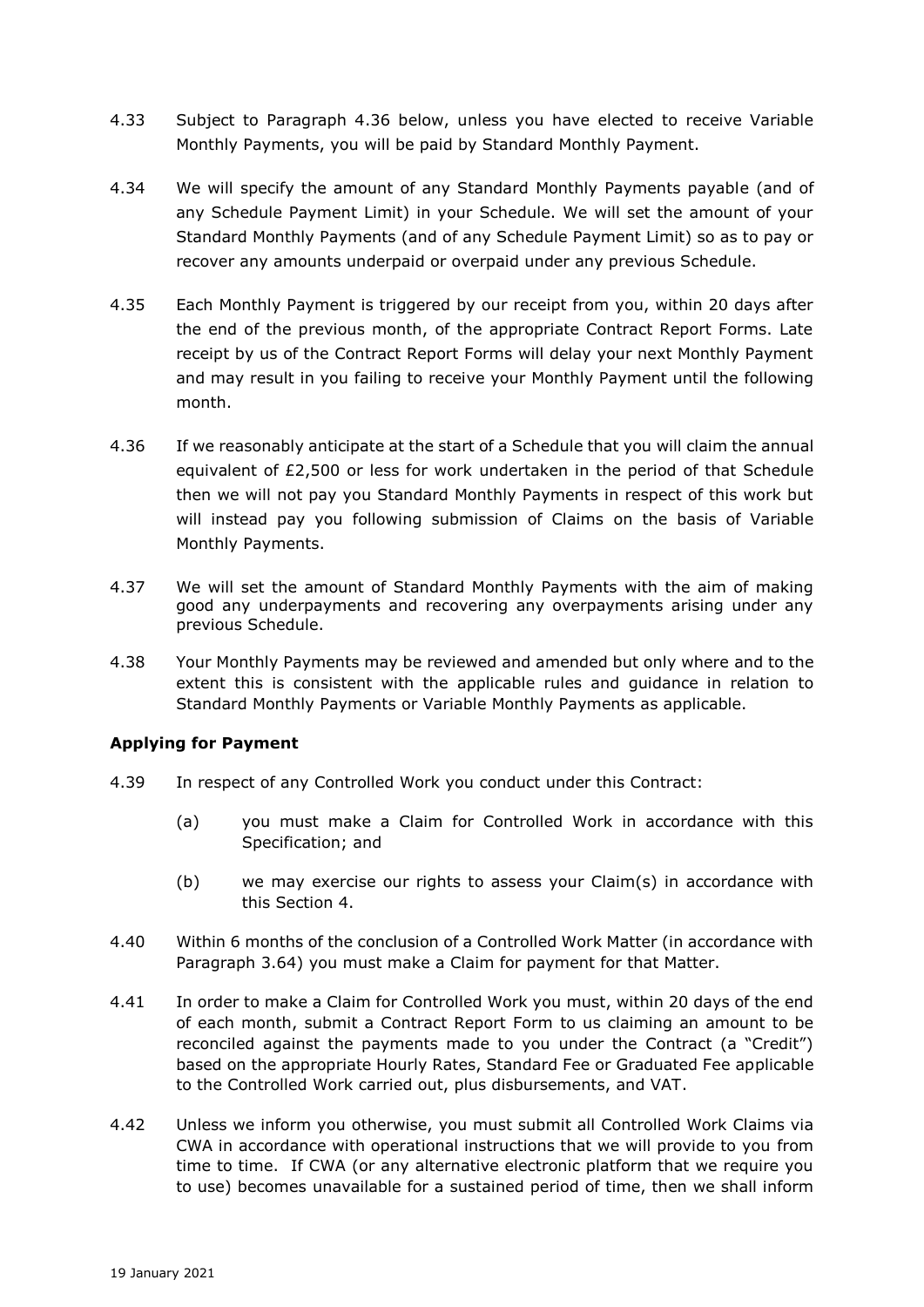4.33 Subject to Paragraph 4.36 below, unless you have elected to receive Variable Monthly Payments, you will be paid by Standard Monthly Payment.

4.34 We will specify the amount of any Standard Monthly Payments payable (and of any Schedule Payment Limit) in your Schedule. We will set the amount of your Standard Monthly Payments (and of any Schedule Payment Limit) so as to pay or recover any amounts underpaid or overpaid under any previous Schedule.

4.35 Each Monthly Payment is triggered by our receipt from you, within 20 days after the end of the previous month, of the appropriate Contract Report Forms. Late receipt by us of the Contract Report Forms will delay your next Monthly Payment and may result in you failing to receive your Monthly Payment until the following month.

4.36 If we reasonably anticipate at the start of a Schedule that you will claim the annual equivalent of £2,500 or less for work undertaken in the period of that Schedule then we will not pay you Standard Monthly Payments in respect of this work but will instead pay you following submission of Claims on the basis of Variable Monthly Payments.

4.37 We will set the amount of Standard Monthly Payments with the aim of making good any underpayments and recovering any overpayments arising under any previous Schedule.

4.38 Your Monthly Payments may be reviewed and amended but only where and to the extent this is consistent with the applicable rules and guidance in relation to Standard Monthly Payments or Variable Monthly Payments as applicable.

**Applying for Payment**

4.39 In respect of any Controlled Work you conduct under this Contract:

(a) you must make a Claim for Controlled Work in accordance with this Specification; and

(b) we may exercise our rights to assess your Claim(s) in accordance with this Section 4.

4.40 Within 6 months of the conclusion of a Controlled Work Matter (in accordance with Paragraph 3.64) you must make a Claim for payment for that Matter.

4.41 In order to make a Claim for Controlled Work you must, within 20 days of the end of each month, submit a Contract Report Form to us claiming an amount to be reconciled against the payments made to you under the Contract (a "Credit") based on the appropriate Hourly Rates, Standard Fee or Graduated Fee applicable to the Controlled Work carried out, plus disbursements, and VAT.

4.42 Unless we inform you otherwise, you must submit all Controlled Work Claims via CWA in accordance with operational instructions that we will provide to you from time to time. If CWA (or any alternative electronic platform that we require you to use) becomes unavailable for a sustained period of time, then we shall inform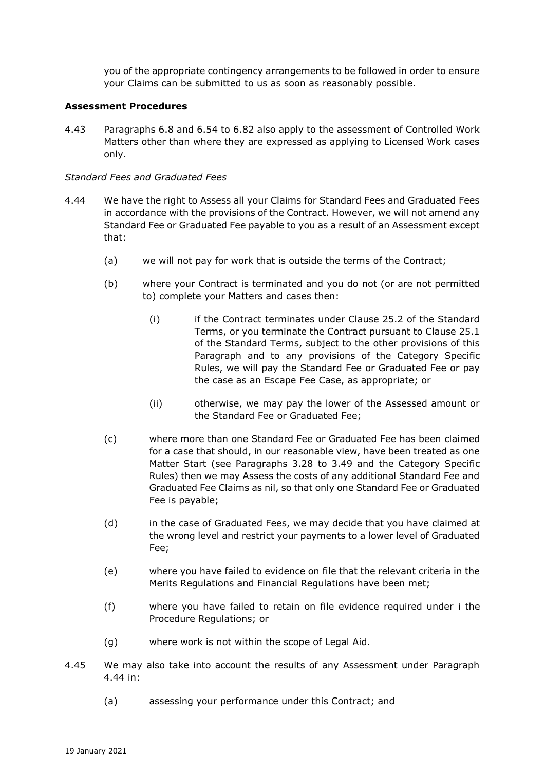you of the appropriate contingency arrangements to be followed in order to ensure your Claims can be submitted to us as soon as reasonably possible.

**Assessment Procedures**

4.43 Paragraphs 6.8 and 6.54 to 6.82 also apply to the assessment of Controlled Work Matters other than where they are expressed as applying to Licensed Work cases only.

*Standard Fees and Graduated Fees*

4.44 We have the right to Assess all your Claims for Standard Fees and Graduated Fees in accordance with the provisions of the Contract. However, we will not amend any Standard Fee or Graduated Fee payable to you as a result of an Assessment except that:

(a) we will not pay for work that is outside the terms of the Contract;

(b) where your Contract is terminated and you do not (or are not permitted to) complete your Matters and cases then:

(i) if the Contract terminates under Clause 25.2 of the Standard Terms, or you terminate the Contract pursuant to Clause 25.1 of the Standard Terms, subject to the other provisions of this Paragraph and to any provisions of the Category Specific Rules, we will pay the Standard Fee or Graduated Fee or pay the case as an Escape Fee Case, as appropriate; or

(ii) otherwise, we may pay the lower of the Assessed amount or the Standard Fee or Graduated Fee;

(c) where more than one Standard Fee or Graduated Fee has been claimed for a case that should, in our reasonable view, have been treated as one Matter Start (see Paragraphs 3.28 to 3.49 and the Category Specific Rules) then we may Assess the costs of any additional Standard Fee and Graduated Fee Claims as nil, so that only one Standard Fee or Graduated Fee is payable;

(d) in the case of Graduated Fees, we may decide that you have claimed at the wrong level and restrict your payments to a lower level of Graduated Fee;

(e) where you have failed to evidence on file that the relevant criteria in the Merits Regulations and Financial Regulations have been met;

(f) where you have failed to retain on file evidence required under i the Procedure Regulations; or

(g) where work is not within the scope of Legal Aid.

4.45 We may also take into account the results of any Assessment under Paragraph 4.44 in:

(a) assessing your performance under this Contract; and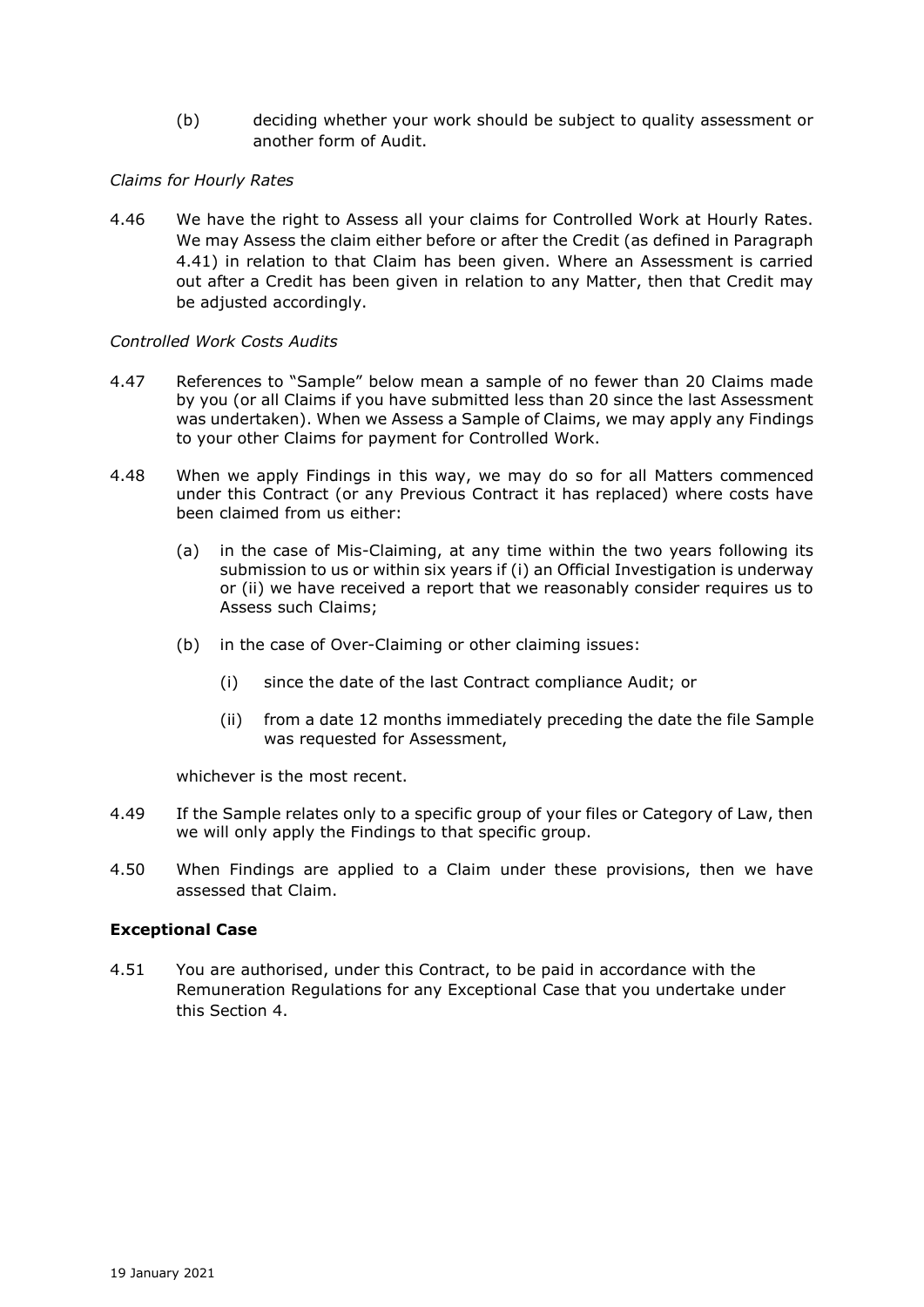(b) deciding whether your work should be subject to quality assessment or another form of Audit.

*Claims for Hourly Rates*

4.46 We have the right to Assess all your claims for Controlled Work at Hourly Rates. We may Assess the claim either before or after the Credit (as defined in Paragraph 4.41) in relation to that Claim has been given. Where an Assessment is carried out after a Credit has been given in relation to any Matter, then that Credit may be adjusted accordingly.

*Controlled Work Costs Audits*

4.47 References to "Sample" below mean a sample of no fewer than 20 Claims made by you (or all Claims if you have submitted less than 20 since the last Assessment was undertaken). When we Assess a Sample of Claims, we may apply any Findings to your other Claims for payment for Controlled Work.

4.48 When we apply Findings in this way, we may do so for all Matters commenced under this Contract (or any Previous Contract it has replaced) where costs have been claimed from us either:

(a) in the case of Mis-Claiming, at any time within the two years following its submission to us or within six years if (i) an Official Investigation is underway or (ii) we have received a report that we reasonably consider requires us to Assess such Claims;

(b) in the case of Over-Claiming or other claiming issues:

(i) since the date of the last Contract compliance Audit; or

(ii) from a date 12 months immediately preceding the date the file Sample was requested for Assessment,

whichever is the most recent.

4.49 If the Sample relates only to a specific group of your files or Category of Law, then we will only apply the Findings to that specific group.

4.50 When Findings are applied to a Claim under these provisions, then we have assessed that Claim.

**Exceptional Case**

4.51 You are authorised, under this Contract, to be paid in accordance with the Remuneration Regulations for any Exceptional Case that you undertake under this Section 4.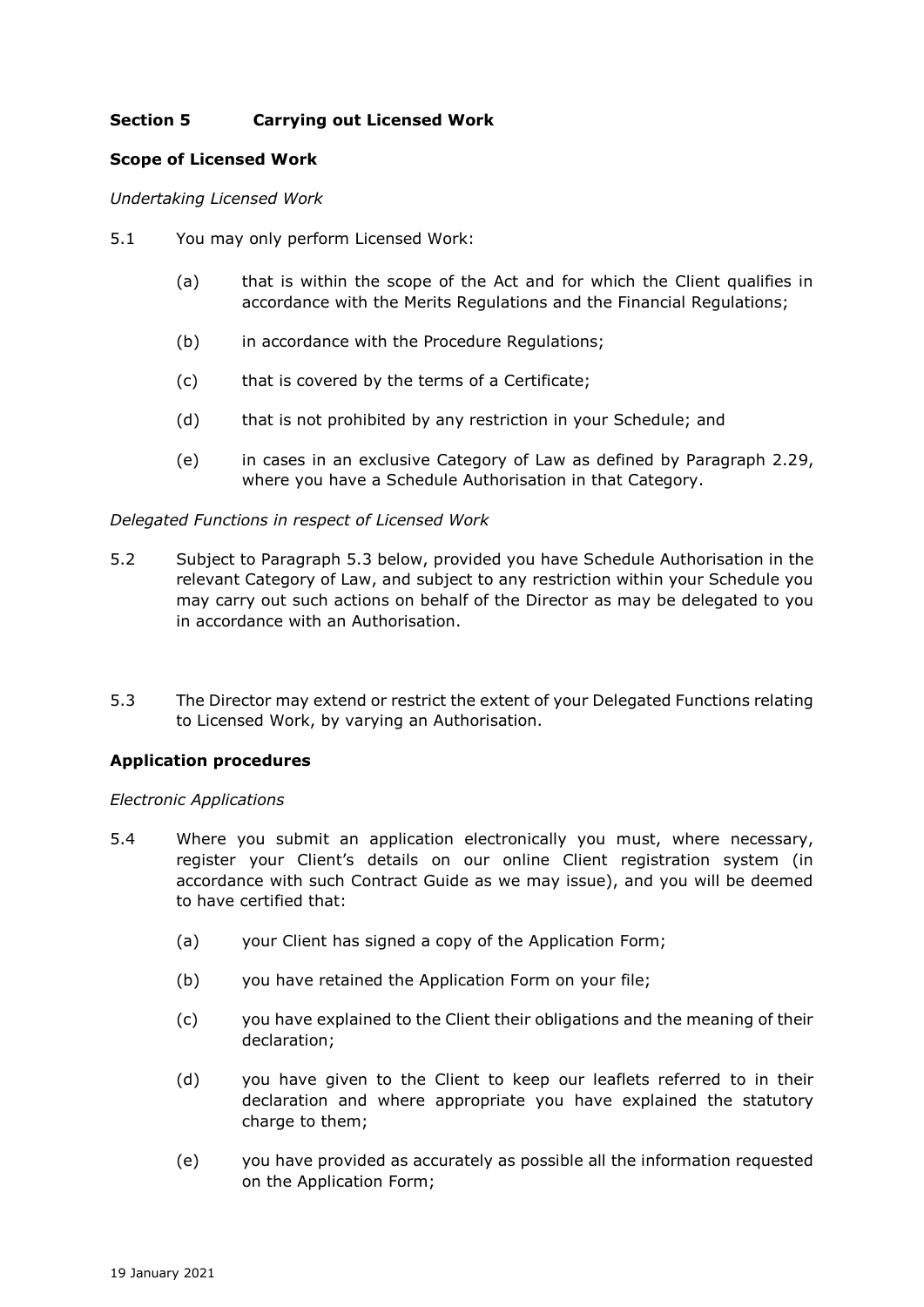## Section 5 Carrying out Licensed Work

### Scope of Licensed Work

*Undertaking Licensed Work*

5.1 You may only perform Licensed Work:

- (a) that is within the scope of the Act and for which the Client qualifies in accordance with the Merits Regulations and the Financial Regulations;
- (b) in accordance with the Procedure Regulations;
- (c) that is covered by the terms of a Certificate;
- (d) that is not prohibited by any restriction in your Schedule; and
- (e) in cases in an exclusive Category of Law as defined by Paragraph 2.29, where you have a Schedule Authorisation in that Category.

*Delegated Functions in respect of Licensed Work*

5.2 Subject to Paragraph 5.3 below, provided you have Schedule Authorisation in the relevant Category of Law, and subject to any restriction within your Schedule you may carry out such actions on behalf of the Director as may be delegated to you in accordance with an Authorisation.

5.3 The Director may extend or restrict the extent of your Delegated Functions relating to Licensed Work, by varying an Authorisation.

### Application procedures

*Electronic Applications*

5.4 Where you submit an application electronically you must, where necessary, register your Client's details on our online Client registration system (in accordance with such Contract Guide as we may issue), and you will be deemed to have certified that:

- (a) your Client has signed a copy of the Application Form;
- (b) you have retained the Application Form on your file;
- (c) you have explained to the Client their obligations and the meaning of their declaration;
- (d) you have given to the Client to keep our leaflets referred to in their declaration and where appropriate you have explained the statutory charge to them;
- (e) you have provided as accurately as possible all the information requested on the Application Form;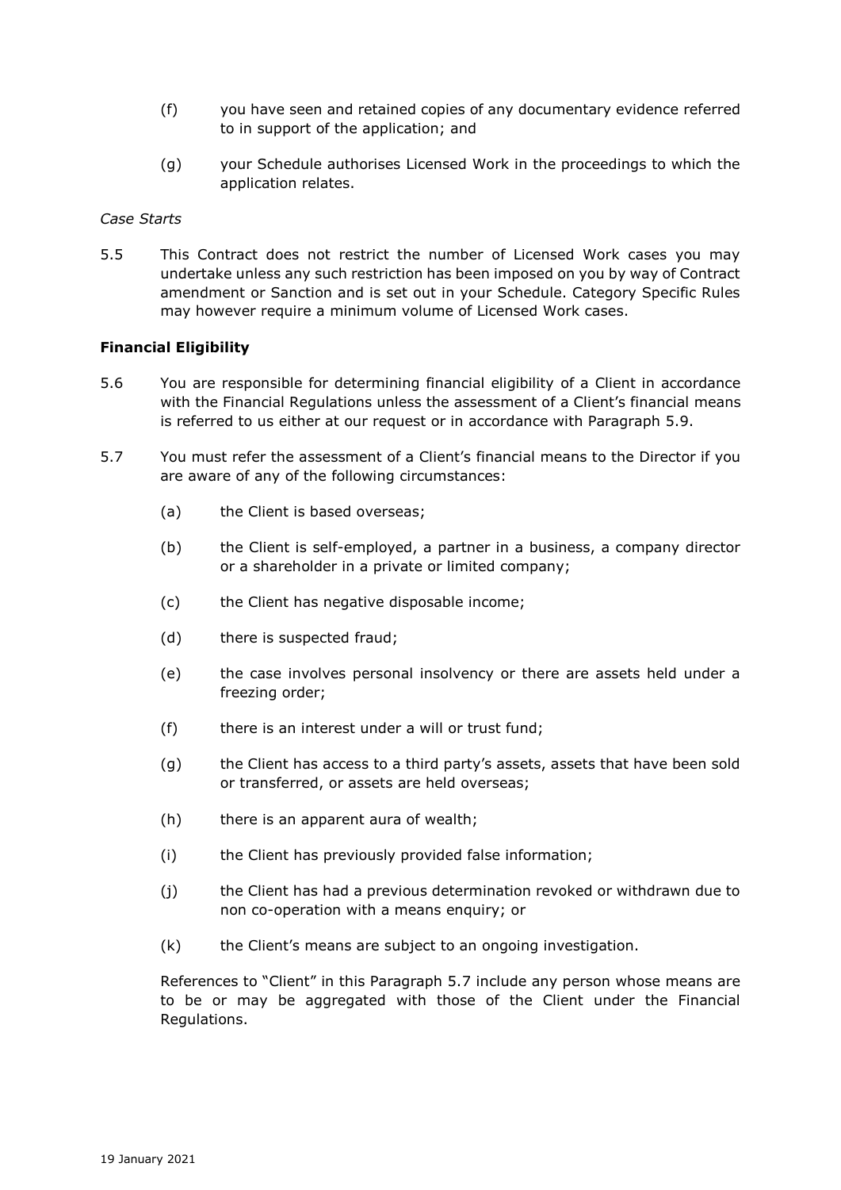(f) you have seen and retained copies of any documentary evidence referred to in support of the application; and

(g) your Schedule authorises Licensed Work in the proceedings to which the application relates.

*Case Starts*

5.5 This Contract does not restrict the number of Licensed Work cases you may undertake unless any such restriction has been imposed on you by way of Contract amendment or Sanction and is set out in your Schedule. Category Specific Rules may however require a minimum volume of Licensed Work cases.

**Financial Eligibility**

5.6 You are responsible for determining financial eligibility of a Client in accordance with the Financial Regulations unless the assessment of a Client's financial means is referred to us either at our request or in accordance with Paragraph 5.9.

5.7 You must refer the assessment of a Client's financial means to the Director if you are aware of any of the following circumstances:

(a) the Client is based overseas;

(b) the Client is self-employed, a partner in a business, a company director or a shareholder in a private or limited company;

(c) the Client has negative disposable income;

(d) there is suspected fraud;

(e) the case involves personal insolvency or there are assets held under a freezing order;

(f) there is an interest under a will or trust fund;

(g) the Client has access to a third party's assets, assets that have been sold or transferred, or assets are held overseas;

(h) there is an apparent aura of wealth;

(i) the Client has previously provided false information;

(j) the Client has had a previous determination revoked or withdrawn due to non co-operation with a means enquiry; or

(k) the Client's means are subject to an ongoing investigation.

References to "Client" in this Paragraph 5.7 include any person whose means are to be or may be aggregated with those of the Client under the Financial Regulations.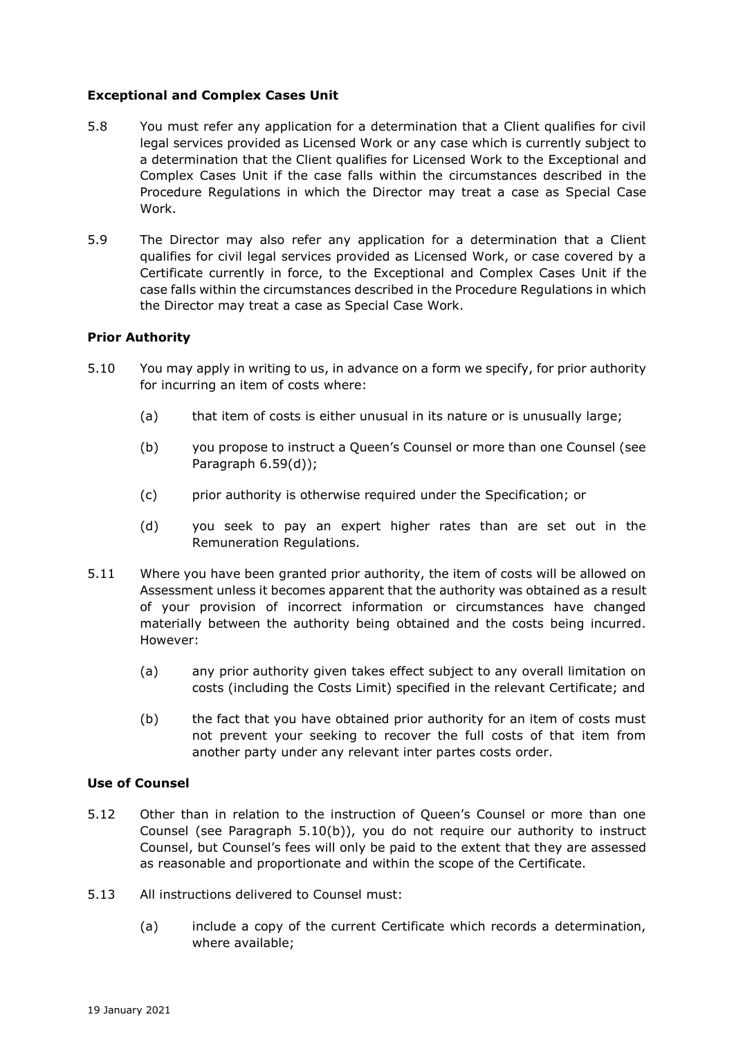### Exceptional and Complex Cases Unit

5.8 You must refer any application for a determination that a Client qualifies for civil legal services provided as Licensed Work or any case which is currently subject to a determination that the Client qualifies for Licensed Work to the Exceptional and Complex Cases Unit if the case falls within the circumstances described in the Procedure Regulations in which the Director may treat a case as Special Case Work.

5.9 The Director may also refer any application for a determination that a Client qualifies for civil legal services provided as Licensed Work, or case covered by a Certificate currently in force, to the Exceptional and Complex Cases Unit if the case falls within the circumstances described in the Procedure Regulations in which the Director may treat a case as Special Case Work.

### Prior Authority

5.10 You may apply in writing to us, in advance on a form we specify, for prior authority for incurring an item of costs where:

- (a) that item of costs is either unusual in its nature or is unusually large;
- (b) you propose to instruct a Queen's Counsel or more than one Counsel (see Paragraph 6.59(d));
- (c) prior authority is otherwise required under the Specification; or
- (d) you seek to pay an expert higher rates than are set out in the Remuneration Regulations.

5.11 Where you have been granted prior authority, the item of costs will be allowed on Assessment unless it becomes apparent that the authority was obtained as a result of your provision of incorrect information or circumstances have changed materially between the authority being obtained and the costs being incurred. However:

- (a) any prior authority given takes effect subject to any overall limitation on costs (including the Costs Limit) specified in the relevant Certificate; and
- (b) the fact that you have obtained prior authority for an item of costs must not prevent your seeking to recover the full costs of that item from another party under any relevant inter partes costs order.

### Use of Counsel

5.12 Other than in relation to the instruction of Queen's Counsel or more than one Counsel (see Paragraph 5.10(b)), you do not require our authority to instruct Counsel, but Counsel's fees will only be paid to the extent that they are assessed as reasonable and proportionate and within the scope of the Certificate.

5.13 All instructions delivered to Counsel must:

- (a) include a copy of the current Certificate which records a determination, where available;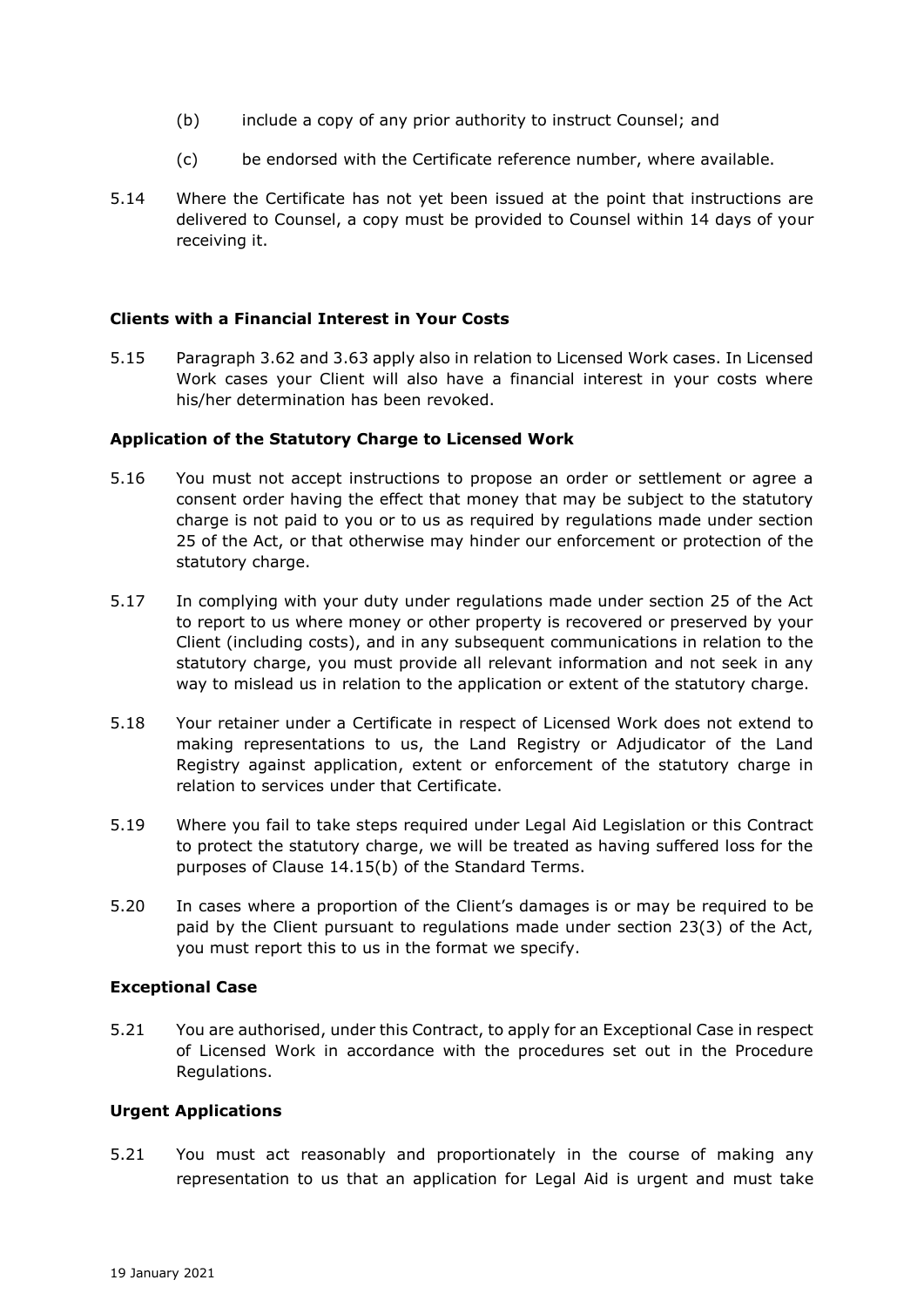(b) include a copy of any prior authority to instruct Counsel; and

(c) be endorsed with the Certificate reference number, where available.

5.14 Where the Certificate has not yet been issued at the point that instructions are delivered to Counsel, a copy must be provided to Counsel within 14 days of your receiving it.

**Clients with a Financial Interest in Your Costs**

5.15 Paragraph 3.62 and 3.63 apply also in relation to Licensed Work cases. In Licensed Work cases your Client will also have a financial interest in your costs where his/her determination has been revoked.

**Application of the Statutory Charge to Licensed Work**

5.16 You must not accept instructions to propose an order or settlement or agree a consent order having the effect that money that may be subject to the statutory charge is not paid to you or to us as required by regulations made under section 25 of the Act, or that otherwise may hinder our enforcement or protection of the statutory charge.

5.17 In complying with your duty under regulations made under section 25 of the Act to report to us where money or other property is recovered or preserved by your Client (including costs), and in any subsequent communications in relation to the statutory charge, you must provide all relevant information and not seek in any way to mislead us in relation to the application or extent of the statutory charge.

5.18 Your retainer under a Certificate in respect of Licensed Work does not extend to making representations to us, the Land Registry or Adjudicator of the Land Registry against application, extent or enforcement of the statutory charge in relation to services under that Certificate.

5.19 Where you fail to take steps required under Legal Aid Legislation or this Contract to protect the statutory charge, we will be treated as having suffered loss for the purposes of Clause 14.15(b) of the Standard Terms.

5.20 In cases where a proportion of the Client's damages is or may be required to be paid by the Client pursuant to regulations made under section 23(3) of the Act, you must report this to us in the format we specify.

**Exceptional Case**

5.21 You are authorised, under this Contract, to apply for an Exceptional Case in respect of Licensed Work in accordance with the procedures set out in the Procedure Regulations.

**Urgent Applications**

5.21 You must act reasonably and proportionately in the course of making any representation to us that an application for Legal Aid is urgent and must take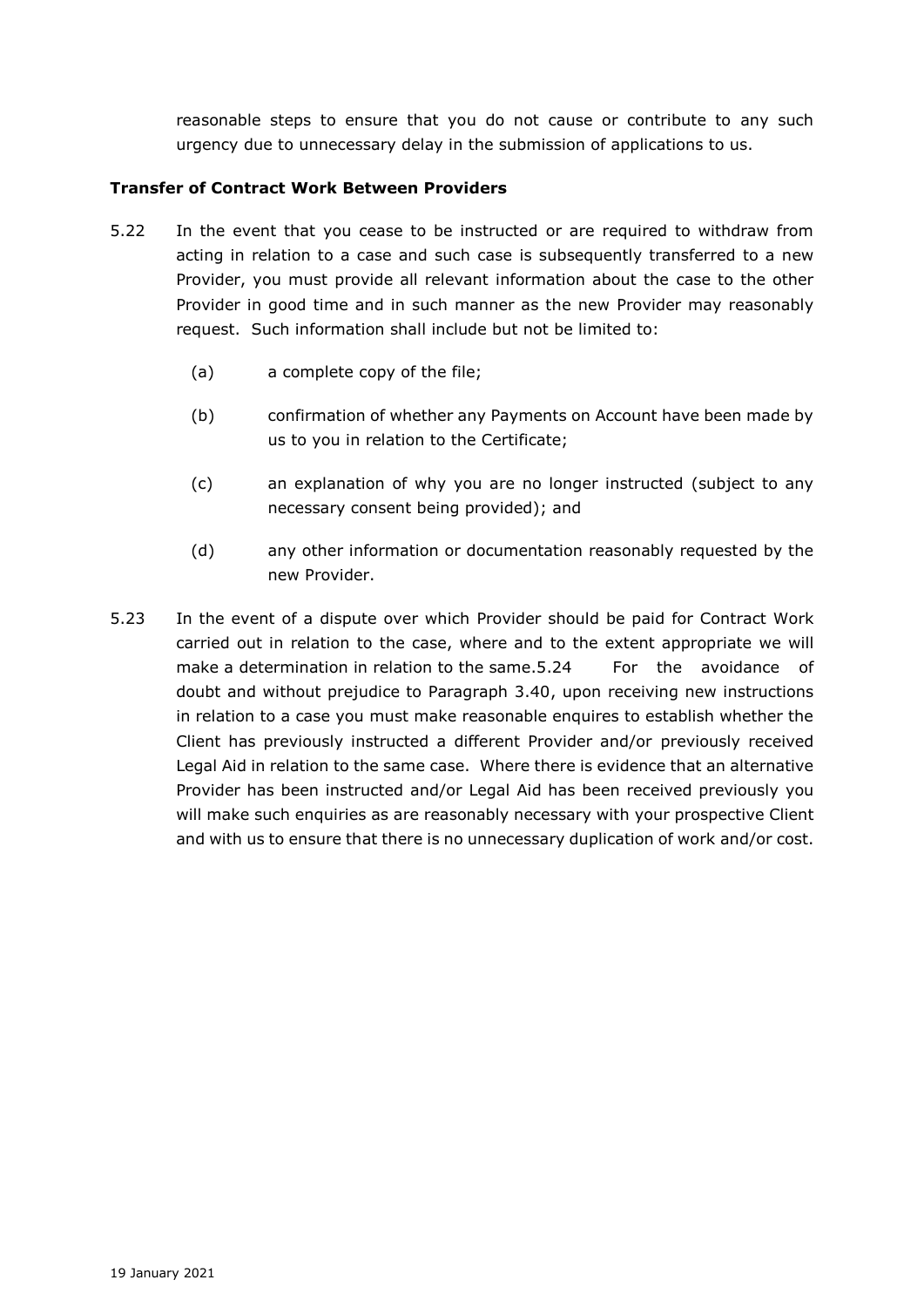reasonable steps to ensure that you do not cause or contribute to any such urgency due to unnecessary delay in the submission of applications to us.

**Transfer of Contract Work Between Providers**

5.22 In the event that you cease to be instructed or are required to withdraw from acting in relation to a case and such case is subsequently transferred to a new Provider, you must provide all relevant information about the case to the other Provider in good time and in such manner as the new Provider may reasonably request. Such information shall include but not be limited to:

- (a) a complete copy of the file;
- (b) confirmation of whether any Payments on Account have been made by us to you in relation to the Certificate;
- (c) an explanation of why you are no longer instructed (subject to any necessary consent being provided); and
- (d) any other information or documentation reasonably requested by the new Provider.

5.23 In the event of a dispute over which Provider should be paid for Contract Work carried out in relation to the case, where and to the extent appropriate we will make a determination in relation to the same.

5.24 For the avoidance of doubt and without prejudice to Paragraph 3.40, upon receiving new instructions in relation to a case you must make reasonable enquires to establish whether the Client has previously instructed a different Provider and/or previously received Legal Aid in relation to the same case. Where there is evidence that an alternative Provider has been instructed and/or Legal Aid has been received previously you will make such enquiries as are reasonably necessary with your prospective Client and with us to ensure that there is no unnecessary duplication of work and/or cost.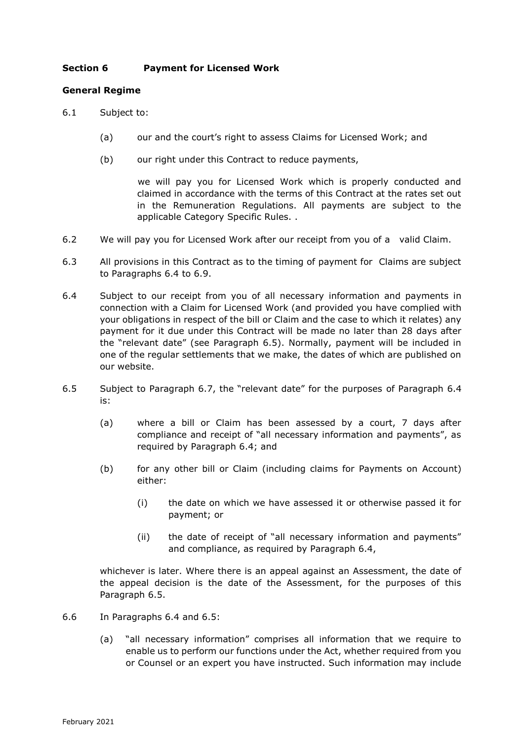## Section 6 Payment for Licensed Work

### General Regime

6.1 Subject to:

(a) our and the court's right to assess Claims for Licensed Work; and

(b) our right under this Contract to reduce payments,

we will pay you for Licensed Work which is properly conducted and claimed in accordance with the terms of this Contract at the rates set out in the Remuneration Regulations. All payments are subject to the applicable Category Specific Rules. .

6.2 We will pay you for Licensed Work after our receipt from you of a valid Claim.

6.3 All provisions in this Contract as to the timing of payment for Claims are subject to Paragraphs 6.4 to 6.9.

6.4 Subject to our receipt from you of all necessary information and payments in connection with a Claim for Licensed Work (and provided you have complied with your obligations in respect of the bill or Claim and the case to which it relates) any payment for it due under this Contract will be made no later than 28 days after the "relevant date" (see Paragraph 6.5). Normally, payment will be included in one of the regular settlements that we make, the dates of which are published on our website.

6.5 Subject to Paragraph 6.7, the "relevant date" for the purposes of Paragraph 6.4 is:

(a) where a bill or Claim has been assessed by a court, 7 days after compliance and receipt of "all necessary information and payments", as required by Paragraph 6.4; and

(b) for any other bill or Claim (including claims for Payments on Account) either:

(i) the date on which we have assessed it or otherwise passed it for payment; or

(ii) the date of receipt of "all necessary information and payments" and compliance, as required by Paragraph 6.4,

whichever is later. Where there is an appeal against an Assessment, the date of the appeal decision is the date of the Assessment, for the purposes of this Paragraph 6.5.

6.6 In Paragraphs 6.4 and 6.5:

(a) "all necessary information" comprises all information that we require to enable us to perform our functions under the Act, whether required from you or Counsel or an expert you have instructed. Such information may include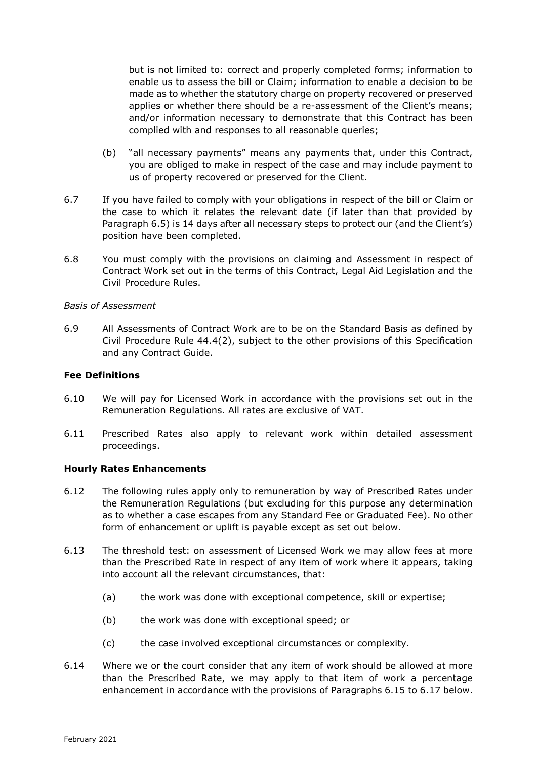but is not limited to: correct and properly completed forms; information to enable us to assess the bill or Claim; information to enable a decision to be made as to whether the statutory charge on property recovered or preserved applies or whether there should be a re-assessment of the Client's means; and/or information necessary to demonstrate that this Contract has been complied with and responses to all reasonable queries;

(b) "all necessary payments" means any payments that, under this Contract, you are obliged to make in respect of the case and may include payment to us of property recovered or preserved for the Client.

6.7 If you have failed to comply with your obligations in respect of the bill or Claim or the case to which it relates the relevant date (if later than that provided by Paragraph 6.5) is 14 days after all necessary steps to protect our (and the Client's) position have been completed.

6.8 You must comply with the provisions on claiming and Assessment in respect of Contract Work set out in the terms of this Contract, Legal Aid Legislation and the Civil Procedure Rules.

*Basis of Assessment*

6.9 All Assessments of Contract Work are to be on the Standard Basis as defined by Civil Procedure Rule 44.4(2), subject to the other provisions of this Specification and any Contract Guide.

**Fee Definitions**

6.10 We will pay for Licensed Work in accordance with the provisions set out in the Remuneration Regulations. All rates are exclusive of VAT.

6.11 Prescribed Rates also apply to relevant work within detailed assessment proceedings.

**Hourly Rates Enhancements**

6.12 The following rules apply only to remuneration by way of Prescribed Rates under the Remuneration Regulations (but excluding for this purpose any determination as to whether a case escapes from any Standard Fee or Graduated Fee). No other form of enhancement or uplift is payable except as set out below.

6.13 The threshold test: on assessment of Licensed Work we may allow fees at more than the Prescribed Rate in respect of any item of work where it appears, taking into account all the relevant circumstances, that:

(a) the work was done with exceptional competence, skill or expertise;

(b) the work was done with exceptional speed; or

(c) the case involved exceptional circumstances or complexity.

6.14 Where we or the court consider that any item of work should be allowed at more than the Prescribed Rate, we may apply to that item of work a percentage enhancement in accordance with the provisions of Paragraphs 6.15 to 6.17 below.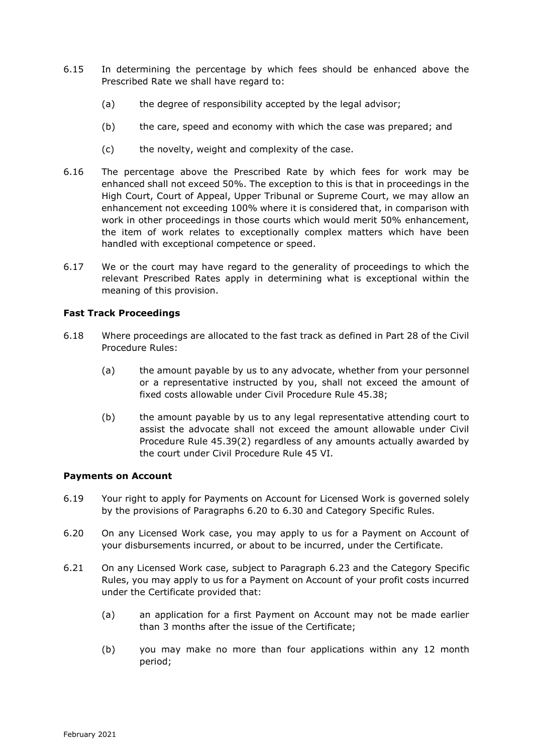6.15 In determining the percentage by which fees should be enhanced above the Prescribed Rate we shall have regard to:

  (a) the degree of responsibility accepted by the legal advisor;

  (b) the care, speed and economy with which the case was prepared; and

  (c) the novelty, weight and complexity of the case.

6.16 The percentage above the Prescribed Rate by which fees for work may be enhanced shall not exceed 50%. The exception to this is that in proceedings in the High Court, Court of Appeal, Upper Tribunal or Supreme Court, we may allow an enhancement not exceeding 100% where it is considered that, in comparison with work in other proceedings in those courts which would merit 50% enhancement, the item of work relates to exceptionally complex matters which have been handled with exceptional competence or speed.

6.17 We or the court may have regard to the generality of proceedings to which the relevant Prescribed Rates apply in determining what is exceptional within the meaning of this provision.

**Fast Track Proceedings**

6.18 Where proceedings are allocated to the fast track as defined in Part 28 of the Civil Procedure Rules:

  (a) the amount payable by us to any advocate, whether from your personnel or a representative instructed by you, shall not exceed the amount of fixed costs allowable under Civil Procedure Rule 45.38;

  (b) the amount payable by us to any legal representative attending court to assist the advocate shall not exceed the amount allowable under Civil Procedure Rule 45.39(2) regardless of any amounts actually awarded by the court under Civil Procedure Rule 45 VI.

**Payments on Account**

6.19 Your right to apply for Payments on Account for Licensed Work is governed solely by the provisions of Paragraphs 6.20 to 6.30 and Category Specific Rules.

6.20 On any Licensed Work case, you may apply to us for a Payment on Account of your disbursements incurred, or about to be incurred, under the Certificate.

6.21 On any Licensed Work case, subject to Paragraph 6.23 and the Category Specific Rules, you may apply to us for a Payment on Account of your profit costs incurred under the Certificate provided that:

  (a) an application for a first Payment on Account may not be made earlier than 3 months after the issue of the Certificate;

  (b) you may make no more than four applications within any 12 month period;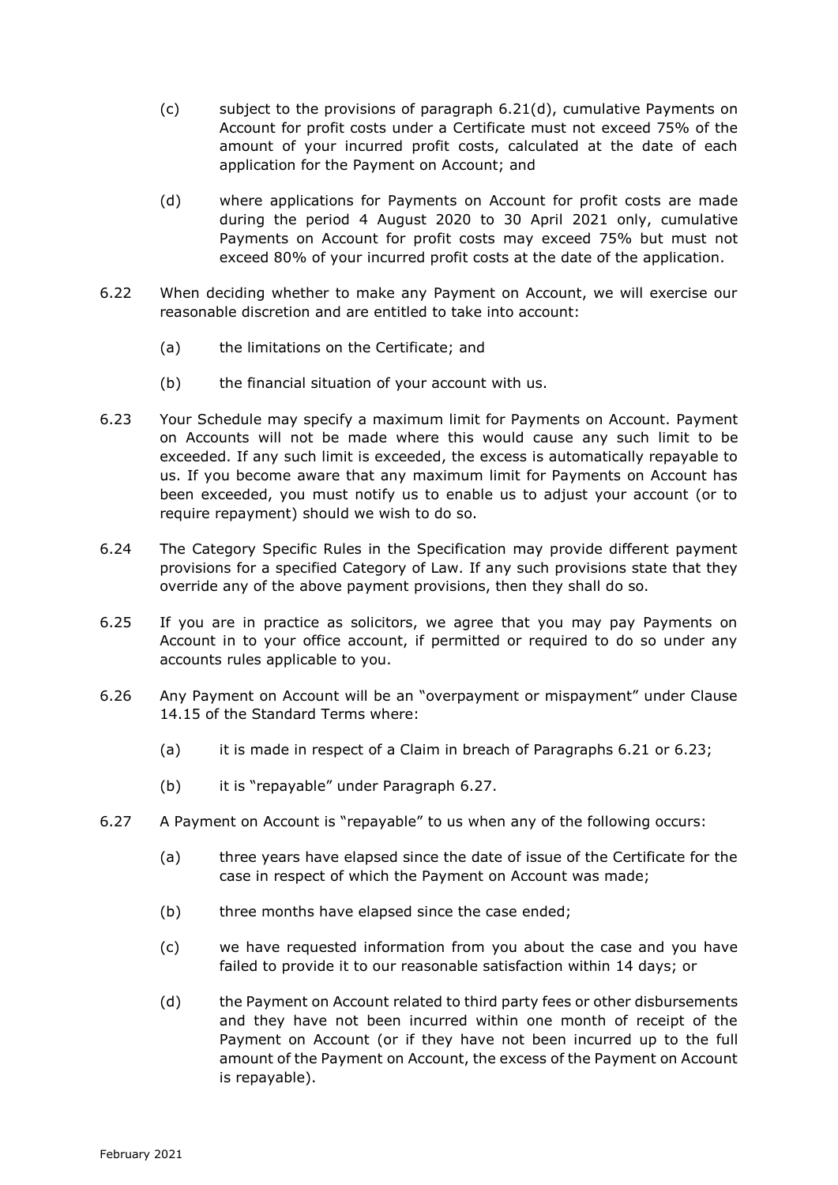(c) subject to the provisions of paragraph 6.21(d), cumulative Payments on Account for profit costs under a Certificate must not exceed 75% of the amount of your incurred profit costs, calculated at the date of each application for the Payment on Account; and

(d) where applications for Payments on Account for profit costs are made during the period 4 August 2020 to 30 April 2021 only, cumulative Payments on Account for profit costs may exceed 75% but must not exceed 80% of your incurred profit costs at the date of the application.

6.22 When deciding whether to make any Payment on Account, we will exercise our reasonable discretion and are entitled to take into account:

(a) the limitations on the Certificate; and

(b) the financial situation of your account with us.

6.23 Your Schedule may specify a maximum limit for Payments on Account. Payment on Accounts will not be made where this would cause any such limit to be exceeded. If any such limit is exceeded, the excess is automatically repayable to us. If you become aware that any maximum limit for Payments on Account has been exceeded, you must notify us to enable us to adjust your account (or to require repayment) should we wish to do so.

6.24 The Category Specific Rules in the Specification may provide different payment provisions for a specified Category of Law. If any such provisions state that they override any of the above payment provisions, then they shall do so.

6.25 If you are in practice as solicitors, we agree that you may pay Payments on Account in to your office account, if permitted or required to do so under any accounts rules applicable to you.

6.26 Any Payment on Account will be an "overpayment or mispayment" under Clause 14.15 of the Standard Terms where:

(a) it is made in respect of a Claim in breach of Paragraphs 6.21 or 6.23;

(b) it is "repayable" under Paragraph 6.27.

6.27 A Payment on Account is "repayable" to us when any of the following occurs:

(a) three years have elapsed since the date of issue of the Certificate for the case in respect of which the Payment on Account was made;

(b) three months have elapsed since the case ended;

(c) we have requested information from you about the case and you have failed to provide it to our reasonable satisfaction within 14 days; or

(d) the Payment on Account related to third party fees or other disbursements and they have not been incurred within one month of receipt of the Payment on Account (or if they have not been incurred up to the full amount of the Payment on Account, the excess of the Payment on Account is repayable).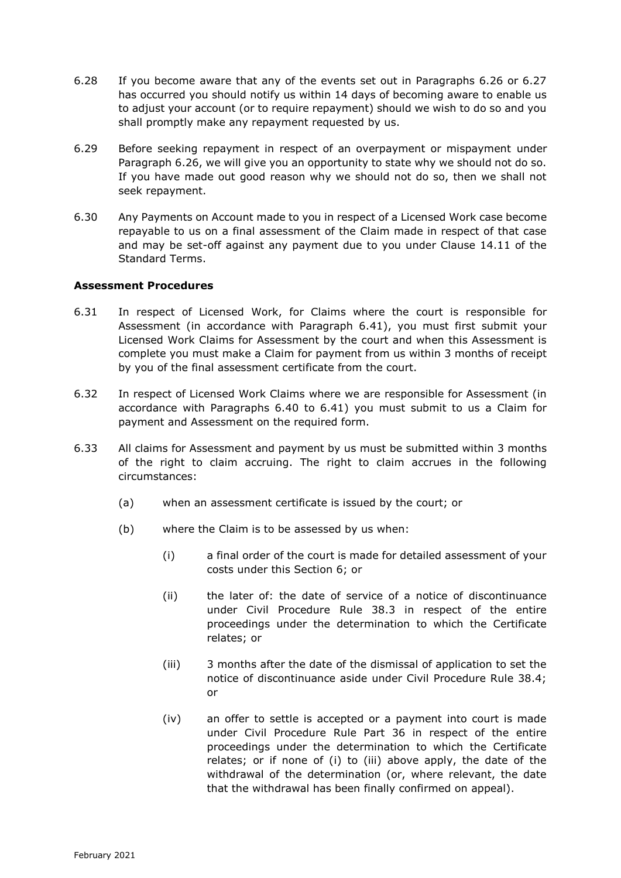6.28 If you become aware that any of the events set out in Paragraphs 6.26 or 6.27 has occurred you should notify us within 14 days of becoming aware to enable us to adjust your account (or to require repayment) should we wish to do so and you shall promptly make any repayment requested by us.

6.29 Before seeking repayment in respect of an overpayment or mispayment under Paragraph 6.26, we will give you an opportunity to state why we should not do so. If you have made out good reason why we should not do so, then we shall not seek repayment.

6.30 Any Payments on Account made to you in respect of a Licensed Work case become repayable to us on a final assessment of the Claim made in respect of that case and may be set-off against any payment due to you under Clause 14.11 of the Standard Terms.

**Assessment Procedures**

6.31 In respect of Licensed Work, for Claims where the court is responsible for Assessment (in accordance with Paragraph 6.41), you must first submit your Licensed Work Claims for Assessment by the court and when this Assessment is complete you must make a Claim for payment from us within 3 months of receipt by you of the final assessment certificate from the court.

6.32 In respect of Licensed Work Claims where we are responsible for Assessment (in accordance with Paragraphs 6.40 to 6.41) you must submit to us a Claim for payment and Assessment on the required form.

6.33 All claims for Assessment and payment by us must be submitted within 3 months of the right to claim accruing. The right to claim accrues in the following circumstances:

- (a) when an assessment certificate is issued by the court; or
- (b) where the Claim is to be assessed by us when:
  - (i) a final order of the court is made for detailed assessment of your costs under this Section 6; or
  - (ii) the later of: the date of service of a notice of discontinuance under Civil Procedure Rule 38.3 in respect of the entire proceedings under the determination to which the Certificate relates; or
  - (iii) 3 months after the date of the dismissal of application to set the notice of discontinuance aside under Civil Procedure Rule 38.4; or
  - (iv) an offer to settle is accepted or a payment into court is made under Civil Procedure Rule Part 36 in respect of the entire proceedings under the determination to which the Certificate relates; or if none of (i) to (iii) above apply, the date of the withdrawal of the determination (or, where relevant, the date that the withdrawal has been finally confirmed on appeal).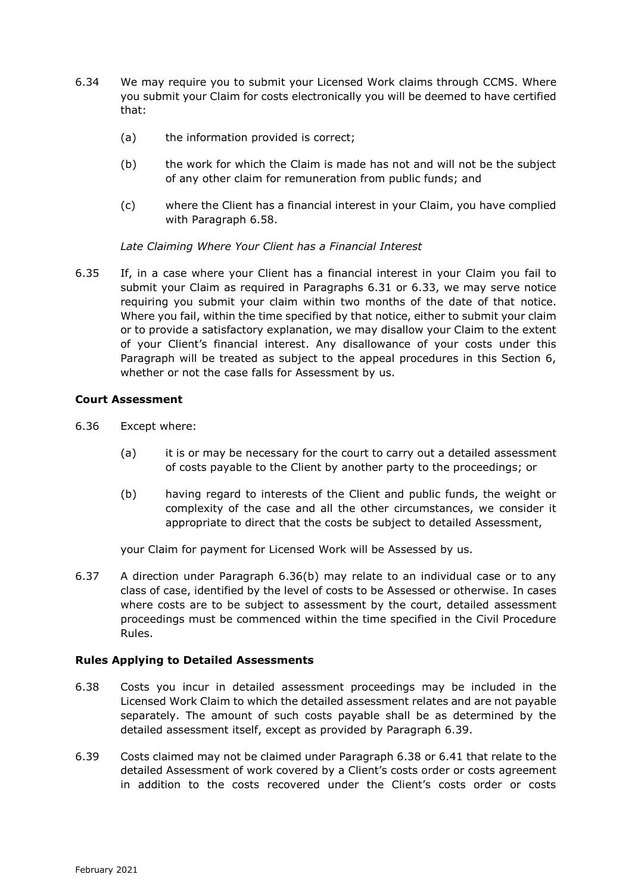6.34 We may require you to submit your Licensed Work claims through CCMS. Where you submit your Claim for costs electronically you will be deemed to have certified that:

(a) the information provided is correct;

(b) the work for which the Claim is made has not and will not be the subject of any other claim for remuneration from public funds; and

(c) where the Client has a financial interest in your Claim, you have complied with Paragraph 6.58.

*Late Claiming Where Your Client has a Financial Interest*

6.35 If, in a case where your Client has a financial interest in your Claim you fail to submit your Claim as required in Paragraphs 6.31 or 6.33, we may serve notice requiring you submit your claim within two months of the date of that notice. Where you fail, within the time specified by that notice, either to submit your claim or to provide a satisfactory explanation, we may disallow your Claim to the extent of your Client's financial interest. Any disallowance of your costs under this Paragraph will be treated as subject to the appeal procedures in this Section 6, whether or not the case falls for Assessment by us.

**Court Assessment**

6.36 Except where:

(a) it is or may be necessary for the court to carry out a detailed assessment of costs payable to the Client by another party to the proceedings; or

(b) having regard to interests of the Client and public funds, the weight or complexity of the case and all the other circumstances, we consider it appropriate to direct that the costs be subject to detailed Assessment,

your Claim for payment for Licensed Work will be Assessed by us.

6.37 A direction under Paragraph 6.36(b) may relate to an individual case or to any class of case, identified by the level of costs to be Assessed or otherwise. In cases where costs are to be subject to assessment by the court, detailed assessment proceedings must be commenced within the time specified in the Civil Procedure Rules.

**Rules Applying to Detailed Assessments**

6.38 Costs you incur in detailed assessment proceedings may be included in the Licensed Work Claim to which the detailed assessment relates and are not payable separately. The amount of such costs payable shall be as determined by the detailed assessment itself, except as provided by Paragraph 6.39.

6.39 Costs claimed may not be claimed under Paragraph 6.38 or 6.41 that relate to the detailed Assessment of work covered by a Client's costs order or costs agreement in addition to the costs recovered under the Client's costs order or costs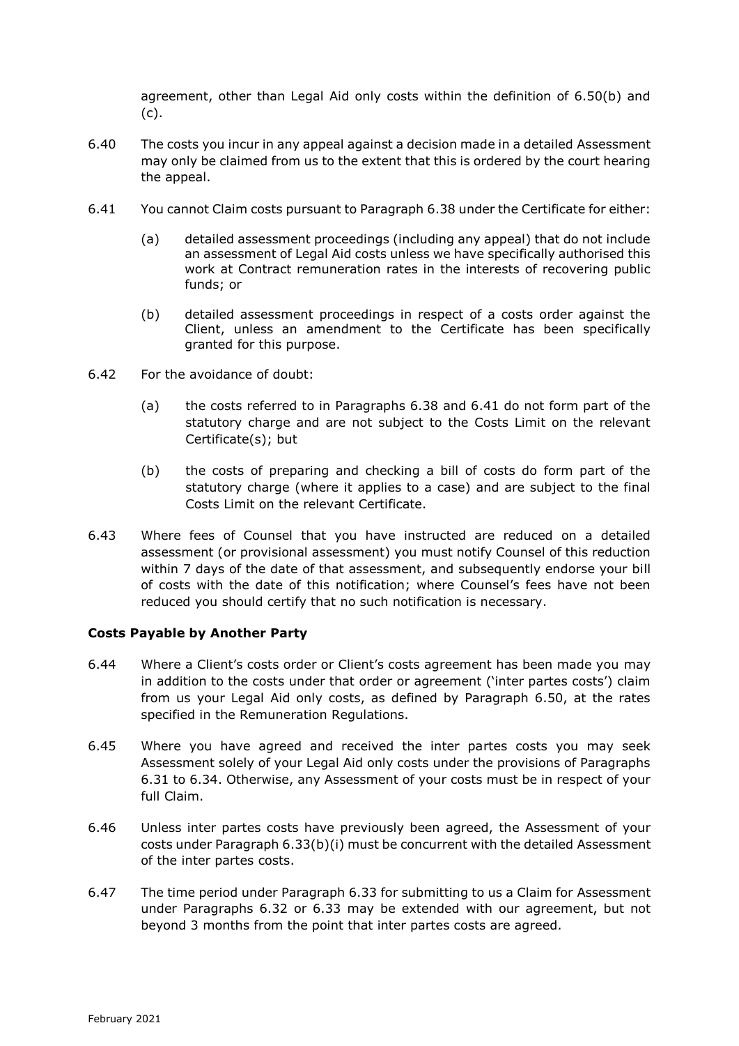agreement, other than Legal Aid only costs within the definition of 6.50(b) and (c).

6.40 The costs you incur in any appeal against a decision made in a detailed Assessment may only be claimed from us to the extent that this is ordered by the court hearing the appeal.

6.41 You cannot Claim costs pursuant to Paragraph 6.38 under the Certificate for either:

(a) detailed assessment proceedings (including any appeal) that do not include an assessment of Legal Aid costs unless we have specifically authorised this work at Contract remuneration rates in the interests of recovering public funds; or

(b) detailed assessment proceedings in respect of a costs order against the Client, unless an amendment to the Certificate has been specifically granted for this purpose.

6.42 For the avoidance of doubt:

(a) the costs referred to in Paragraphs 6.38 and 6.41 do not form part of the statutory charge and are not subject to the Costs Limit on the relevant Certificate(s); but

(b) the costs of preparing and checking a bill of costs do form part of the statutory charge (where it applies to a case) and are subject to the final Costs Limit on the relevant Certificate.

6.43 Where fees of Counsel that you have instructed are reduced on a detailed assessment (or provisional assessment) you must notify Counsel of this reduction within 7 days of the date of that assessment, and subsequently endorse your bill of costs with the date of this notification; where Counsel's fees have not been reduced you should certify that no such notification is necessary.

**Costs Payable by Another Party**

6.44 Where a Client's costs order or Client's costs agreement has been made you may in addition to the costs under that order or agreement ('inter partes costs') claim from us your Legal Aid only costs, as defined by Paragraph 6.50, at the rates specified in the Remuneration Regulations.

6.45 Where you have agreed and received the inter partes costs you may seek Assessment solely of your Legal Aid only costs under the provisions of Paragraphs 6.31 to 6.34. Otherwise, any Assessment of your costs must be in respect of your full Claim.

6.46 Unless inter partes costs have previously been agreed, the Assessment of your costs under Paragraph 6.33(b)(i) must be concurrent with the detailed Assessment of the inter partes costs.

6.47 The time period under Paragraph 6.33 for submitting to us a Claim for Assessment under Paragraphs 6.32 or 6.33 may be extended with our agreement, but not beyond 3 months from the point that inter partes costs are agreed.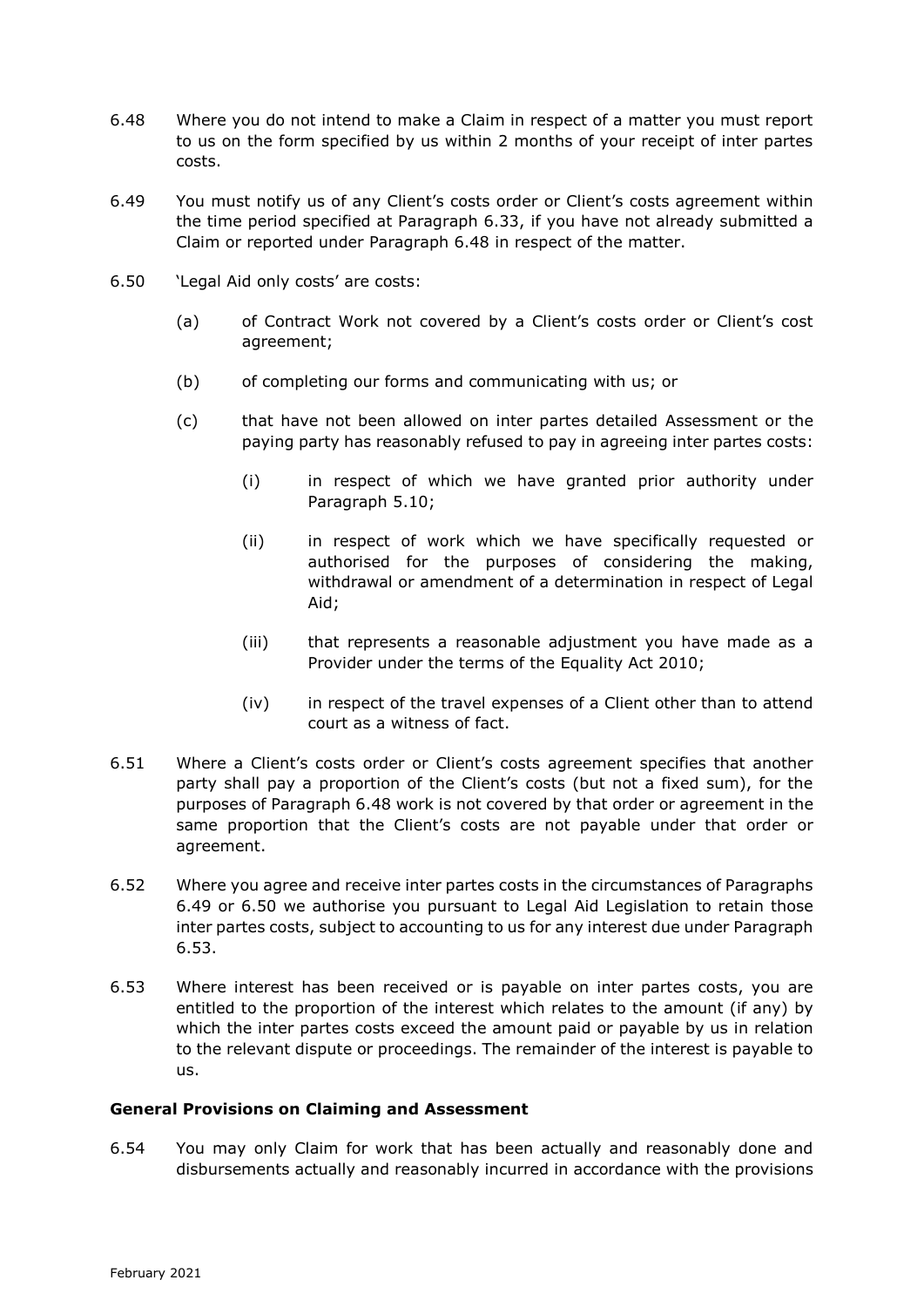6.48 Where you do not intend to make a Claim in respect of a matter you must report to us on the form specified by us within 2 months of your receipt of inter partes costs.

6.49 You must notify us of any Client's costs order or Client's costs agreement within the time period specified at Paragraph 6.33, if you have not already submitted a Claim or reported under Paragraph 6.48 in respect of the matter.

6.50 'Legal Aid only costs' are costs:

(a) of Contract Work not covered by a Client's costs order or Client's cost agreement;

(b) of completing our forms and communicating with us; or

(c) that have not been allowed on inter partes detailed Assessment or the paying party has reasonably refused to pay in agreeing inter partes costs:

(i) in respect of which we have granted prior authority under Paragraph 5.10;

(ii) in respect of work which we have specifically requested or authorised for the purposes of considering the making, withdrawal or amendment of a determination in respect of Legal Aid;

(iii) that represents a reasonable adjustment you have made as a Provider under the terms of the Equality Act 2010;

(iv) in respect of the travel expenses of a Client other than to attend court as a witness of fact.

6.51 Where a Client's costs order or Client's costs agreement specifies that another party shall pay a proportion of the Client's costs (but not a fixed sum), for the purposes of Paragraph 6.48 work is not covered by that order or agreement in the same proportion that the Client's costs are not payable under that order or agreement.

6.52 Where you agree and receive inter partes costs in the circumstances of Paragraphs 6.49 or 6.50 we authorise you pursuant to Legal Aid Legislation to retain those inter partes costs, subject to accounting to us for any interest due under Paragraph 6.53.

6.53 Where interest has been received or is payable on inter partes costs, you are entitled to the proportion of the interest which relates to the amount (if any) by which the inter partes costs exceed the amount paid or payable by us in relation to the relevant dispute or proceedings. The remainder of the interest is payable to us.

**General Provisions on Claiming and Assessment**

6.54 You may only Claim for work that has been actually and reasonably done and disbursements actually and reasonably incurred in accordance with the provisions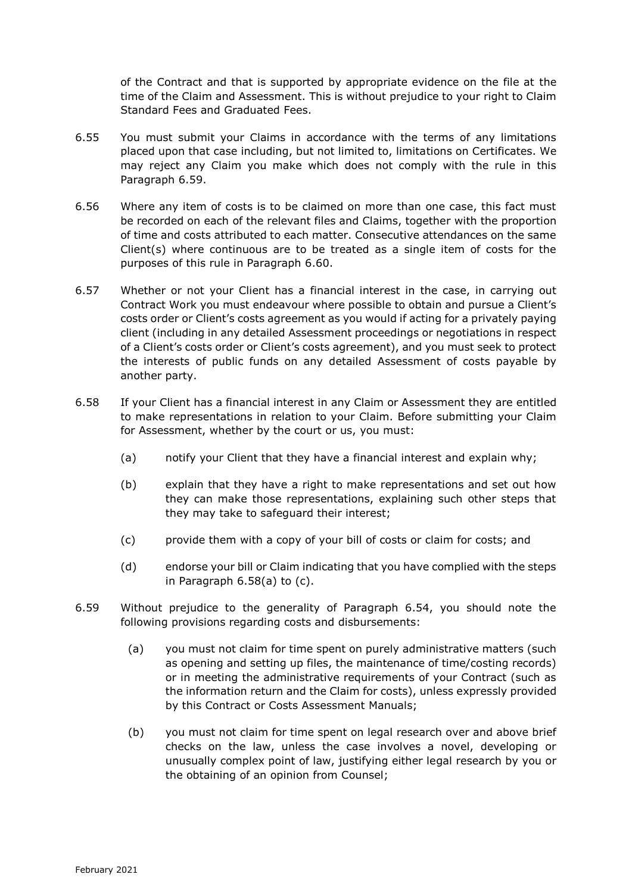of the Contract and that is supported by appropriate evidence on the file at the time of the Claim and Assessment. This is without prejudice to your right to Claim Standard Fees and Graduated Fees.

6.55 You must submit your Claims in accordance with the terms of any limitations placed upon that case including, but not limited to, limitations on Certificates. We may reject any Claim you make which does not comply with the rule in this Paragraph 6.59.

6.56 Where any item of costs is to be claimed on more than one case, this fact must be recorded on each of the relevant files and Claims, together with the proportion of time and costs attributed to each matter. Consecutive attendances on the same Client(s) where continuous are to be treated as a single item of costs for the purposes of this rule in Paragraph 6.60.

6.57 Whether or not your Client has a financial interest in the case, in carrying out Contract Work you must endeavour where possible to obtain and pursue a Client's costs order or Client's costs agreement as you would if acting for a privately paying client (including in any detailed Assessment proceedings or negotiations in respect of a Client's costs order or Client's costs agreement), and you must seek to protect the interests of public funds on any detailed Assessment of costs payable by another party.

6.58 If your Client has a financial interest in any Claim or Assessment they are entitled to make representations in relation to your Claim. Before submitting your Claim for Assessment, whether by the court or us, you must:

(a) notify your Client that they have a financial interest and explain why;

(b) explain that they have a right to make representations and set out how they can make those representations, explaining such other steps that they may take to safeguard their interest;

(c) provide them with a copy of your bill of costs or claim for costs; and

(d) endorse your bill or Claim indicating that you have complied with the steps in Paragraph 6.58(a) to (c).

6.59 Without prejudice to the generality of Paragraph 6.54, you should note the following provisions regarding costs and disbursements:

(a) you must not claim for time spent on purely administrative matters (such as opening and setting up files, the maintenance of time/costing records) or in meeting the administrative requirements of your Contract (such as the information return and the Claim for costs), unless expressly provided by this Contract or Costs Assessment Manuals;

(b) you must not claim for time spent on legal research over and above brief checks on the law, unless the case involves a novel, developing or unusually complex point of law, justifying either legal research by you or the obtaining of an opinion from Counsel;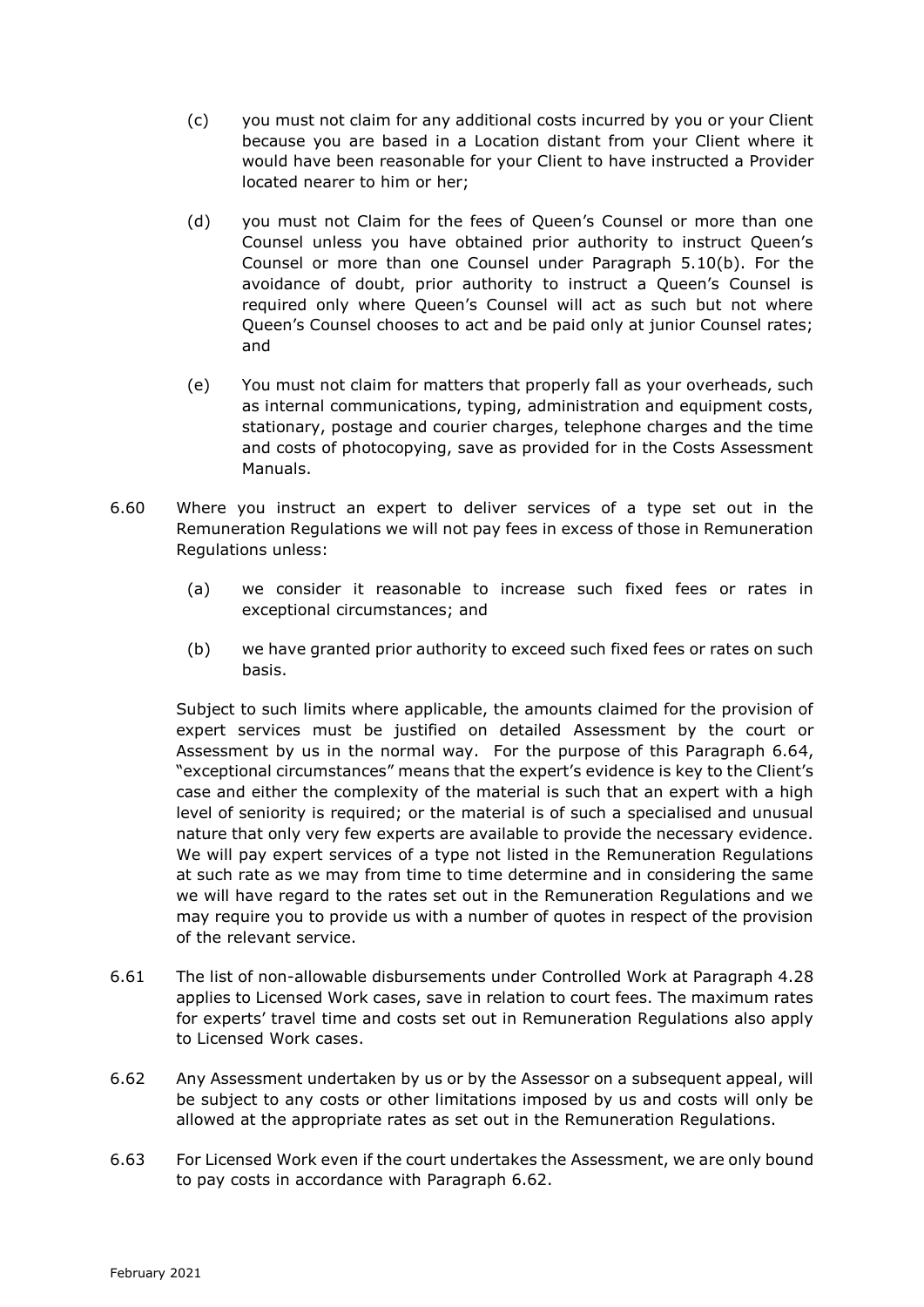(c) you must not claim for any additional costs incurred by you or your Client because you are based in a Location distant from your Client where it would have been reasonable for your Client to have instructed a Provider located nearer to him or her;

(d) you must not Claim for the fees of Queen's Counsel or more than one Counsel unless you have obtained prior authority to instruct Queen's Counsel or more than one Counsel under Paragraph 5.10(b). For the avoidance of doubt, prior authority to instruct a Queen's Counsel is required only where Queen's Counsel will act as such but not where Queen's Counsel chooses to act and be paid only at junior Counsel rates; and

(e) You must not claim for matters that properly fall as your overheads, such as internal communications, typing, administration and equipment costs, stationary, postage and courier charges, telephone charges and the time and costs of photocopying, save as provided for in the Costs Assessment Manuals.

6.60 Where you instruct an expert to deliver services of a type set out in the Remuneration Regulations we will not pay fees in excess of those in Remuneration Regulations unless:

(a) we consider it reasonable to increase such fixed fees or rates in exceptional circumstances; and

(b) we have granted prior authority to exceed such fixed fees or rates on such basis.

Subject to such limits where applicable, the amounts claimed for the provision of expert services must be justified on detailed Assessment by the court or Assessment by us in the normal way. For the purpose of this Paragraph 6.64, "exceptional circumstances" means that the expert's evidence is key to the Client's case and either the complexity of the material is such that an expert with a high level of seniority is required; or the material is of such a specialised and unusual nature that only very few experts are available to provide the necessary evidence. We will pay expert services of a type not listed in the Remuneration Regulations at such rate as we may from time to time determine and in considering the same we will have regard to the rates set out in the Remuneration Regulations and we may require you to provide us with a number of quotes in respect of the provision of the relevant service.

6.61 The list of non-allowable disbursements under Controlled Work at Paragraph 4.28 applies to Licensed Work cases, save in relation to court fees. The maximum rates for experts' travel time and costs set out in Remuneration Regulations also apply to Licensed Work cases.

6.62 Any Assessment undertaken by us or by the Assessor on a subsequent appeal, will be subject to any costs or other limitations imposed by us and costs will only be allowed at the appropriate rates as set out in the Remuneration Regulations.

6.63 For Licensed Work even if the court undertakes the Assessment, we are only bound to pay costs in accordance with Paragraph 6.62.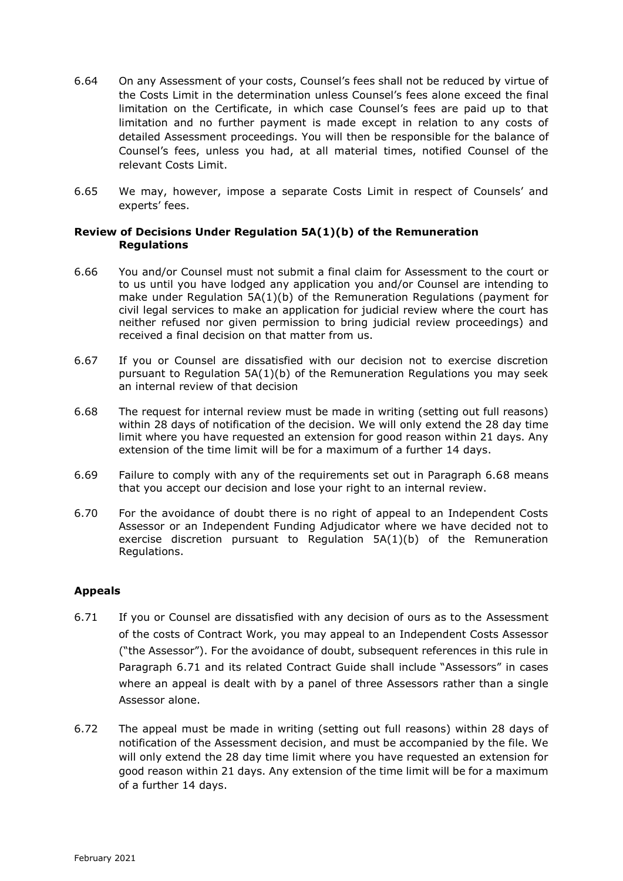6.64 On any Assessment of your costs, Counsel's fees shall not be reduced by virtue of the Costs Limit in the determination unless Counsel's fees alone exceed the final limitation on the Certificate, in which case Counsel's fees are paid up to that limitation and no further payment is made except in relation to any costs of detailed Assessment proceedings. You will then be responsible for the balance of Counsel's fees, unless you had, at all material times, notified Counsel of the relevant Costs Limit.

6.65 We may, however, impose a separate Costs Limit in respect of Counsels' and experts' fees.

**Review of Decisions Under Regulation 5A(1)(b) of the Remuneration Regulations**

6.66 You and/or Counsel must not submit a final claim for Assessment to the court or to us until you have lodged any application you and/or Counsel are intending to make under Regulation 5A(1)(b) of the Remuneration Regulations (payment for civil legal services to make an application for judicial review where the court has neither refused nor given permission to bring judicial review proceedings) and received a final decision on that matter from us.

6.67 If you or Counsel are dissatisfied with our decision not to exercise discretion pursuant to Regulation 5A(1)(b) of the Remuneration Regulations you may seek an internal review of that decision

6.68 The request for internal review must be made in writing (setting out full reasons) within 28 days of notification of the decision. We will only extend the 28 day time limit where you have requested an extension for good reason within 21 days. Any extension of the time limit will be for a maximum of a further 14 days.

6.69 Failure to comply with any of the requirements set out in Paragraph 6.68 means that you accept our decision and lose your right to an internal review.

6.70 For the avoidance of doubt there is no right of appeal to an Independent Costs Assessor or an Independent Funding Adjudicator where we have decided not to exercise discretion pursuant to Regulation 5A(1)(b) of the Remuneration Regulations.

**Appeals**

6.71 If you or Counsel are dissatisfied with any decision of ours as to the Assessment of the costs of Contract Work, you may appeal to an Independent Costs Assessor ("the Assessor"). For the avoidance of doubt, subsequent references in this rule in Paragraph 6.71 and its related Contract Guide shall include "Assessors" in cases where an appeal is dealt with by a panel of three Assessors rather than a single Assessor alone.

6.72 The appeal must be made in writing (setting out full reasons) within 28 days of notification of the Assessment decision, and must be accompanied by the file. We will only extend the 28 day time limit where you have requested an extension for good reason within 21 days. Any extension of the time limit will be for a maximum of a further 14 days.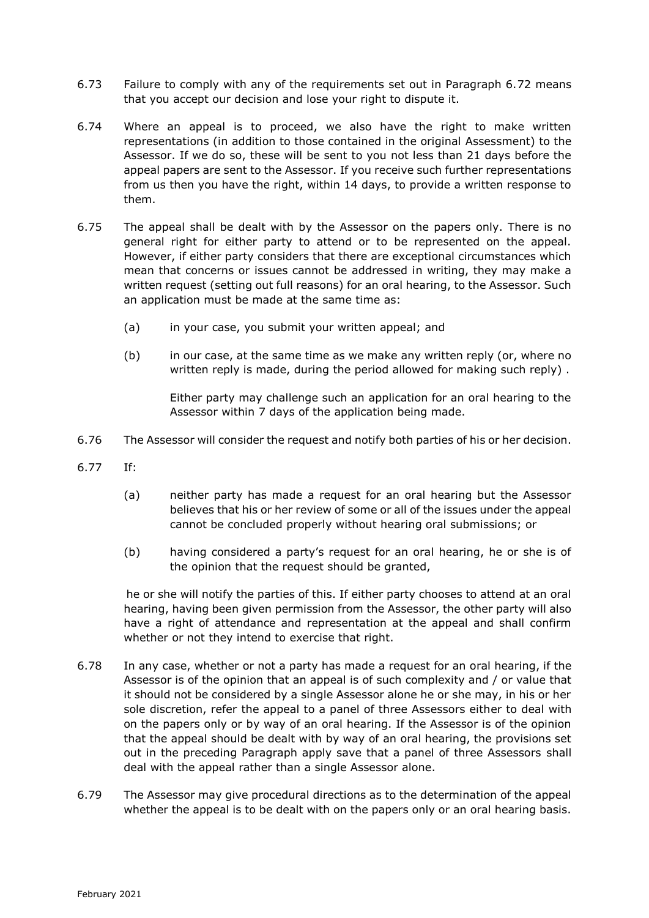6.73 Failure to comply with any of the requirements set out in Paragraph 6.72 means that you accept our decision and lose your right to dispute it.

6.74 Where an appeal is to proceed, we also have the right to make written representations (in addition to those contained in the original Assessment) to the Assessor. If we do so, these will be sent to you not less than 21 days before the appeal papers are sent to the Assessor. If you receive such further representations from us then you have the right, within 14 days, to provide a written response to them.

6.75 The appeal shall be dealt with by the Assessor on the papers only. There is no general right for either party to attend or to be represented on the appeal. However, if either party considers that there are exceptional circumstances which mean that concerns or issues cannot be addressed in writing, they may make a written request (setting out full reasons) for an oral hearing, to the Assessor. Such an application must be made at the same time as:

(a) in your case, you submit your written appeal; and

(b) in our case, at the same time as we make any written reply (or, where no written reply is made, during the period allowed for making such reply) .

Either party may challenge such an application for an oral hearing to the Assessor within 7 days of the application being made.

6.76 The Assessor will consider the request and notify both parties of his or her decision.

6.77 If:

(a) neither party has made a request for an oral hearing but the Assessor believes that his or her review of some or all of the issues under the appeal cannot be concluded properly without hearing oral submissions; or

(b) having considered a party's request for an oral hearing, he or she is of the opinion that the request should be granted,

he or she will notify the parties of this. If either party chooses to attend at an oral hearing, having been given permission from the Assessor, the other party will also have a right of attendance and representation at the appeal and shall confirm whether or not they intend to exercise that right.

6.78 In any case, whether or not a party has made a request for an oral hearing, if the Assessor is of the opinion that an appeal is of such complexity and / or value that it should not be considered by a single Assessor alone he or she may, in his or her sole discretion, refer the appeal to a panel of three Assessors either to deal with on the papers only or by way of an oral hearing. If the Assessor is of the opinion that the appeal should be dealt with by way of an oral hearing, the provisions set out in the preceding Paragraph apply save that a panel of three Assessors shall deal with the appeal rather than a single Assessor alone.

6.79 The Assessor may give procedural directions as to the determination of the appeal whether the appeal is to be dealt with on the papers only or an oral hearing basis.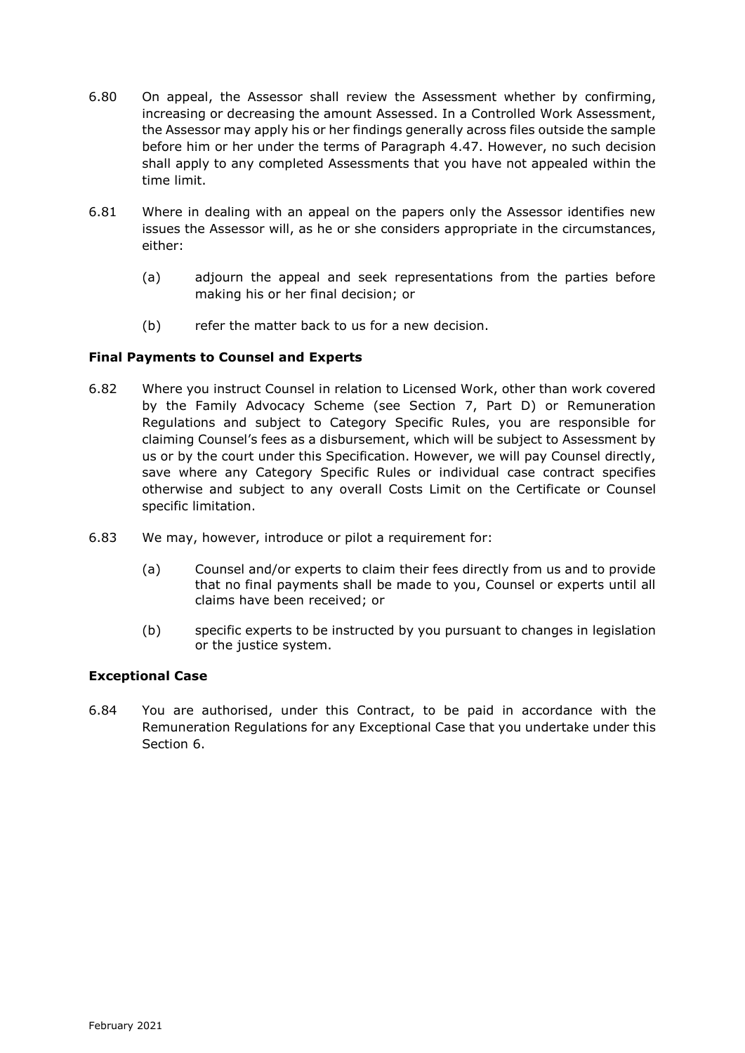6.80 On appeal, the Assessor shall review the Assessment whether by confirming, increasing or decreasing the amount Assessed. In a Controlled Work Assessment, the Assessor may apply his or her findings generally across files outside the sample before him or her under the terms of Paragraph 4.47. However, no such decision shall apply to any completed Assessments that you have not appealed within the time limit.

6.81 Where in dealing with an appeal on the papers only the Assessor identifies new issues the Assessor will, as he or she considers appropriate in the circumstances, either:

(a) adjourn the appeal and seek representations from the parties before making his or her final decision; or

(b) refer the matter back to us for a new decision.

**Final Payments to Counsel and Experts**

6.82 Where you instruct Counsel in relation to Licensed Work, other than work covered by the Family Advocacy Scheme (see Section 7, Part D) or Remuneration Regulations and subject to Category Specific Rules, you are responsible for claiming Counsel's fees as a disbursement, which will be subject to Assessment by us or by the court under this Specification. However, we will pay Counsel directly, save where any Category Specific Rules or individual case contract specifies otherwise and subject to any overall Costs Limit on the Certificate or Counsel specific limitation.

6.83 We may, however, introduce or pilot a requirement for:

(a) Counsel and/or experts to claim their fees directly from us and to provide that no final payments shall be made to you, Counsel or experts until all claims have been received; or

(b) specific experts to be instructed by you pursuant to changes in legislation or the justice system.

**Exceptional Case**

6.84 You are authorised, under this Contract, to be paid in accordance with the Remuneration Regulations for any Exceptional Case that you undertake under this Section 6.